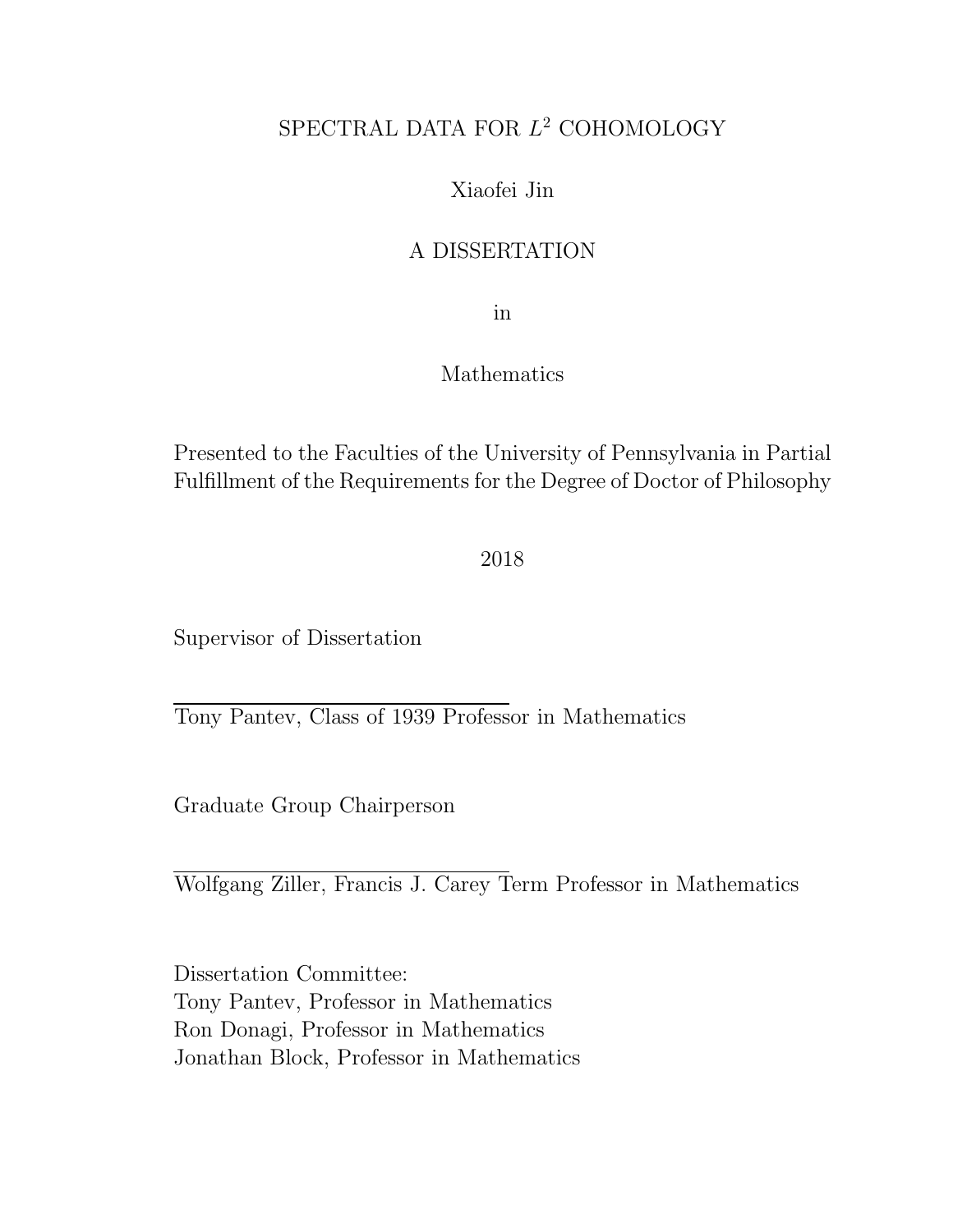# SPECTRAL DATA FOR $L^2$ COHOMOLOGY

Xiaofei Jin

A DISSERTATION

in

Mathematics

Presented to the Faculties of the University of Pennsylvania in Partial Fulfillment of the Requirements for the Degree of Doctor of Philosophy

2018

Supervisor of Dissertation

Tony Pantev, Class of 1939 Professor in Mathematics

Graduate Group Chairperson

Wolfgang Ziller, Francis J. Carey Term Professor in Mathematics

Dissertation Committee:
Tony Pantev, Professor in Mathematics
Ron Donagi, Professor in Mathematics
Jonathan Block, Professor in Mathematics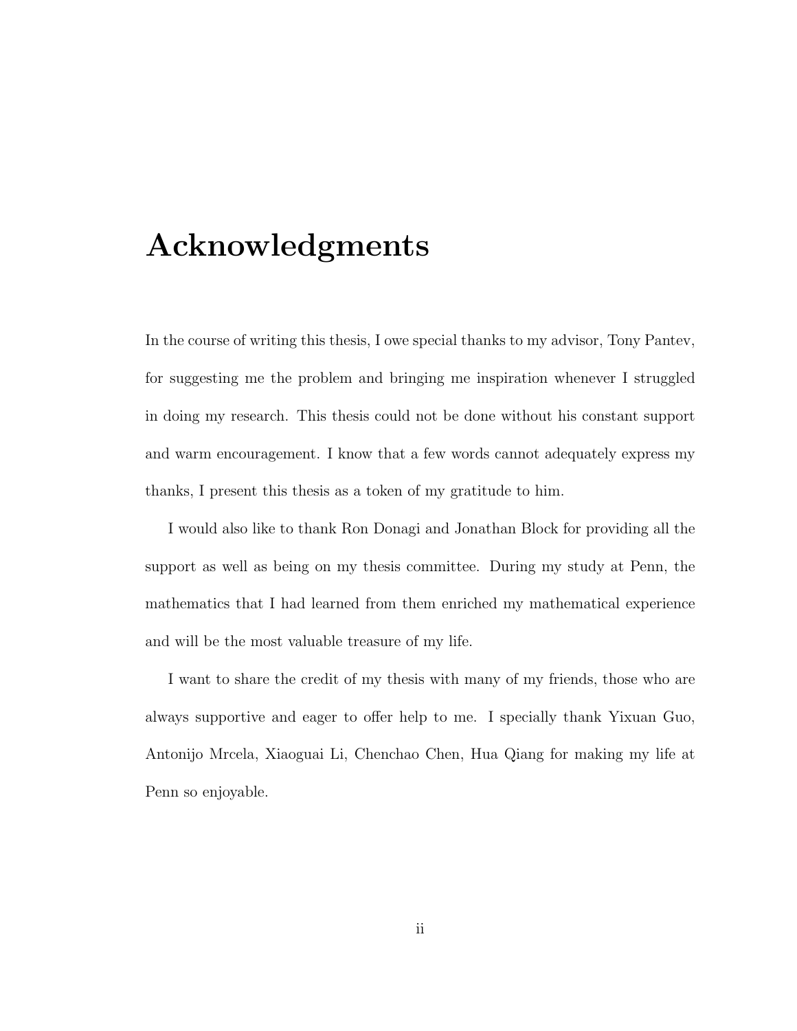# Acknowledgments

In the course of writing this thesis, I owe special thanks to my advisor, Tony Pantev, for suggesting me the problem and bringing me inspiration whenever I struggled in doing my research. This thesis could not be done without his constant support and warm encouragement. I know that a few words cannot adequately express my thanks, I present this thesis as a token of my gratitude to him.

I would also like to thank Ron Donagi and Jonathan Block for providing all the support as well as being on my thesis committee. During my study at Penn, the mathematics that I had learned from them enriched my mathematical experience and will be the most valuable treasure of my life.

I want to share the credit of my thesis with many of my friends, those who are always supportive and eager to offer help to me. I specially thank Yixuan Guo, Antonijo Mrcela, Xiaoguai Li, Chenchao Chen, Hua Qiang for making my life at Penn so enjoyable.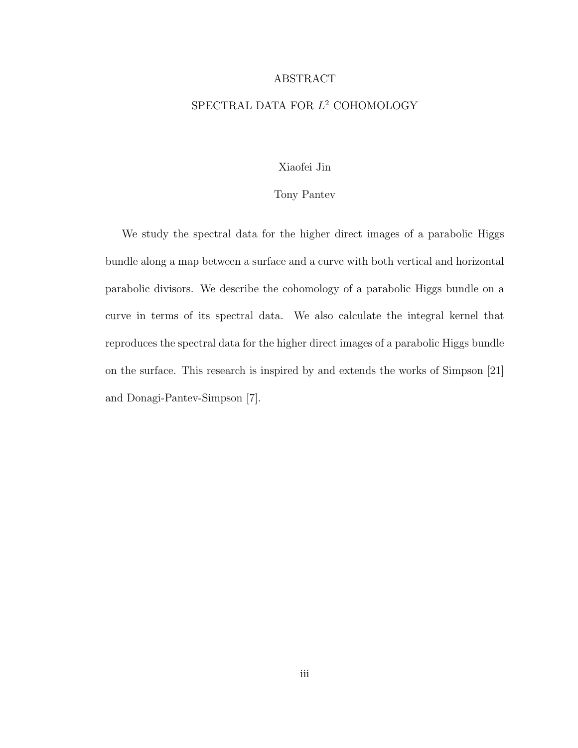# ABSTRACT

## SPECTRAL DATA FOR $L^2$ COHOMOLOGY

Xiaofei Jin

Tony Pantev

We study the spectral data for the higher direct images of a parabolic Higgs bundle along a map between a surface and a curve with both vertical and horizontal parabolic divisors. We describe the cohomology of a parabolic Higgs bundle on a curve in terms of its spectral data. We also calculate the integral kernel that reproduces the spectral data for the higher direct images of a parabolic Higgs bundle on the surface. This research is inspired by and extends the works of Simpson [21] and Donagi-Pantev-Simpson [7].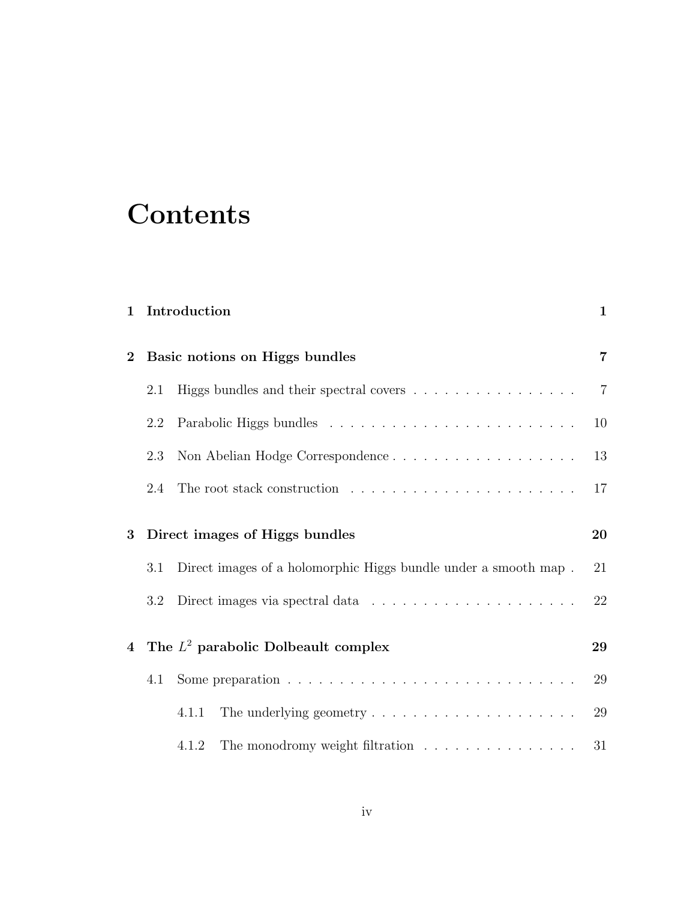# Contents

1 **Introduction** 1

2 **Basic notions on Higgs bundles** 7

- 2.1 Higgs bundles and their spectral covers 7
- 2.2 Parabolic Higgs bundles 10
- 2.3 Non Abelian Hodge Correspondence 13
- 2.4 The root stack construction 17

3 **Direct images of Higgs bundles** 20

- 3.1 Direct images of a holomorphic Higgs bundle under a smooth map 21
- 3.2 Direct images via spectral data 22

4 **The $L^2$ parabolic Dolbeault complex** 29

- 4.1 Some preparation 29
  - 4.1.1 The underlying geometry 29
  - 4.1.2 The monodromy weight filtration 31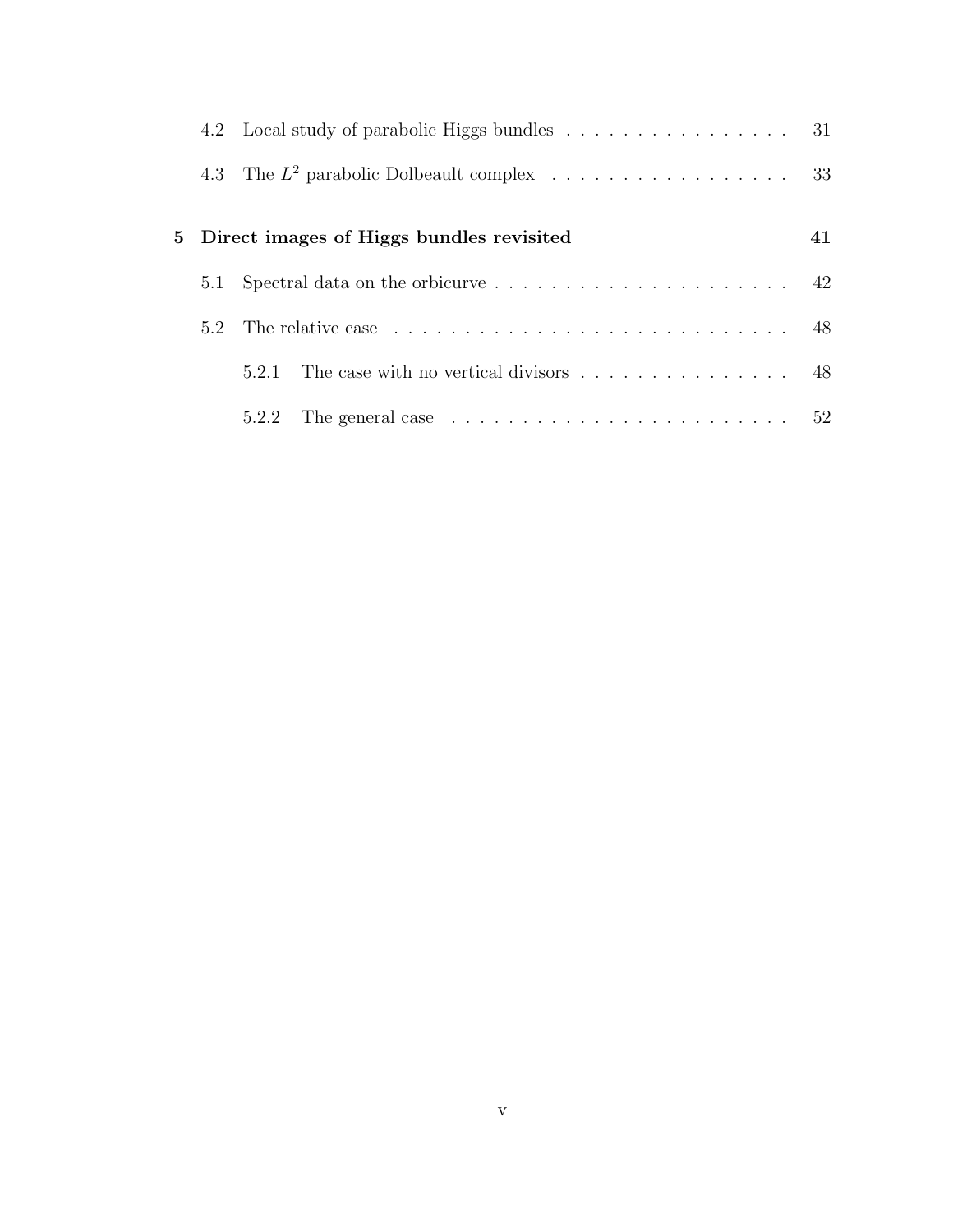- 4.2 Local study of parabolic Higgs bundles . . . . . . . . . . . . . . . . . 31
- 4.3 The $L^2$ parabolic Dolbeault complex . . . . . . . . . . . . . . . . . 33

**5 Direct images of Higgs bundles revisited** **41**

- 5.1 Spectral data on the orbicurve . . . . . . . . . . . . . . . . . . . . . 42
- 5.2 The relative case . . . . . . . . . . . . . . . . . . . . . . . . . . . . . 48
  - 5.2.1 The case with no vertical divisors . . . . . . . . . . . . . . . 48
  - 5.2.2 The general case . . . . . . . . . . . . . . . . . . . . . . . . 52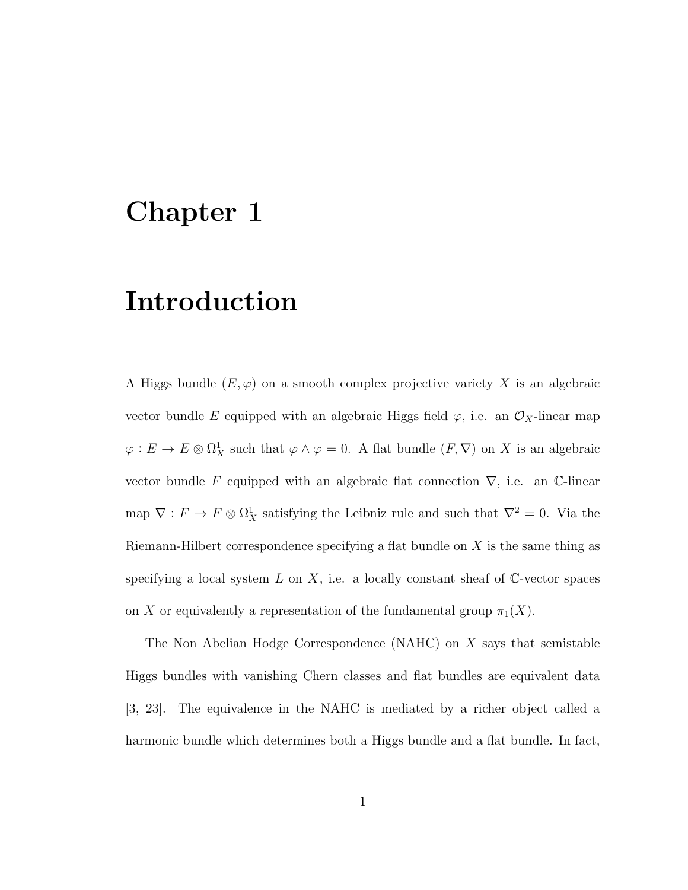# Chapter 1

# Introduction

A Higgs bundle $(E, \varphi)$ on a smooth complex projective variety $X$ is an algebraic vector bundle $E$ equipped with an algebraic Higgs field $\varphi$, i.e. an $\mathcal{O}_X$-linear map $\varphi : E \to E \otimes \Omega^1_X$ such that $\varphi \wedge \varphi = 0$. A flat bundle $(F, \nabla)$ on $X$ is an algebraic vector bundle $F$ equipped with an algebraic flat connection $\nabla$, i.e. an $\mathbb{C}$-linear map $\nabla : F \to F \otimes \Omega^1_X$ satisfying the Leibniz rule and such that $\nabla^2 = 0$. Via the Riemann-Hilbert correspondence specifying a flat bundle on $X$ is the same thing as specifying a local system $L$ on $X$, i.e. a locally constant sheaf of $\mathbb{C}$-vector spaces on $X$ or equivalently a representation of the fundamental group $\pi_1(X)$.

The Non Abelian Hodge Correspondence (NAHC) on $X$ says that semistable Higgs bundles with vanishing Chern classes and flat bundles are equivalent data [3, 23]. The equivalence in the NAHC is mediated by a richer object called a harmonic bundle which determines both a Higgs bundle and a flat bundle. In fact,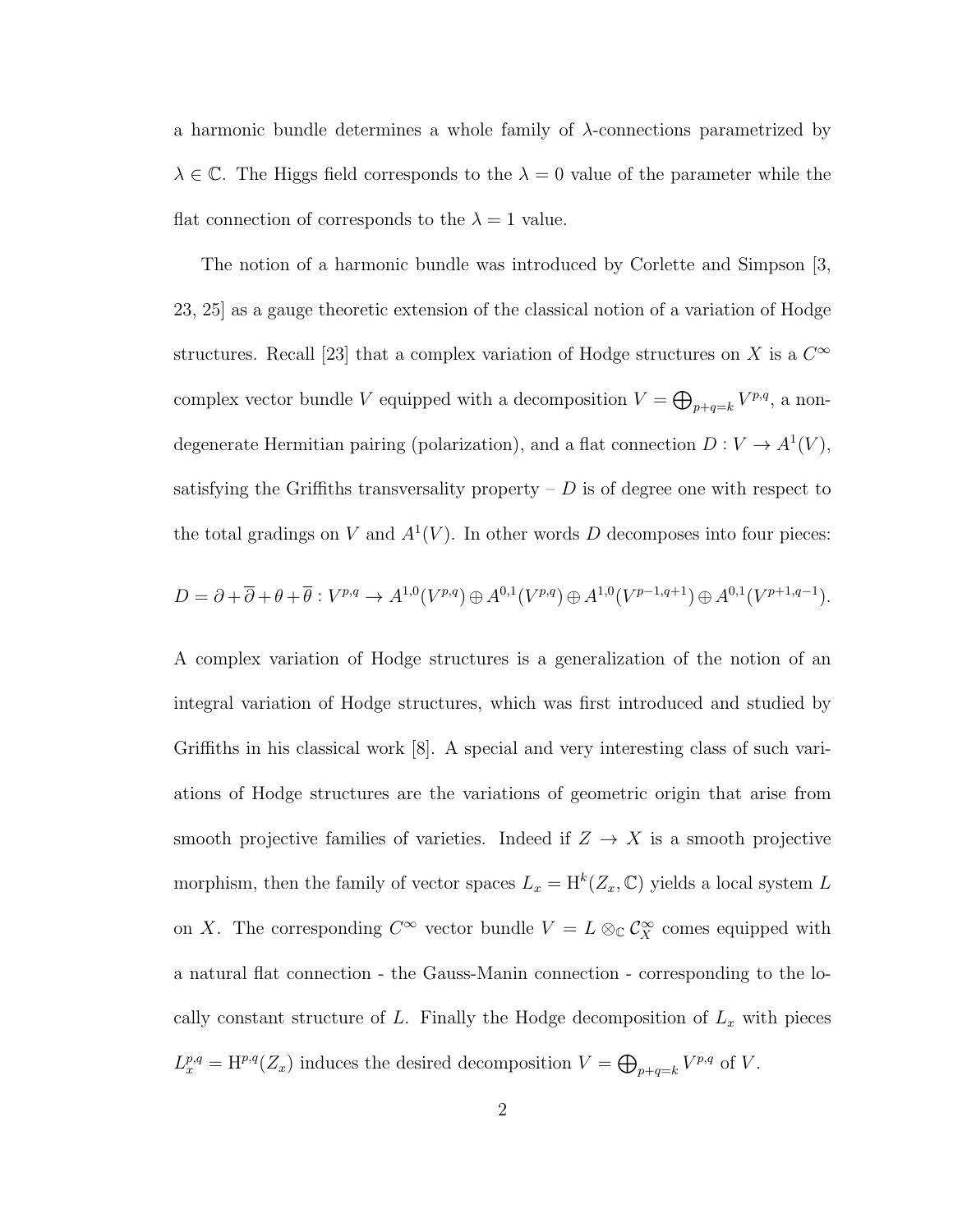a harmonic bundle determines a whole family of $\lambda$-connections parametrized by $\lambda \in \mathbb{C}$. The Higgs field corresponds to the $\lambda = 0$ value of the parameter while the flat connection of corresponds to the $\lambda = 1$ value.

The notion of a harmonic bundle was introduced by Corlette and Simpson [3, 23, 25] as a gauge theoretic extension of the classical notion of a variation of Hodge structures. Recall [23] that a complex variation of Hodge structures on $X$ is a $C^\infty$ complex vector bundle $V$ equipped with a decomposition $V = \bigoplus_{p+q=k} V^{p,q}$, a non-degenerate Hermitian pairing (polarization), and a flat connection $D : V \to A^1(V)$, satisfying the Griffiths transversality property – $D$ is of degree one with respect to the total gradings on $V$ and $A^1(V)$. In other words $D$ decomposes into four pieces:

$$D = \partial + \overline{\partial} + \theta + \overline{\theta} : V^{p,q} \to A^{1,0}(V^{p,q}) \oplus A^{0,1}(V^{p,q}) \oplus A^{1,0}(V^{p-1,q+1}) \oplus A^{0,1}(V^{p+1,q-1}).$$

A complex variation of Hodge structures is a generalization of the notion of an integral variation of Hodge structures, which was first introduced and studied by Griffiths in his classical work [8]. A special and very interesting class of such variations of Hodge structures are the variations of geometric origin that arise from smooth projective families of varieties. Indeed if $Z \to X$ is a smooth projective morphism, then the family of vector spaces $L_x = \mathrm{H}^k(Z_x, \mathbb{C})$ yields a local system $L$ on $X$. The corresponding $C^\infty$ vector bundle $V = L \otimes_{\mathbb{C}} \mathcal{C}^\infty_X$ comes equipped with a natural flat connection - the Gauss-Manin connection - corresponding to the locally constant structure of $L$. Finally the Hodge decomposition of $L_x$ with pieces $L_x^{p,q} = \mathrm{H}^{p,q}(Z_x)$ induces the desired decomposition $V = \bigoplus_{p+q=k} V^{p,q}$ of $V$.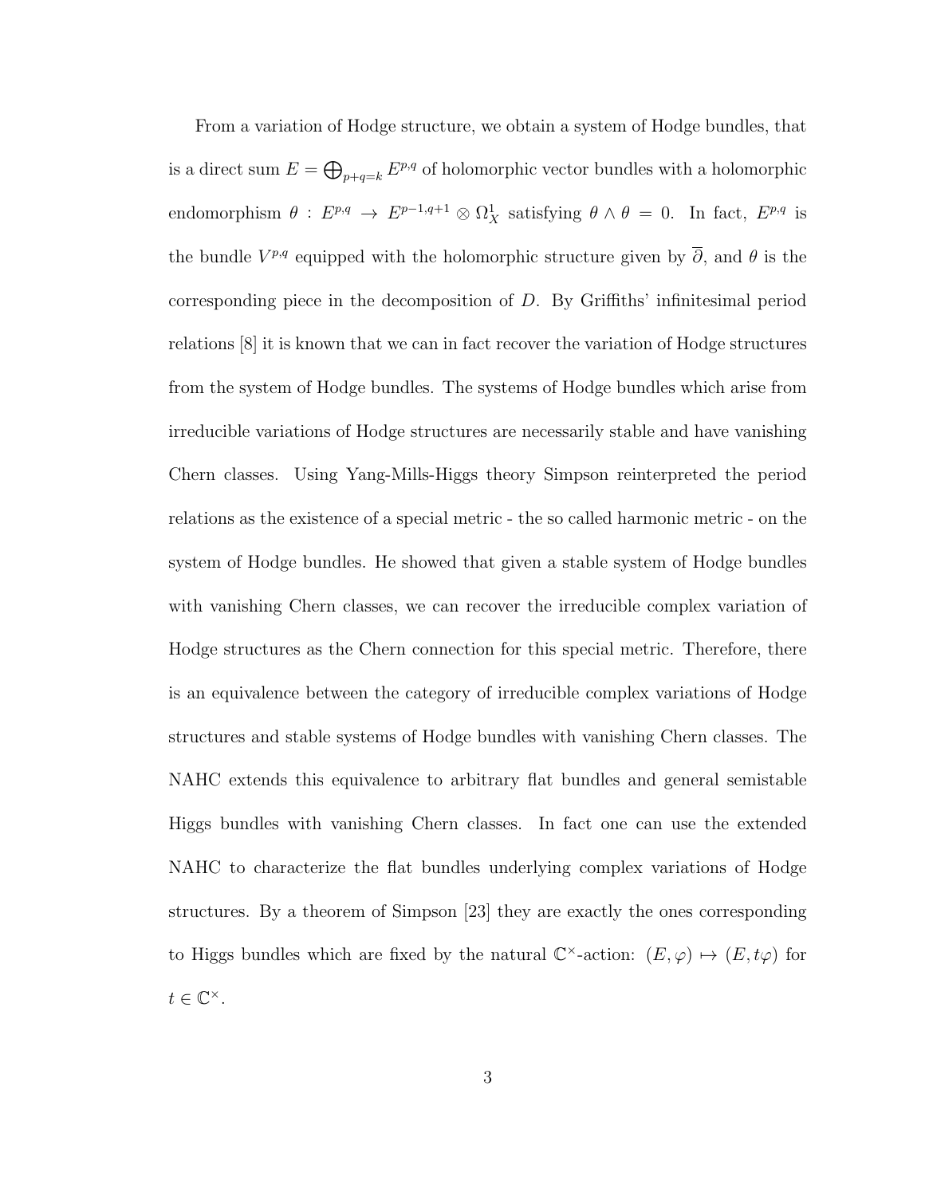From a variation of Hodge structure, we obtain a system of Hodge bundles, that is a direct sum $E = \bigoplus_{p+q=k} E^{p,q}$ of holomorphic vector bundles with a holomorphic endomorphism $\theta : E^{p,q} \to E^{p-1,q+1} \otimes \Omega^1_X$ satisfying $\theta \wedge \theta = 0$. In fact, $E^{p,q}$ is the bundle $V^{p,q}$ equipped with the holomorphic structure given by $\overline{\partial}$, and $\theta$ is the corresponding piece in the decomposition of $D$. By Griffiths' infinitesimal period relations [8] it is known that we can in fact recover the variation of Hodge structures from the system of Hodge bundles. The systems of Hodge bundles which arise from irreducible variations of Hodge structures are necessarily stable and have vanishing Chern classes. Using Yang-Mills-Higgs theory Simpson reinterpreted the period relations as the existence of a special metric - the so called harmonic metric - on the system of Hodge bundles. He showed that given a stable system of Hodge bundles with vanishing Chern classes, we can recover the irreducible complex variation of Hodge structures as the Chern connection for this special metric. Therefore, there is an equivalence between the category of irreducible complex variations of Hodge structures and stable systems of Hodge bundles with vanishing Chern classes. The NAHC extends this equivalence to arbitrary flat bundles and general semistable Higgs bundles with vanishing Chern classes. In fact one can use the extended NAHC to characterize the flat bundles underlying complex variations of Hodge structures. By a theorem of Simpson [23] they are exactly the ones corresponding to Higgs bundles which are fixed by the natural $\mathbb{C}^\times$-action: $(E, \varphi) \mapsto (E, t\varphi)$ for $t \in \mathbb{C}^\times$.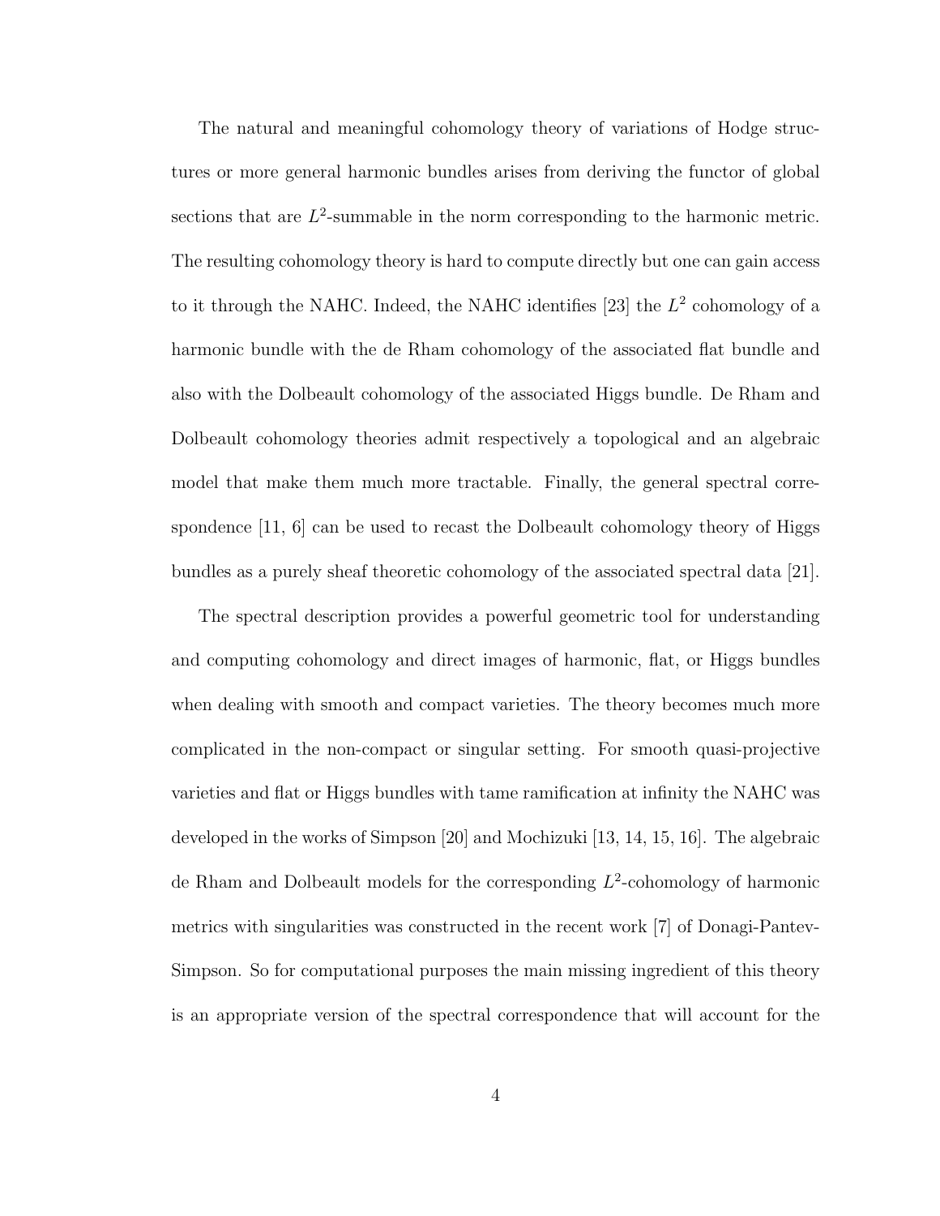The natural and meaningful cohomology theory of variations of Hodge structures or more general harmonic bundles arises from deriving the functor of global sections that are $L^2$-summable in the norm corresponding to the harmonic metric. The resulting cohomology theory is hard to compute directly but one can gain access to it through the NAHC. Indeed, the NAHC identifies [23] the $L^2$ cohomology of a harmonic bundle with the de Rham cohomology of the associated flat bundle and also with the Dolbeault cohomology of the associated Higgs bundle. De Rham and Dolbeault cohomology theories admit respectively a topological and an algebraic model that make them much more tractable. Finally, the general spectral correspondence [11, 6] can be used to recast the Dolbeault cohomology theory of Higgs bundles as a purely sheaf theoretic cohomology of the associated spectral data [21].

The spectral description provides a powerful geometric tool for understanding and computing cohomology and direct images of harmonic, flat, or Higgs bundles when dealing with smooth and compact varieties. The theory becomes much more complicated in the non-compact or singular setting. For smooth quasi-projective varieties and flat or Higgs bundles with tame ramification at infinity the NAHC was developed in the works of Simpson [20] and Mochizuki [13, 14, 15, 16]. The algebraic de Rham and Dolbeault models for the corresponding $L^2$-cohomology of harmonic metrics with singularities was constructed in the recent work [7] of Donagi-Pantev-Simpson. So for computational purposes the main missing ingredient of this theory is an appropriate version of the spectral correspondence that will account for the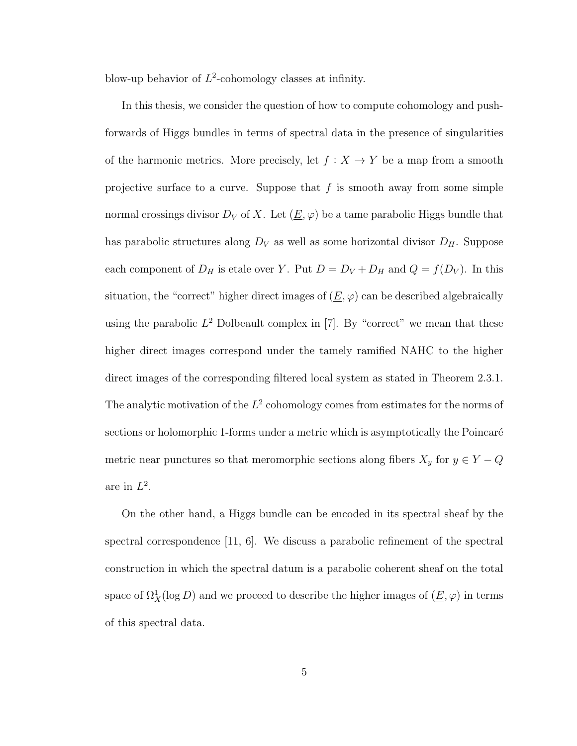blow-up behavior of $L^2$-cohomology classes at infinity.

In this thesis, we consider the question of how to compute cohomology and push-forwards of Higgs bundles in terms of spectral data in the presence of singularities of the harmonic metrics. More precisely, let $f : X \to Y$ be a map from a smooth projective surface to a curve. Suppose that $f$ is smooth away from some simple normal crossings divisor $D_V$ of $X$. Let $(\underline{E}, \varphi)$ be a tame parabolic Higgs bundle that has parabolic structures along $D_V$ as well as some horizontal divisor $D_H$. Suppose each component of $D_H$ is etale over $Y$. Put $D = D_V + D_H$ and $Q = f(D_V)$. In this situation, the "correct" higher direct images of $(\underline{E}, \varphi)$ can be described algebraically using the parabolic $L^2$ Dolbeault complex in [7]. By "correct" we mean that these higher direct images correspond under the tamely ramified NAHC to the higher direct images of the corresponding filtered local system as stated in Theorem 2.3.1. The analytic motivation of the $L^2$ cohomology comes from estimates for the norms of sections or holomorphic 1-forms under a metric which is asymptotically the Poincaré metric near punctures so that meromorphic sections along fibers $X_y$ for $y \in Y - Q$ are in $L^2$.

On the other hand, a Higgs bundle can be encoded in its spectral sheaf by the spectral correspondence [11, 6]. We discuss a parabolic refinement of the spectral construction in which the spectral datum is a parabolic coherent sheaf on the total space of $\Omega^1_X(\log D)$ and we proceed to describe the higher images of $(\underline{E}, \varphi)$ in terms of this spectral data.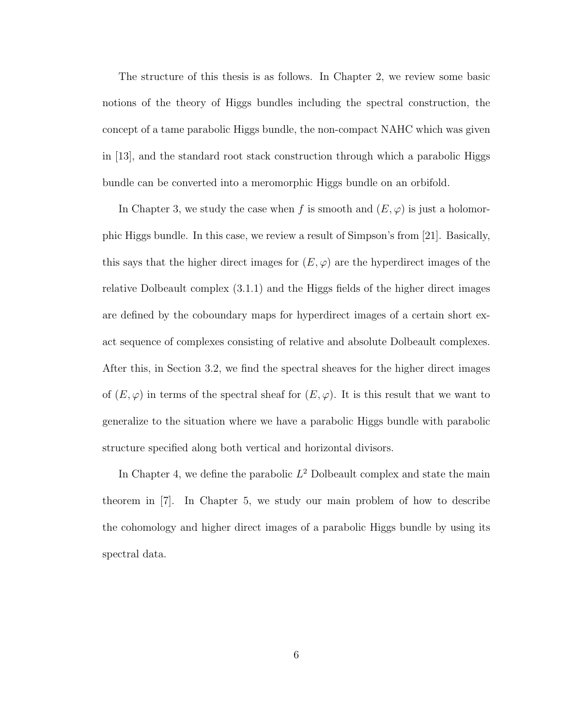The structure of this thesis is as follows. In Chapter 2, we review some basic notions of the theory of Higgs bundles including the spectral construction, the concept of a tame parabolic Higgs bundle, the non-compact NAHC which was given in [13], and the standard root stack construction through which a parabolic Higgs bundle can be converted into a meromorphic Higgs bundle on an orbifold.

In Chapter 3, we study the case when $f$ is smooth and $(E, \varphi)$ is just a holomorphic Higgs bundle. In this case, we review a result of Simpson's from [21]. Basically, this says that the higher direct images for $(E, \varphi)$ are the hyperdirect images of the relative Dolbeault complex (3.1.1) and the Higgs fields of the higher direct images are defined by the coboundary maps for hyperdirect images of a certain short exact sequence of complexes consisting of relative and absolute Dolbeault complexes. After this, in Section 3.2, we find the spectral sheaves for the higher direct images of $(E, \varphi)$ in terms of the spectral sheaf for $(E, \varphi)$. It is this result that we want to generalize to the situation where we have a parabolic Higgs bundle with parabolic structure specified along both vertical and horizontal divisors.

In Chapter 4, we define the parabolic $L^2$ Dolbeault complex and state the main theorem in [7]. In Chapter 5, we study our main problem of how to describe the cohomology and higher direct images of a parabolic Higgs bundle by using its spectral data.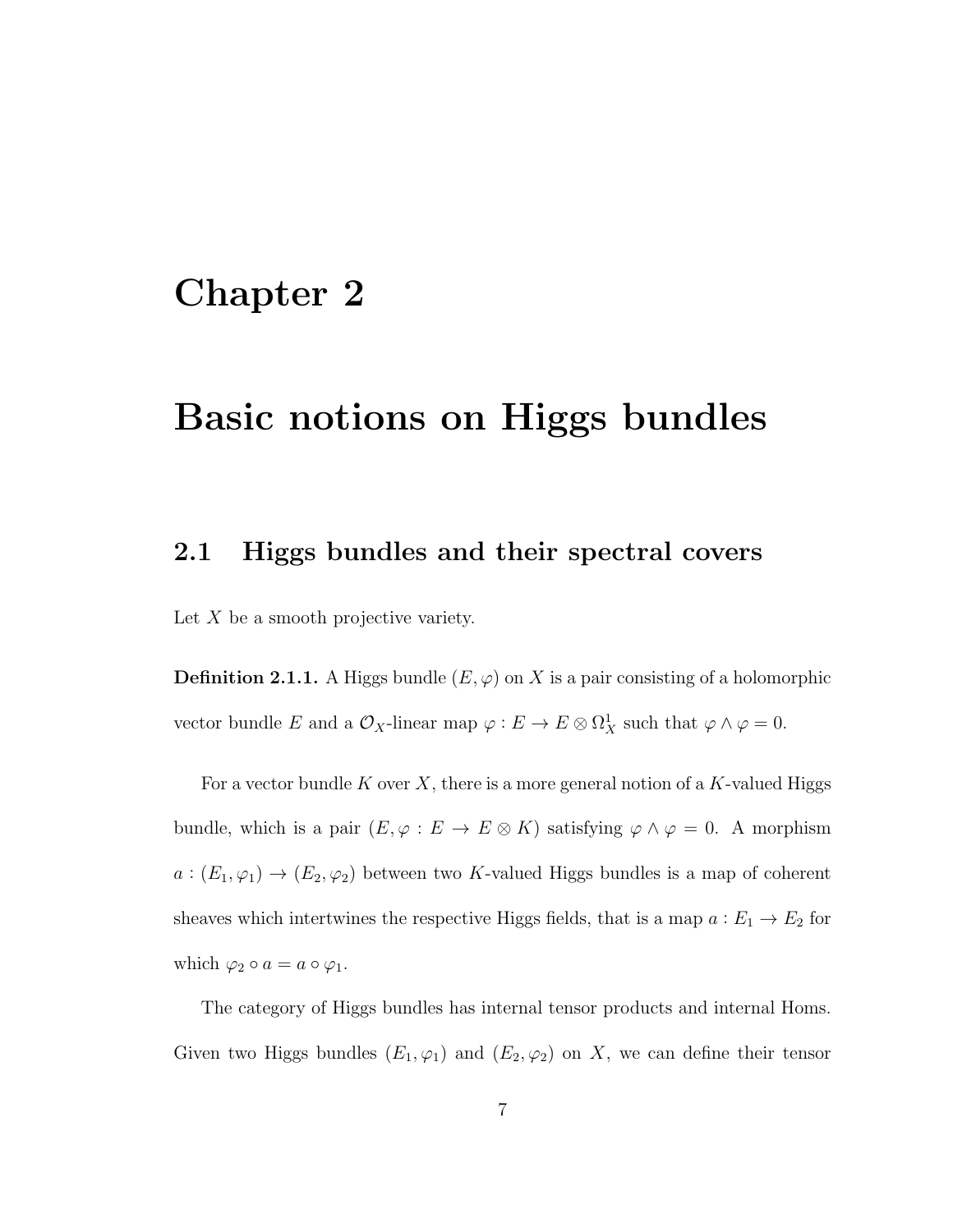# Chapter 2

# Basic notions on Higgs bundles

## 2.1 Higgs bundles and their spectral covers

Let $X$ be a smooth projective variety.

**Definition 2.1.1.** A Higgs bundle $(E, \varphi)$ on $X$ is a pair consisting of a holomorphic vector bundle $E$ and a $\mathcal{O}_X$-linear map $\varphi : E \to E \otimes \Omega^1_X$ such that $\varphi \wedge \varphi = 0$.

For a vector bundle $K$ over $X$, there is a more general notion of a $K$-valued Higgs bundle, which is a pair $(E, \varphi : E \to E \otimes K)$ satisfying $\varphi \wedge \varphi = 0$. A morphism $a : (E_1, \varphi_1) \to (E_2, \varphi_2)$ between two $K$-valued Higgs bundles is a map of coherent sheaves which intertwines the respective Higgs fields, that is a map $a : E_1 \to E_2$ for which $\varphi_2 \circ a = a \circ \varphi_1$.

The category of Higgs bundles has internal tensor products and internal Homs. Given two Higgs bundles $(E_1, \varphi_1)$ and $(E_2, \varphi_2)$ on $X$, we can define their tensor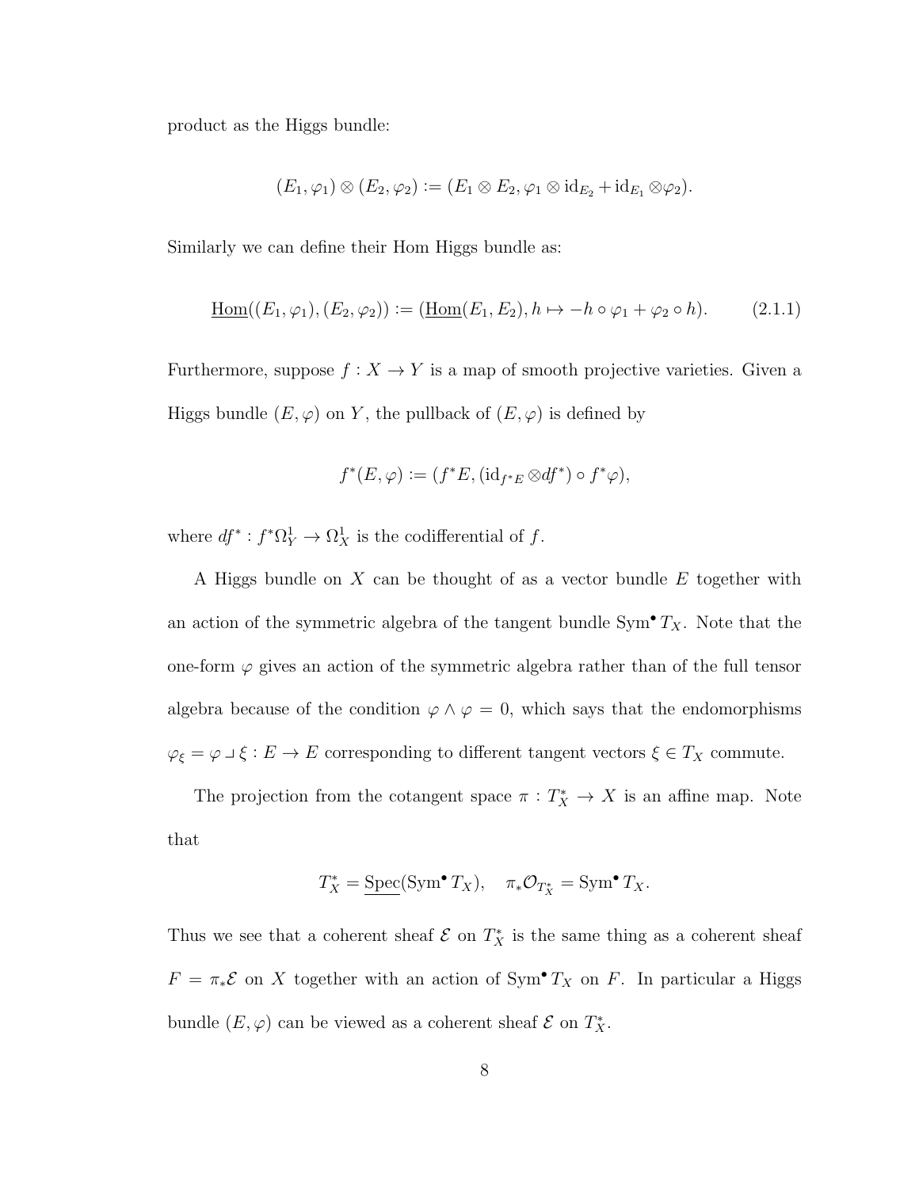product as the Higgs bundle:

$$(E_1, \varphi_1) \otimes (E_2, \varphi_2) := (E_1 \otimes E_2, \varphi_1 \otimes \mathrm{id}_{E_2} + \mathrm{id}_{E_1} \otimes \varphi_2).$$

Similarly we can define their Hom Higgs bundle as:

$$\underline{\mathrm{Hom}}((E_1, \varphi_1), (E_2, \varphi_2)) := (\underline{\mathrm{Hom}}(E_1, E_2), h \mapsto -h \circ \varphi_1 + \varphi_2 \circ h). \tag{2.1.1}$$

Furthermore, suppose $f : X \to Y$ is a map of smooth projective varieties. Given a Higgs bundle $(E, \varphi)$ on $Y$, the pullback of $(E, \varphi)$ is defined by

$$f^*(E, \varphi) := (f^*E, (\mathrm{id}_{f^*E} \otimes df^*) \circ f^*\varphi),$$

where $df^* : f^*\Omega^1_Y \to \Omega^1_X$ is the codifferential of $f$.

A Higgs bundle on $X$ can be thought of as a vector bundle $E$ together with an action of the symmetric algebra of the tangent bundle $\mathrm{Sym}^\bullet T_X$. Note that the one-form $\varphi$ gives an action of the symmetric algebra rather than of the full tensor algebra because of the condition $\varphi \wedge \varphi = 0$, which says that the endomorphisms $\varphi_\xi = \varphi \lrcorner \xi : E \to E$ corresponding to different tangent vectors $\xi \in T_X$ commute.

The projection from the cotangent space $\pi : T^*_X \to X$ is an affine map. Note that

$$T^*_X = \underline{\mathrm{Spec}}(\mathrm{Sym}^\bullet T_X), \quad \pi_*\mathcal{O}_{T^*_X} = \mathrm{Sym}^\bullet T_X.$$

Thus we see that a coherent sheaf $\mathcal{E}$ on $T^*_X$ is the same thing as a coherent sheaf $F = \pi_*\mathcal{E}$ on $X$ together with an action of $\mathrm{Sym}^\bullet T_X$ on $F$. In particular a Higgs bundle $(E, \varphi)$ can be viewed as a coherent sheaf $\mathcal{E}$ on $T^*_X$.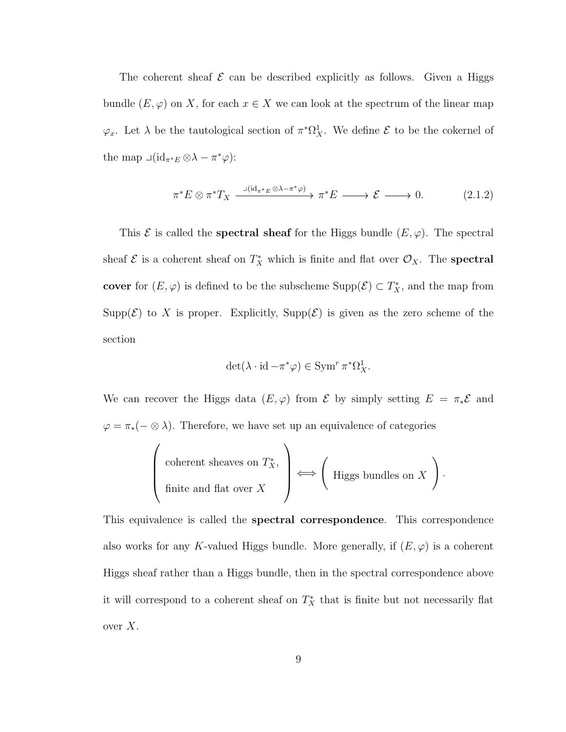The coherent sheaf $\mathcal{E}$ can be described explicitly as follows. Given a Higgs bundle $(E, \varphi)$ on $X$, for each $x \in X$ we can look at the spectrum of the linear map $\varphi_x$. Let $\lambda$ be the tautological section of $\pi^*\Omega^1_X$. We define $\mathcal{E}$ to be the cokernel of the map $\lrcorner(\mathrm{id}_{\pi^*E} \otimes \lambda - \pi^*\varphi)$:

$$\pi^*E \otimes \pi^*T_X \xrightarrow{\lrcorner(\mathrm{id}_{\pi^*E} \otimes \lambda - \pi^*\varphi)} \pi^*E \longrightarrow \mathcal{E} \longrightarrow 0. \tag{2.1.2}$$

This $\mathcal{E}$ is called the **spectral sheaf** for the Higgs bundle $(E, \varphi)$. The spectral sheaf $\mathcal{E}$ is a coherent sheaf on $T^*_X$ which is finite and flat over $\mathcal{O}_X$. The **spectral cover** for $(E, \varphi)$ is defined to be the subscheme $\mathrm{Supp}(\mathcal{E}) \subset T^*_X$, and the map from $\mathrm{Supp}(\mathcal{E})$ to $X$ is proper. Explicitly, $\mathrm{Supp}(\mathcal{E})$ is given as the zero scheme of the section

$$\det(\lambda \cdot \mathrm{id} - \pi^*\varphi) \in \mathrm{Sym}^r \, \pi^*\Omega^1_X.$$

We can recover the Higgs data $(E, \varphi)$ from $\mathcal{E}$ by simply setting $E = \pi_*\mathcal{E}$ and $\varphi = \pi_*(- \otimes \lambda)$. Therefore, we have set up an equivalence of categories

$$\left( \begin{array}{l} \text{coherent sheaves on } T^*_X, \\ \text{finite and flat over } X \end{array} \right) \Longleftrightarrow \left( \text{ Higgs bundles on } X \right).$$

This equivalence is called the **spectral correspondence**. This correspondence also works for any $K$-valued Higgs bundle. More generally, if $(E, \varphi)$ is a coherent Higgs sheaf rather than a Higgs bundle, then in the spectral correspondence above it will correspond to a coherent sheaf on $T^*_X$ that is finite but not necessarily flat over $X$.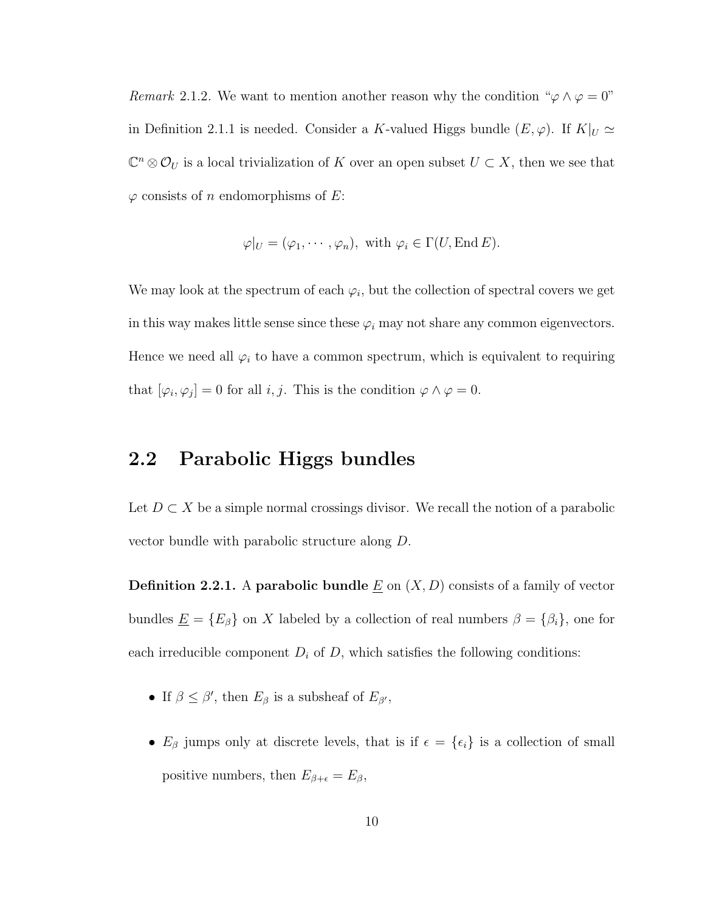*Remark* 2.1.2. We want to mention another reason why the condition "$\varphi \wedge \varphi = 0$" in Definition 2.1.1 is needed. Consider a $K$-valued Higgs bundle $(E, \varphi)$. If $K|_U \simeq \mathbb{C}^n \otimes \mathcal{O}_U$ is a local trivialization of $K$ over an open subset $U \subset X$, then we see that $\varphi$ consists of $n$ endomorphisms of $E$:

$$\varphi|_U = (\varphi_1, \cdots, \varphi_n), \text{ with } \varphi_i \in \Gamma(U, \operatorname{End} E).$$

We may look at the spectrum of each $\varphi_i$, but the collection of spectral covers we get in this way makes little sense since these $\varphi_i$ may not share any common eigenvectors. Hence we need all $\varphi_i$ to have a common spectrum, which is equivalent to requiring that $[\varphi_i, \varphi_j] = 0$ for all $i, j$. This is the condition $\varphi \wedge \varphi = 0$.

## 2.2 Parabolic Higgs bundles

Let $D \subset X$ be a simple normal crossings divisor. We recall the notion of a parabolic vector bundle with parabolic structure along $D$.

**Definition 2.2.1.** A **parabolic bundle** $\underline{E}$ on $(X, D)$ consists of a family of vector bundles $\underline{E} = \{E_\beta\}$ on $X$ labeled by a collection of real numbers $\beta = \{\beta_i\}$, one for each irreducible component $D_i$ of $D$, which satisfies the following conditions:

- If $\beta \leq \beta'$, then $E_\beta$ is a subsheaf of $E_{\beta'}$,
- $E_\beta$ jumps only at discrete levels, that is if $\epsilon = \{\epsilon_i\}$ is a collection of small positive numbers, then $E_{\beta+\epsilon} = E_\beta$,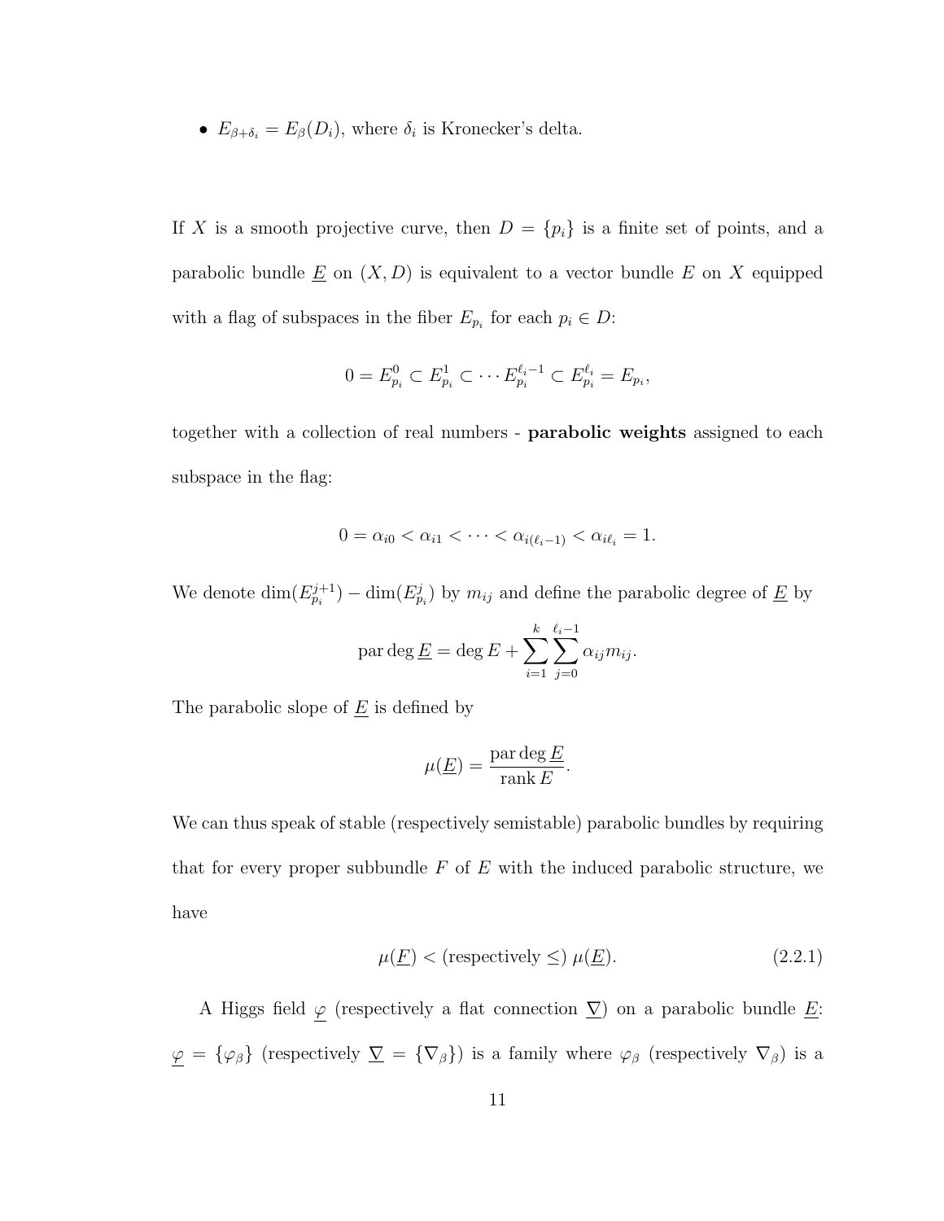- $E_{\beta+\delta_i} = E_\beta(D_i)$, where $\delta_i$ is Kronecker's delta.

If $X$ is a smooth projective curve, then $D = \{p_i\}$ is a finite set of points, and a parabolic bundle $\underline{E}$ on $(X, D)$ is equivalent to a vector bundle $E$ on $X$ equipped with a flag of subspaces in the fiber $E_{p_i}$ for each $p_i \in D$:

$$0 = E^0_{p_i} \subset E^1_{p_i} \subset \cdots E^{\ell_i - 1}_{p_i} \subset E^{\ell_i}_{p_i} = E_{p_i},$$

together with a collection of real numbers - **parabolic weights** assigned to each subspace in the flag:

$$0 = \alpha_{i0} < \alpha_{i1} < \cdots < \alpha_{i(\ell_i - 1)} < \alpha_{i\ell_i} = 1.$$

We denote $\dim(E^{j+1}_{p_i}) - \dim(E^j_{p_i})$ by $m_{ij}$ and define the parabolic degree of $\underline{E}$ by

$$\operatorname{par}\deg \underline{E} = \deg E + \sum_{i=1}^{k} \sum_{j=0}^{\ell_i - 1} \alpha_{ij} m_{ij}.$$

The parabolic slope of $\underline{E}$ is defined by

$$\mu(\underline{E}) = \frac{\operatorname{par}\deg \underline{E}}{\operatorname{rank} E}.$$

We can thus speak of stable (respectively semistable) parabolic bundles by requiring that for every proper subbundle $F$ of $E$ with the induced parabolic structure, we have

$$\mu(\underline{F}) < \text{(respectively} \leq\text{)}\ \mu(\underline{E}). \tag{2.2.1}$$

A Higgs field $\underline{\varphi}$ (respectively a flat connection $\underline{\nabla}$) on a parabolic bundle $\underline{E}$: $\underline{\varphi} = \{\varphi_\beta\}$ (respectively $\underline{\nabla} = \{\nabla_\beta\}$) is a family where $\varphi_\beta$ (respectively $\nabla_\beta$) is a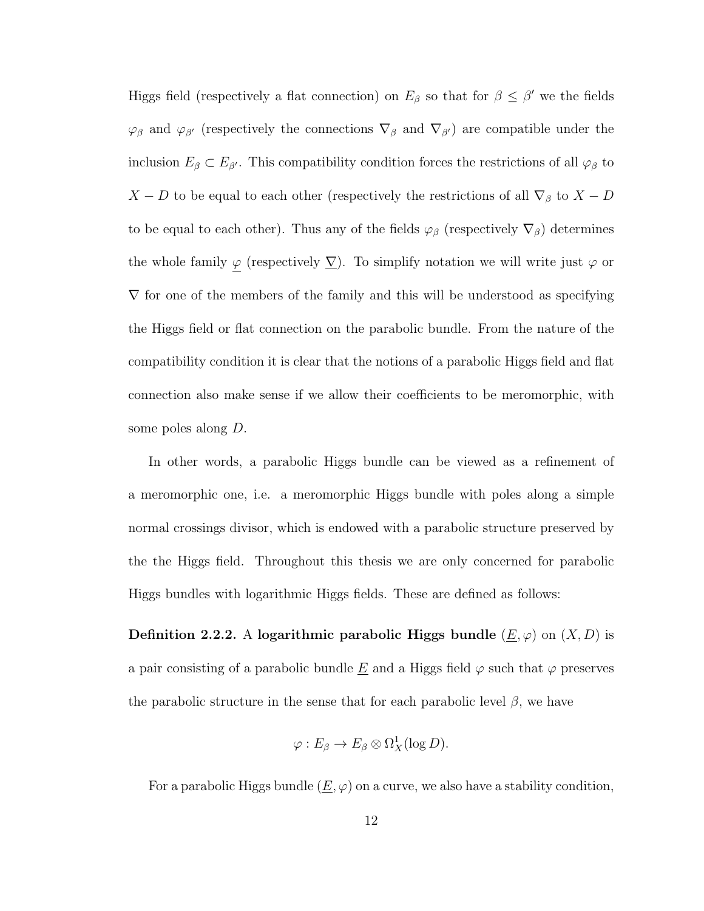Higgs field (respectively a flat connection) on $E_\beta$ so that for $\beta \leq \beta'$ we the fields $\varphi_\beta$ and $\varphi_{\beta'}$ (respectively the connections $\nabla_\beta$ and $\nabla_{\beta'}$) are compatible under the inclusion $E_\beta \subset E_{\beta'}$. This compatibility condition forces the restrictions of all $\varphi_\beta$ to $X - D$ to be equal to each other (respectively the restrictions of all $\nabla_\beta$ to $X - D$ to be equal to each other). Thus any of the fields $\varphi_\beta$ (respectively $\nabla_\beta$) determines the whole family $\underline{\varphi}$ (respectively $\underline{\nabla}$). To simplify notation we will write just $\varphi$ or $\nabla$ for one of the members of the family and this will be understood as specifying the Higgs field or flat connection on the parabolic bundle. From the nature of the compatibility condition it is clear that the notions of a parabolic Higgs field and flat connection also make sense if we allow their coefficients to be meromorphic, with some poles along $D$.

In other words, a parabolic Higgs bundle can be viewed as a refinement of a meromorphic one, i.e. a meromorphic Higgs bundle with poles along a simple normal crossings divisor, which is endowed with a parabolic structure preserved by the the Higgs field. Throughout this thesis we are only concerned for parabolic Higgs bundles with logarithmic Higgs fields. These are defined as follows:

**Definition 2.2.2.** A **logarithmic parabolic Higgs bundle** $(\underline{E}, \varphi)$ on $(X, D)$ is a pair consisting of a parabolic bundle $\underline{E}$ and a Higgs field $\varphi$ such that $\varphi$ preserves the parabolic structure in the sense that for each parabolic level $\beta$, we have

$$\varphi : E_\beta \to E_\beta \otimes \Omega^1_X(\log D).$$

For a parabolic Higgs bundle $(\underline{E}, \varphi)$ on a curve, we also have a stability condition,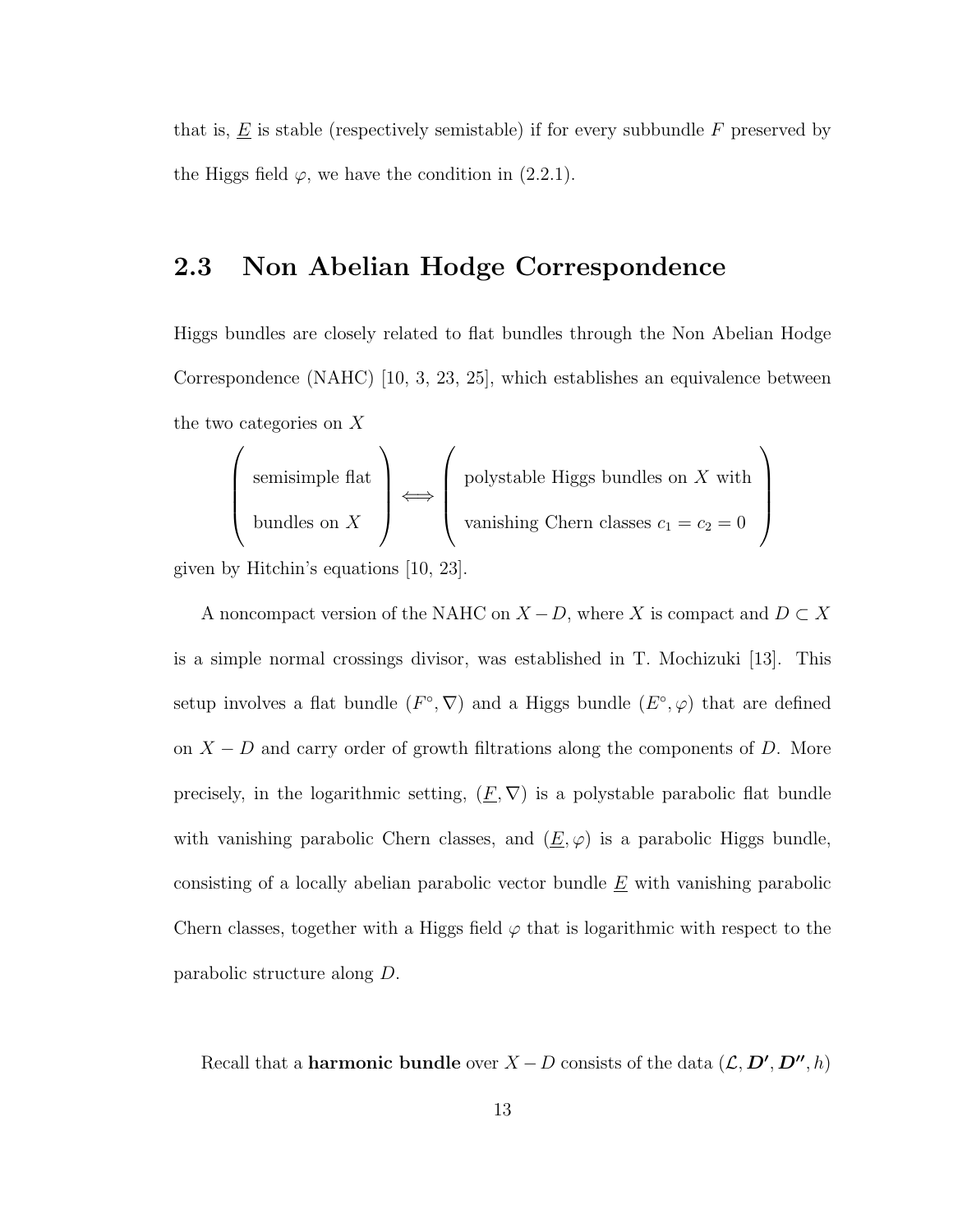that is, $\underline{E}$ is stable (respectively semistable) if for every subbundle $F$ preserved by the Higgs field $\varphi$, we have the condition in (2.2.1).

## 2.3 Non Abelian Hodge Correspondence

Higgs bundles are closely related to flat bundles through the Non Abelian Hodge Correspondence (NAHC) [10, 3, 23, 25], which establishes an equivalence between the two categories on $X$

$$\begin{pmatrix} \text{semisimple flat} \\ \text{bundles on } X \end{pmatrix} \Longleftrightarrow \begin{pmatrix} \text{polystable Higgs bundles on } X \text{ with} \\ \text{vanishing Chern classes } c_1 = c_2 = 0 \end{pmatrix}$$

given by Hitchin's equations [10, 23].

A noncompact version of the NAHC on $X - D$, where $X$ is compact and $D \subset X$ is a simple normal crossings divisor, was established in T. Mochizuki [13]. This setup involves a flat bundle $(F^\circ, \nabla)$ and a Higgs bundle $(E^\circ, \varphi)$ that are defined on $X - D$ and carry order of growth filtrations along the components of $D$. More precisely, in the logarithmic setting, $(\underline{F}, \nabla)$ is a polystable parabolic flat bundle with vanishing parabolic Chern classes, and $(\underline{E}, \varphi)$ is a parabolic Higgs bundle, consisting of a locally abelian parabolic vector bundle $\underline{E}$ with vanishing parabolic Chern classes, together with a Higgs field $\varphi$ that is logarithmic with respect to the parabolic structure along $D$.

Recall that a **harmonic bundle** over $X - D$ consists of the data $(\mathcal{L}, \boldsymbol{D'}, \boldsymbol{D''}, h)$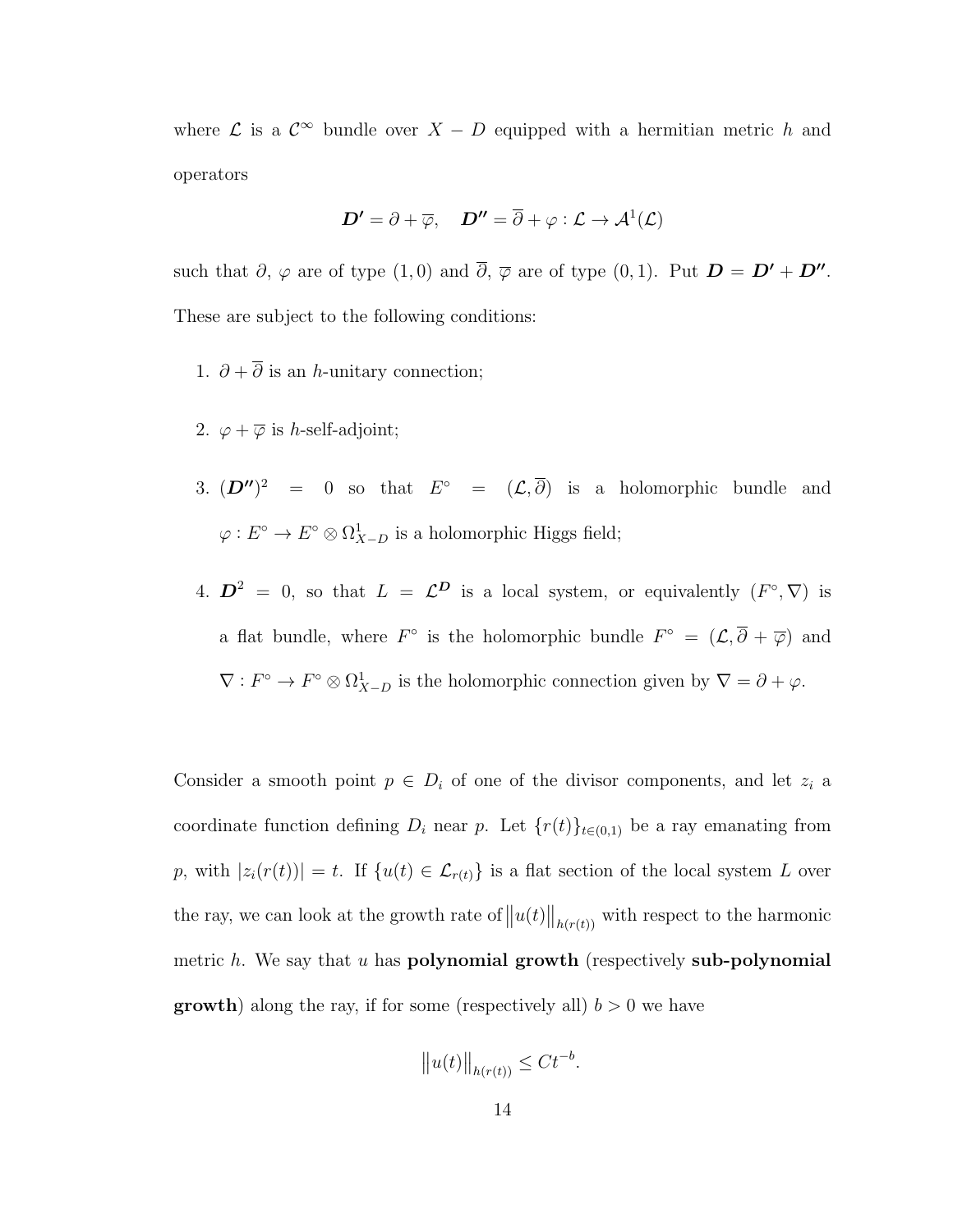where $\mathcal{L}$ is a $\mathcal{C}^\infty$ bundle over $X - D$ equipped with a hermitian metric $h$ and operators

$$\boldsymbol{D'} = \partial + \overline{\varphi}, \quad \boldsymbol{D''} = \overline{\partial} + \varphi : \mathcal{L} \to \mathcal{A}^1(\mathcal{L})$$

such that $\partial$, $\varphi$ are of type $(1,0)$ and $\overline{\partial}$, $\overline{\varphi}$ are of type $(0,1)$. Put $\boldsymbol{D} = \boldsymbol{D'} + \boldsymbol{D''}$. These are subject to the following conditions:

1. $\partial + \overline{\partial}$ is an $h$-unitary connection;
2. $\varphi + \overline{\varphi}$ is $h$-self-adjoint;
3. $(\boldsymbol{D''})^2 = 0$ so that $E^\circ = (\mathcal{L}, \overline{\partial})$ is a holomorphic bundle and $\varphi : E^\circ \to E^\circ \otimes \Omega^1_{X-D}$ is a holomorphic Higgs field;
4. $\boldsymbol{D}^2 = 0$, so that $L = \mathcal{L}^{\boldsymbol{D}}$ is a local system, or equivalently $(F^\circ, \nabla)$ is a flat bundle, where $F^\circ$ is the holomorphic bundle $F^\circ = (\mathcal{L}, \overline{\partial} + \overline{\varphi})$ and $\nabla : F^\circ \to F^\circ \otimes \Omega^1_{X-D}$ is the holomorphic connection given by $\nabla = \partial + \varphi$.

Consider a smooth point $p \in D_i$ of one of the divisor components, and let $z_i$ a coordinate function defining $D_i$ near $p$. Let $\{r(t)\}_{t \in (0,1)}$ be a ray emanating from $p$, with $|z_i(r(t))| = t$. If $\{u(t) \in \mathcal{L}_{r(t)}\}$ is a flat section of the local system $L$ over the ray, we can look at the growth rate of $\left\| u(t) \right\|_{h(r(t))}$ with respect to the harmonic metric $h$. We say that $u$ has **polynomial growth** (respectively **sub-polynomial growth**) along the ray, if for some (respectively all) $b > 0$ we have

$$\left\| u(t) \right\|_{h(r(t))} \leq C t^{-b}.$$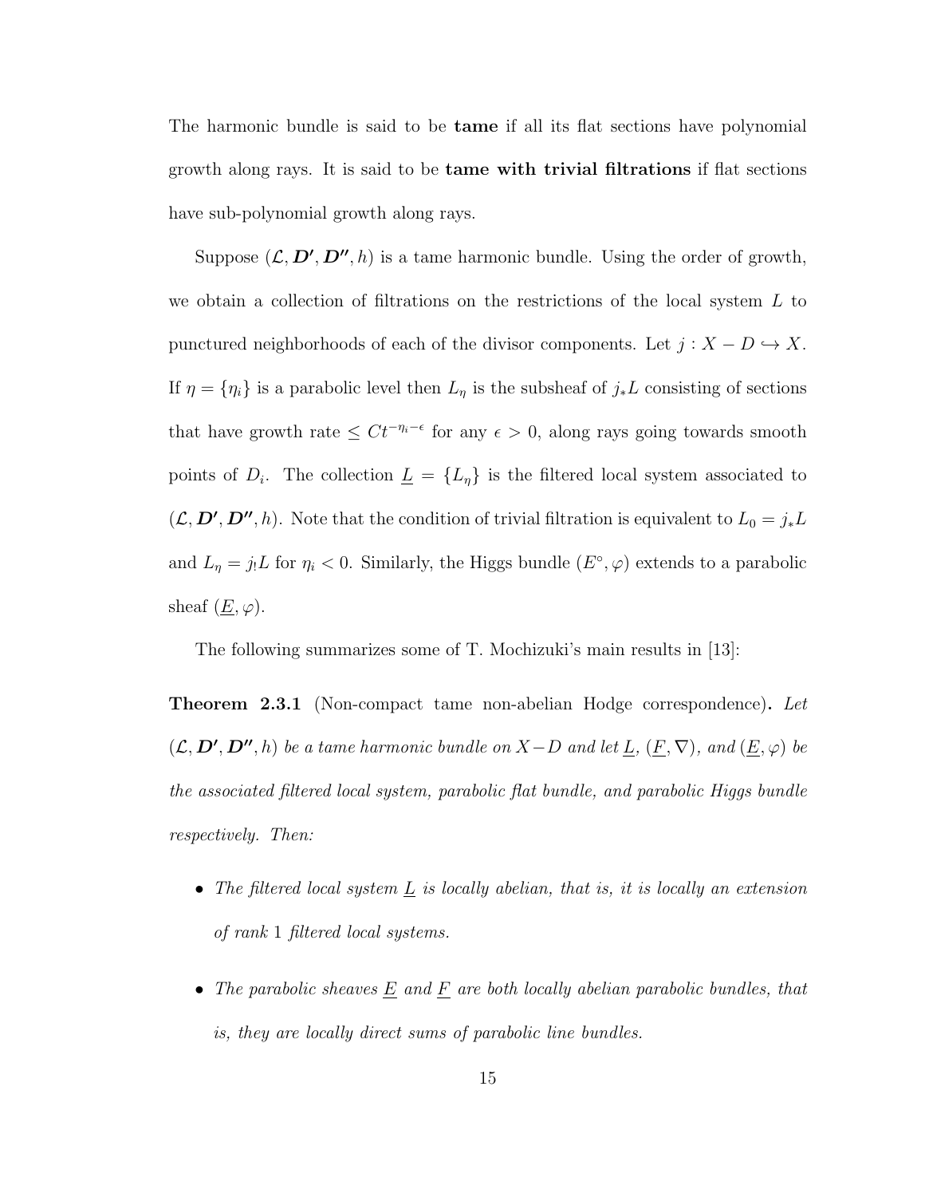The harmonic bundle is said to be **tame** if all its flat sections have polynomial growth along rays. It is said to be **tame with trivial filtrations** if flat sections have sub-polynomial growth along rays.

Suppose $(\mathcal{L}, \boldsymbol{D'}, \boldsymbol{D''}, h)$ is a tame harmonic bundle. Using the order of growth, we obtain a collection of filtrations on the restrictions of the local system $L$ to punctured neighborhoods of each of the divisor components. Let $j : X - D \hookrightarrow X$. If $\eta = \{\eta_i\}$ is a parabolic level then $L_\eta$ is the subsheaf of $j_*L$ consisting of sections that have growth rate $\leq Ct^{-\eta_i - \epsilon}$ for any $\epsilon > 0$, along rays going towards smooth points of $D_i$. The collection $\underline{L} = \{L_\eta\}$ is the filtered local system associated to $(\mathcal{L}, \boldsymbol{D'}, \boldsymbol{D''}, h)$. Note that the condition of trivial filtration is equivalent to $L_0 = j_*L$ and $L_\eta = j_!L$ for $\eta_i < 0$. Similarly, the Higgs bundle $(E^\circ, \varphi)$ extends to a parabolic sheaf $(\underline{E}, \varphi)$.

The following summarizes some of T. Mochizuki's main results in [13]:

**Theorem 2.3.1** (Non-compact tame non-abelian Hodge correspondence)**.** *Let $(\mathcal{L}, \boldsymbol{D'}, \boldsymbol{D''}, h)$ be a tame harmonic bundle on $X - D$ and let $\underline{L}$, $(\underline{F}, \nabla)$, and $(\underline{E}, \varphi)$ be the associated filtered local system, parabolic flat bundle, and parabolic Higgs bundle respectively. Then:*

- *The filtered local system $\underline{L}$ is locally abelian, that is, it is locally an extension of rank 1 filtered local systems.*
- *The parabolic sheaves $\underline{E}$ and $\underline{F}$ are both locally abelian parabolic bundles, that is, they are locally direct sums of parabolic line bundles.*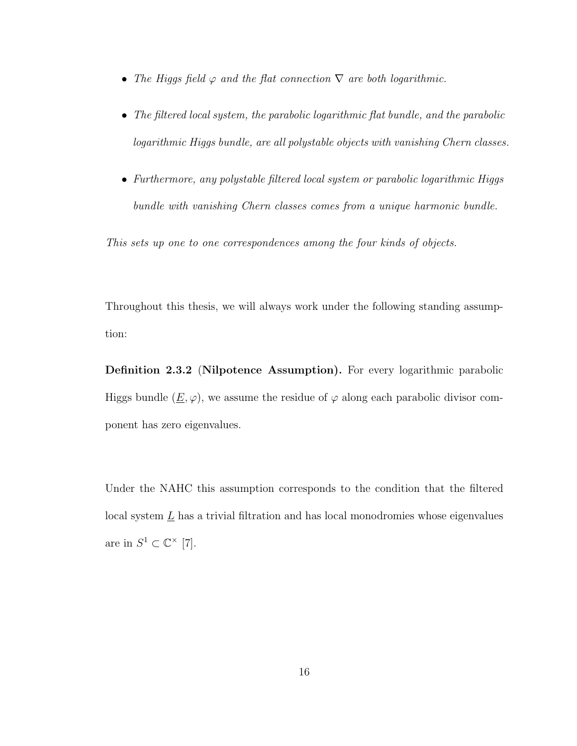- *The Higgs field $\varphi$ and the flat connection $\nabla$ are both logarithmic.*
- *The filtered local system, the parabolic logarithmic flat bundle, and the parabolic logarithmic Higgs bundle, are all polystable objects with vanishing Chern classes.*
- *Furthermore, any polystable filtered local system or parabolic logarithmic Higgs bundle with vanishing Chern classes comes from a unique harmonic bundle.*

*This sets up one to one correspondences among the four kinds of objects.*

Throughout this thesis, we will always work under the following standing assumption:

**Definition 2.3.2** (**Nilpotence Assumption).** For every logarithmic parabolic Higgs bundle $(\underline{E}, \varphi)$, we assume the residue of $\varphi$ along each parabolic divisor component has zero eigenvalues.

Under the NAHC this assumption corresponds to the condition that the filtered local system $\underline{L}$ has a trivial filtration and has local monodromies whose eigenvalues are in $S^1 \subset \mathbb{C}^\times$ [7].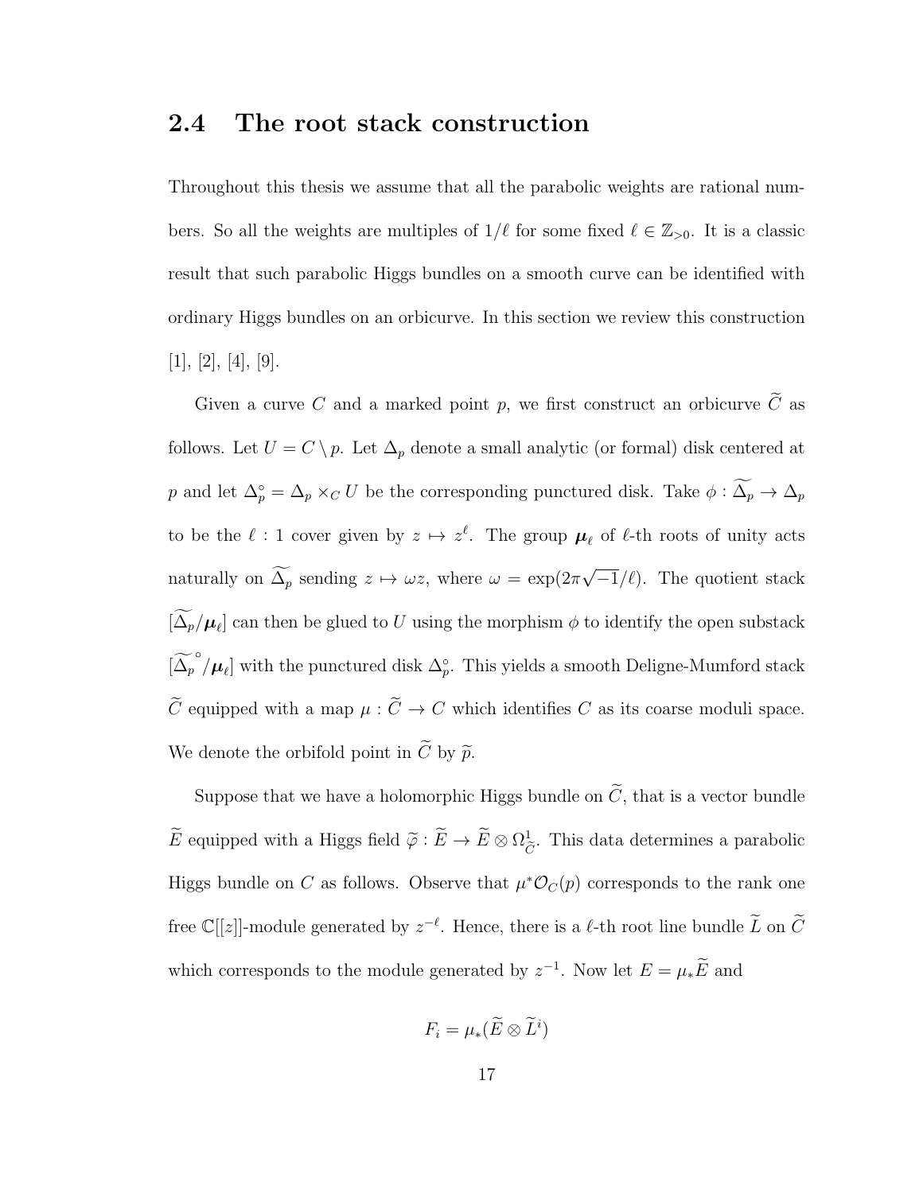## 2.4 The root stack construction

Throughout this thesis we assume that all the parabolic weights are rational numbers. So all the weights are multiples of $1/\ell$ for some fixed $\ell \in \mathbb{Z}_{>0}$. It is a classic result that such parabolic Higgs bundles on a smooth curve can be identified with ordinary Higgs bundles on an orbicurve. In this section we review this construction [1], [2], [4], [9].

Given a curve $C$ and a marked point $p$, we first construct an orbicurve $\widetilde{C}$ as follows. Let $U = C \setminus p$. Let $\Delta_p$ denote a small analytic (or formal) disk centered at $p$ and let $\Delta_p^\circ = \Delta_p \times_C U$ be the corresponding punctured disk. Take $\phi : \widetilde{\Delta_p} \to \Delta_p$ to be the $\ell : 1$ cover given by $z \mapsto z^\ell$. The group $\boldsymbol{\mu}_\ell$ of $\ell$-th roots of unity acts naturally on $\widetilde{\Delta_p}$ sending $z \mapsto \omega z$, where $\omega = \exp(2\pi\sqrt{-1}/\ell)$. The quotient stack $[\widetilde{\Delta_p}/\boldsymbol{\mu}_\ell]$ can then be glued to $U$ using the morphism $\phi$ to identify the open substack $[\widetilde{\Delta_p}^\circ/\boldsymbol{\mu}_\ell]$ with the punctured disk $\Delta_p^\circ$. This yields a smooth Deligne-Mumford stack $\widetilde{C}$ equipped with a map $\mu : \widetilde{C} \to C$ which identifies $C$ as its coarse moduli space. We denote the orbifold point in $\widetilde{C}$ by $\widetilde{p}$.

Suppose that we have a holomorphic Higgs bundle on $\widetilde{C}$, that is a vector bundle $\widetilde{E}$ equipped with a Higgs field $\widetilde{\varphi} : \widetilde{E} \to \widetilde{E} \otimes \Omega^1_{\widetilde{C}}$. This data determines a parabolic Higgs bundle on $C$ as follows. Observe that $\mu^*\mathcal{O}_C(p)$ corresponds to the rank one free $\mathbb{C}[[z]]$-module generated by $z^{-\ell}$. Hence, there is a $\ell$-th root line bundle $\widetilde{L}$ on $\widetilde{C}$ which corresponds to the module generated by $z^{-1}$. Now let $E = \mu_*\widetilde{E}$ and

$$F_i = \mu_*(\widetilde{E} \otimes \widetilde{L}^i)$$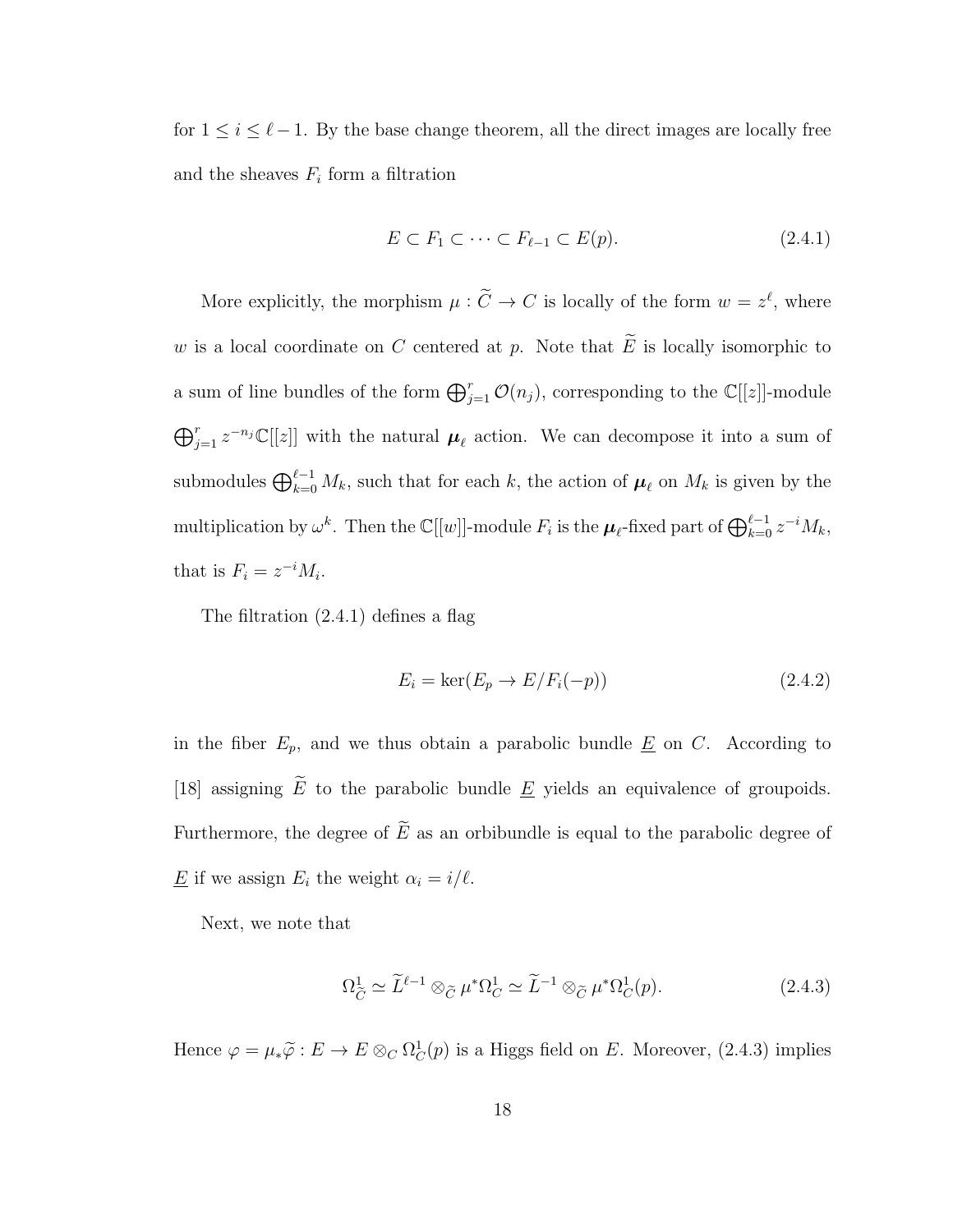for $1 \le i \le \ell - 1$. By the base change theorem, all the direct images are locally free and the sheaves $F_i$ form a filtration

$$E \subset F_1 \subset \cdots \subset F_{\ell-1} \subset E(p). \tag{2.4.1}$$

More explicitly, the morphism $\mu : \widetilde{C} \to C$ is locally of the form $w = z^\ell$, where $w$ is a local coordinate on $C$ centered at $p$. Note that $\widetilde{E}$ is locally isomorphic to a sum of line bundles of the form $\bigoplus_{j=1}^r \mathcal{O}(n_j)$, corresponding to the $\mathbb{C}[[z]]$-module $\bigoplus_{j=1}^r z^{-n_j}\mathbb{C}[[z]]$ with the natural $\boldsymbol{\mu}_\ell$ action. We can decompose it into a sum of submodules $\bigoplus_{k=0}^{\ell-1} M_k$, such that for each $k$, the action of $\boldsymbol{\mu}_\ell$ on $M_k$ is given by the multiplication by $\omega^k$. Then the $\mathbb{C}[[w]]$-module $F_i$ is the $\boldsymbol{\mu}_\ell$-fixed part of $\bigoplus_{k=0}^{\ell-1} z^{-i} M_k$, that is $F_i = z^{-i} M_i$.

The filtration (2.4.1) defines a flag

$$E_i = \ker(E_p \to E/F_i(-p)) \tag{2.4.2}$$

in the fiber $E_p$, and we thus obtain a parabolic bundle $\underline{E}$ on $C$. According to [18] assigning $\widetilde{E}$ to the parabolic bundle $\underline{E}$ yields an equivalence of groupoids. Furthermore, the degree of $\widetilde{E}$ as an orbibundle is equal to the parabolic degree of $\underline{E}$ if we assign $E_i$ the weight $\alpha_i = i/\ell$.

Next, we note that

$$\Omega^1_{\widetilde{C}} \simeq \widetilde{L}^{\ell-1} \otimes_{\widetilde{C}} \mu^*\Omega^1_C \simeq \widetilde{L}^{-1} \otimes_{\widetilde{C}} \mu^*\Omega^1_C(p). \tag{2.4.3}$$

Hence $\varphi = \mu_*\widetilde{\varphi} : E \to E \otimes_C \Omega^1_C(p)$ is a Higgs field on $E$. Moreover, (2.4.3) implies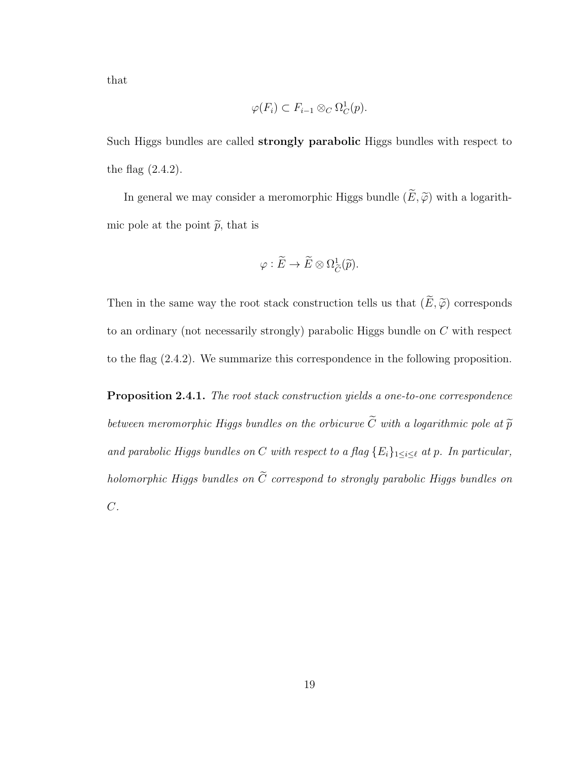that

$$\varphi(F_i) \subset F_{i-1} \otimes_C \Omega^1_C(p).$$

Such Higgs bundles are called **strongly parabolic** Higgs bundles with respect to the flag (2.4.2).

In general we may consider a meromorphic Higgs bundle $(\widetilde{E}, \widetilde{\varphi})$ with a logarithmic pole at the point $\widetilde{p}$, that is

$$\varphi : \widetilde{E} \to \widetilde{E} \otimes \Omega^1_{\widetilde{C}}(\widetilde{p}).$$

Then in the same way the root stack construction tells us that $(\widetilde{E}, \widetilde{\varphi})$ corresponds to an ordinary (not necessarily strongly) parabolic Higgs bundle on $C$ with respect to the flag (2.4.2). We summarize this correspondence in the following proposition.

**Proposition 2.4.1.** *The root stack construction yields a one-to-one correspondence between meromorphic Higgs bundles on the orbicurve $\widetilde{C}$ with a logarithmic pole at $\widetilde{p}$ and parabolic Higgs bundles on $C$ with respect to a flag $\{E_i\}_{1 \le i \le \ell}$ at $p$. In particular, holomorphic Higgs bundles on $\widetilde{C}$ correspond to strongly parabolic Higgs bundles on $C$.*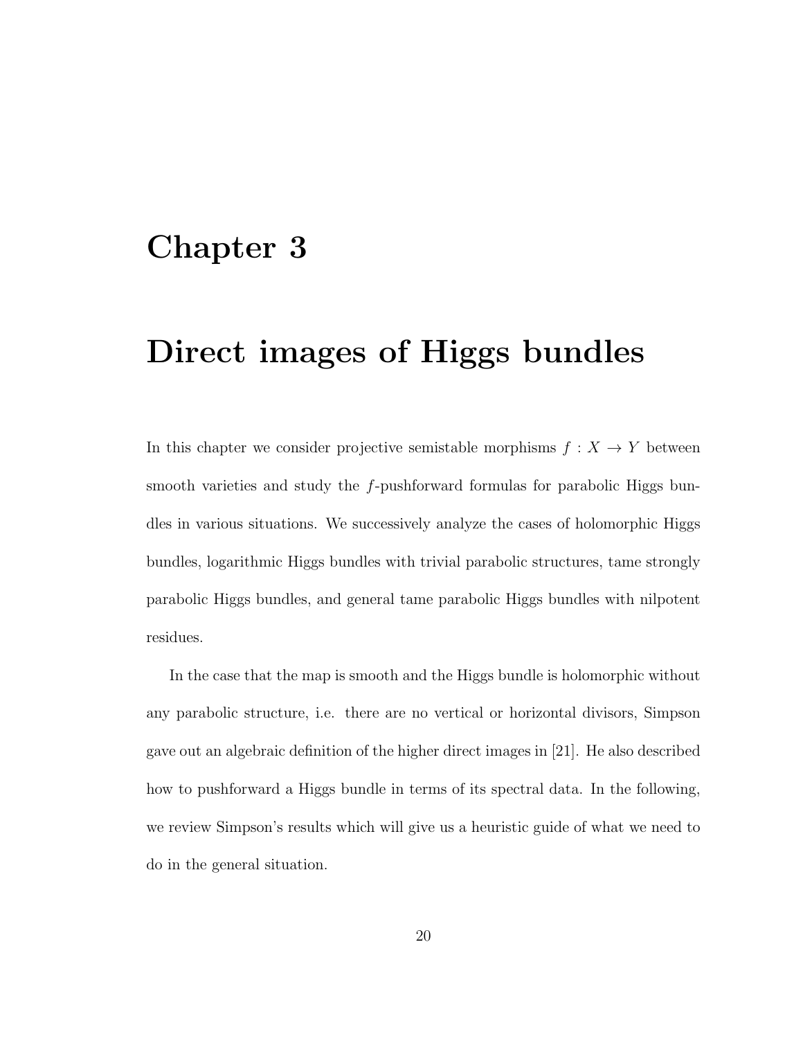# Chapter 3

# Direct images of Higgs bundles

In this chapter we consider projective semistable morphisms $f : X \to Y$ between smooth varieties and study the $f$-pushforward formulas for parabolic Higgs bundles in various situations. We successively analyze the cases of holomorphic Higgs bundles, logarithmic Higgs bundles with trivial parabolic structures, tame strongly parabolic Higgs bundles, and general tame parabolic Higgs bundles with nilpotent residues.

In the case that the map is smooth and the Higgs bundle is holomorphic without any parabolic structure, i.e. there are no vertical or horizontal divisors, Simpson gave out an algebraic definition of the higher direct images in [21]. He also described how to pushforward a Higgs bundle in terms of its spectral data. In the following, we review Simpson's results which will give us a heuristic guide of what we need to do in the general situation.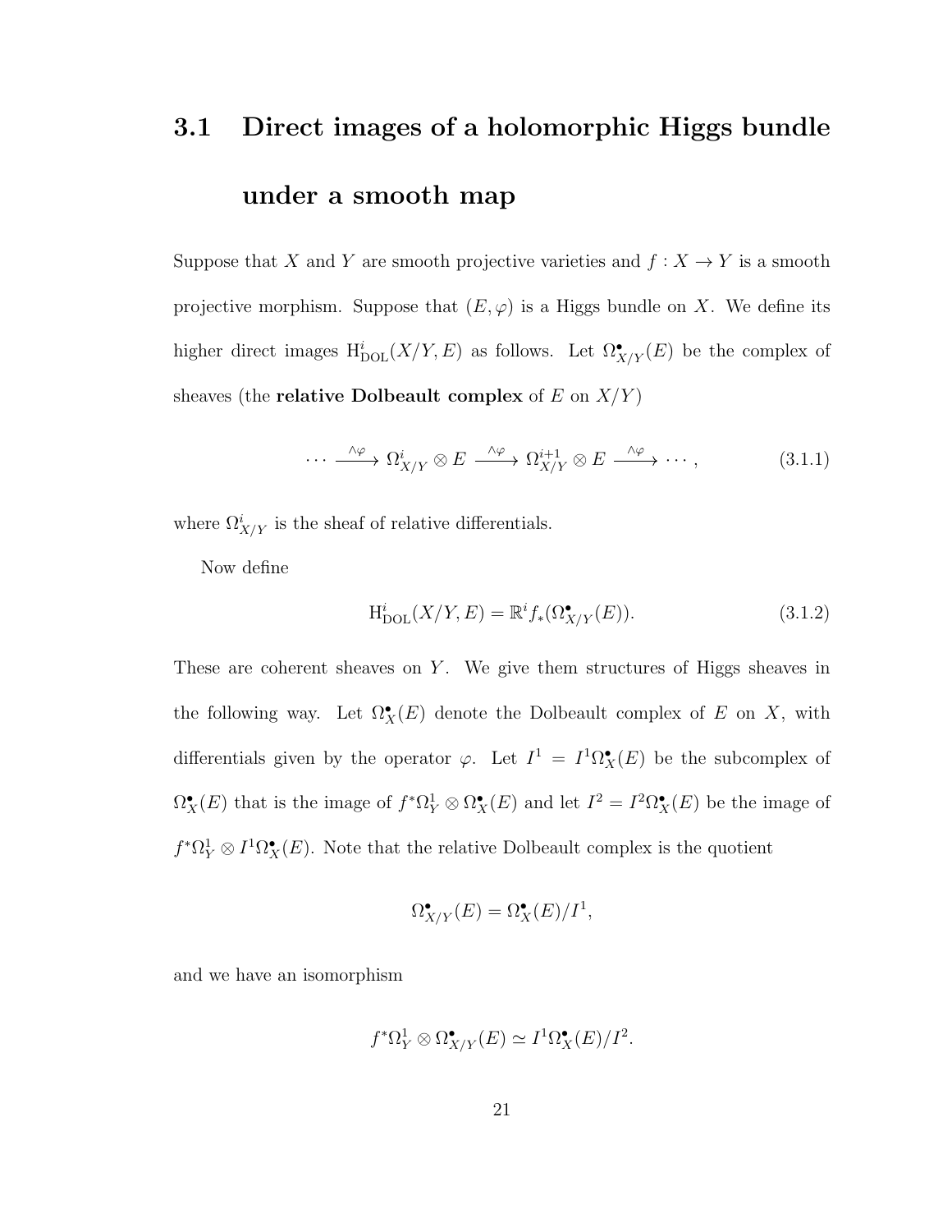## 3.1 Direct images of a holomorphic Higgs bundle under a smooth map

Suppose that $X$ and $Y$ are smooth projective varieties and $f : X \to Y$ is a smooth projective morphism. Suppose that $(E, \varphi)$ is a Higgs bundle on $X$. We define its higher direct images $\mathrm{H}^i_{\mathrm{DOL}}(X/Y, E)$ as follows. Let $\Omega^\bullet_{X/Y}(E)$ be the complex of sheaves (the **relative Dolbeault complex** of $E$ on $X/Y$)

$$\cdots \xrightarrow{\wedge\varphi} \Omega^i_{X/Y} \otimes E \xrightarrow{\wedge\varphi} \Omega^{i+1}_{X/Y} \otimes E \xrightarrow{\wedge\varphi} \cdots, \tag{3.1.1}$$

where $\Omega^i_{X/Y}$ is the sheaf of relative differentials.

Now define

$$\mathrm{H}^i_{\mathrm{DOL}}(X/Y, E) = \mathbb{R}^i f_*(\Omega^\bullet_{X/Y}(E)). \tag{3.1.2}$$

These are coherent sheaves on $Y$. We give them structures of Higgs sheaves in the following way. Let $\Omega^\bullet_X(E)$ denote the Dolbeault complex of $E$ on $X$, with differentials given by the operator $\varphi$. Let $I^1 = I^1\Omega^\bullet_X(E)$ be the subcomplex of $\Omega^\bullet_X(E)$ that is the image of $f^*\Omega^1_Y \otimes \Omega^\bullet_X(E)$ and let $I^2 = I^2\Omega^\bullet_X(E)$ be the image of $f^*\Omega^1_Y \otimes I^1\Omega^\bullet_X(E)$. Note that the relative Dolbeault complex is the quotient

$$\Omega^\bullet_{X/Y}(E) = \Omega^\bullet_X(E)/I^1,$$

and we have an isomorphism

$$f^*\Omega^1_Y \otimes \Omega^\bullet_{X/Y}(E) \simeq I^1\Omega^\bullet_X(E)/I^2.$$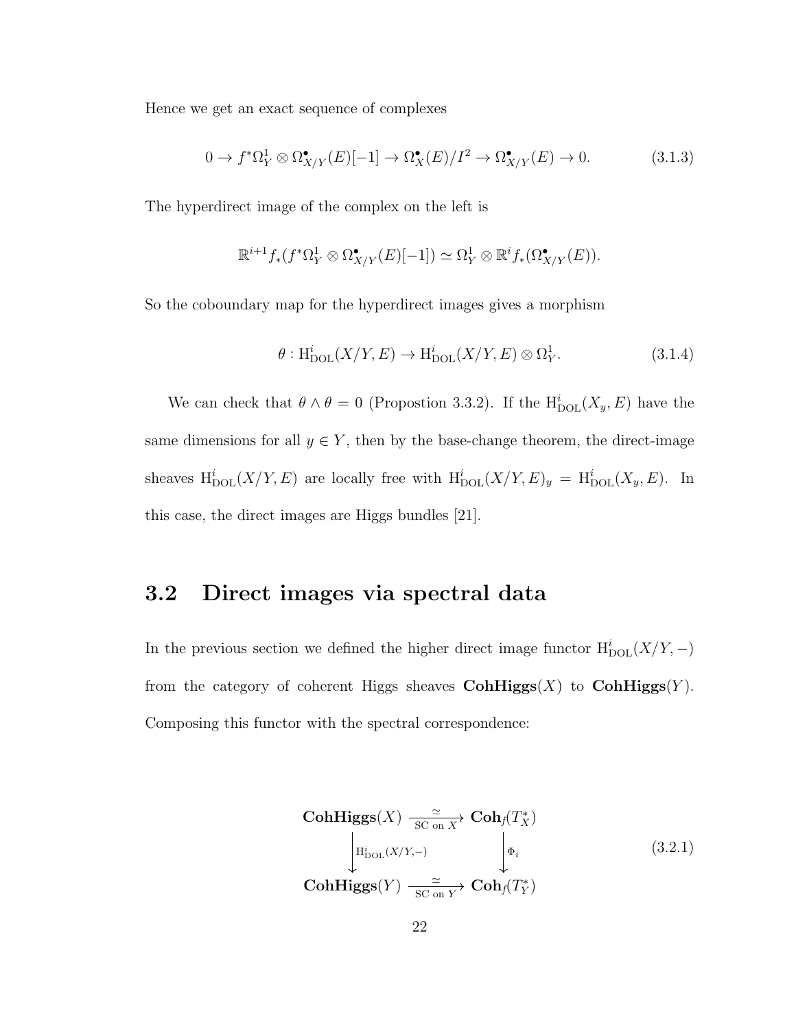Hence we get an exact sequence of complexes

$$0 \to f^*\Omega^1_Y \otimes \Omega^\bullet_{X/Y}(E)[-1] \to \Omega^\bullet_X(E)/I^2 \to \Omega^\bullet_{X/Y}(E) \to 0. \tag{3.1.3}$$

The hyperdirect image of the complex on the left is

$$\mathbb{R}^{i+1}f_*(f^*\Omega^1_Y \otimes \Omega^\bullet_{X/Y}(E)[-1]) \simeq \Omega^1_Y \otimes \mathbb{R}^i f_*(\Omega^\bullet_{X/Y}(E)).$$

So the coboundary map for the hyperdirect images gives a morphism

$$\theta : \mathrm{H}^i_{\mathrm{DOL}}(X/Y, E) \to \mathrm{H}^i_{\mathrm{DOL}}(X/Y, E) \otimes \Omega^1_Y. \tag{3.1.4}$$

We can check that $\theta \wedge \theta = 0$ (Propostion 3.3.2). If the $\mathrm{H}^i_{\mathrm{DOL}}(X_y, E)$ have the same dimensions for all $y \in Y$, then by the base-change theorem, the direct-image sheaves $\mathrm{H}^i_{\mathrm{DOL}}(X/Y, E)$ are locally free with $\mathrm{H}^i_{\mathrm{DOL}}(X/Y, E)_y = \mathrm{H}^i_{\mathrm{DOL}}(X_y, E)$. In this case, the direct images are Higgs bundles [21].

## 3.2 Direct images via spectral data

In the previous section we defined the higher direct image functor $\mathrm{H}^i_{\mathrm{DOL}}(X/Y, -)$ from the category of coherent Higgs sheaves $\mathbf{CohHiggs}(X)$ to $\mathbf{CohHiggs}(Y)$. Composing this functor with the spectral correspondence:

$$\begin{array}{ccc} \mathbf{CohHiggs}(X) & \xrightarrow[\text{SC on } X]{\simeq} & \mathbf{Coh}_f(T^*_X) \\ \Big\downarrow{\scriptstyle \mathrm{H}^i_{\mathrm{DOL}}(X/Y,-)} & & \Big\downarrow{\scriptstyle \Phi_i} \\ \mathbf{CohHiggs}(Y) & \xrightarrow[\text{SC on } Y]{\simeq} & \mathbf{Coh}_f(T^*_Y) \end{array} \tag{3.2.1}$$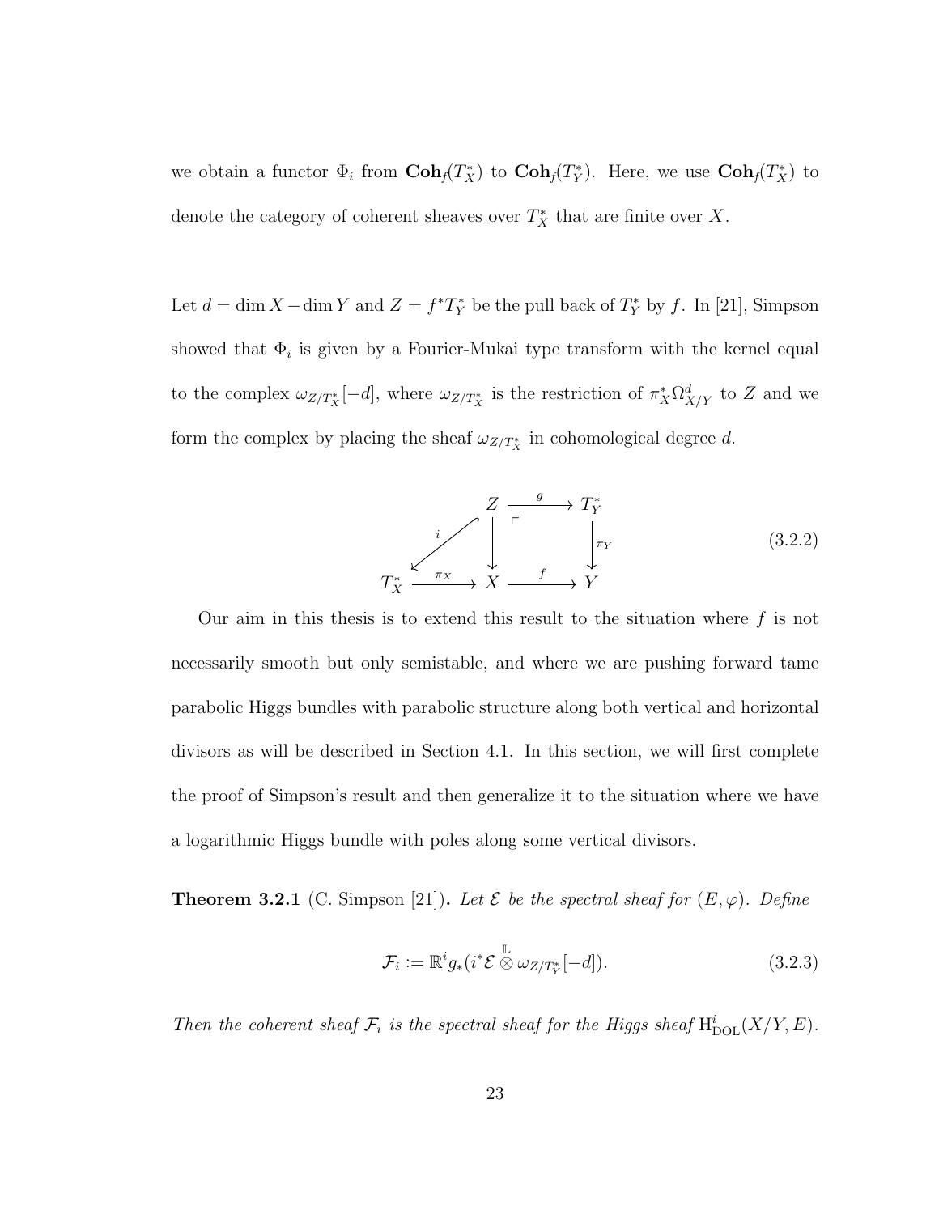we obtain a functor $\Phi_i$ from $\mathbf{Coh}_f(T^*_X)$ to $\mathbf{Coh}_f(T^*_Y)$. Here, we use $\mathbf{Coh}_f(T^*_X)$ to denote the category of coherent sheaves over $T^*_X$ that are finite over $X$.

Let $d = \dim X - \dim Y$ and $Z = f^*T^*_Y$ be the pull back of $T^*_Y$ by $f$. In [21], Simpson showed that $\Phi_i$ is given by a Fourier-Mukai type transform with the kernel equal to the complex $\omega_{Z/T^*_X}[-d]$, where $\omega_{Z/T^*_X}$ is the restriction of $\pi^*_X \Omega^d_{X/Y}$ to $Z$ and we form the complex by placing the sheaf $\omega_{Z/T^*_X}$ in cohomological degree $d$.

$$\begin{array}{ccccc} & & Z & \xrightarrow{g} & T^*_Y \\ & \swarrow^{i} & \downarrow & & \downarrow^{\pi_Y} \\ T^*_X & \xrightarrow{\pi_X} & X & \xrightarrow{f} & Y \end{array} \tag{3.2.2}$$

Our aim in this thesis is to extend this result to the situation where $f$ is not necessarily smooth but only semistable, and where we are pushing forward tame parabolic Higgs bundles with parabolic structure along both vertical and horizontal divisors as will be described in Section 4.1. In this section, we will first complete the proof of Simpson's result and then generalize it to the situation where we have a logarithmic Higgs bundle with poles along some vertical divisors.

**Theorem 3.2.1** (C. Simpson [21]). *Let $\mathcal{E}$ be the spectral sheaf for $(E, \varphi)$. Define*

$$\mathcal{F}_i := \mathbb{R}^i g_*(i^*\mathcal{E} \overset{\mathbb{L}}{\otimes} \omega_{Z/T^*_Y}[-d]). \tag{3.2.3}$$

*Then the coherent sheaf $\mathcal{F}_i$ is the spectral sheaf for the Higgs sheaf $\mathrm{H}^i_{\mathrm{DOL}}(X/Y, E)$.*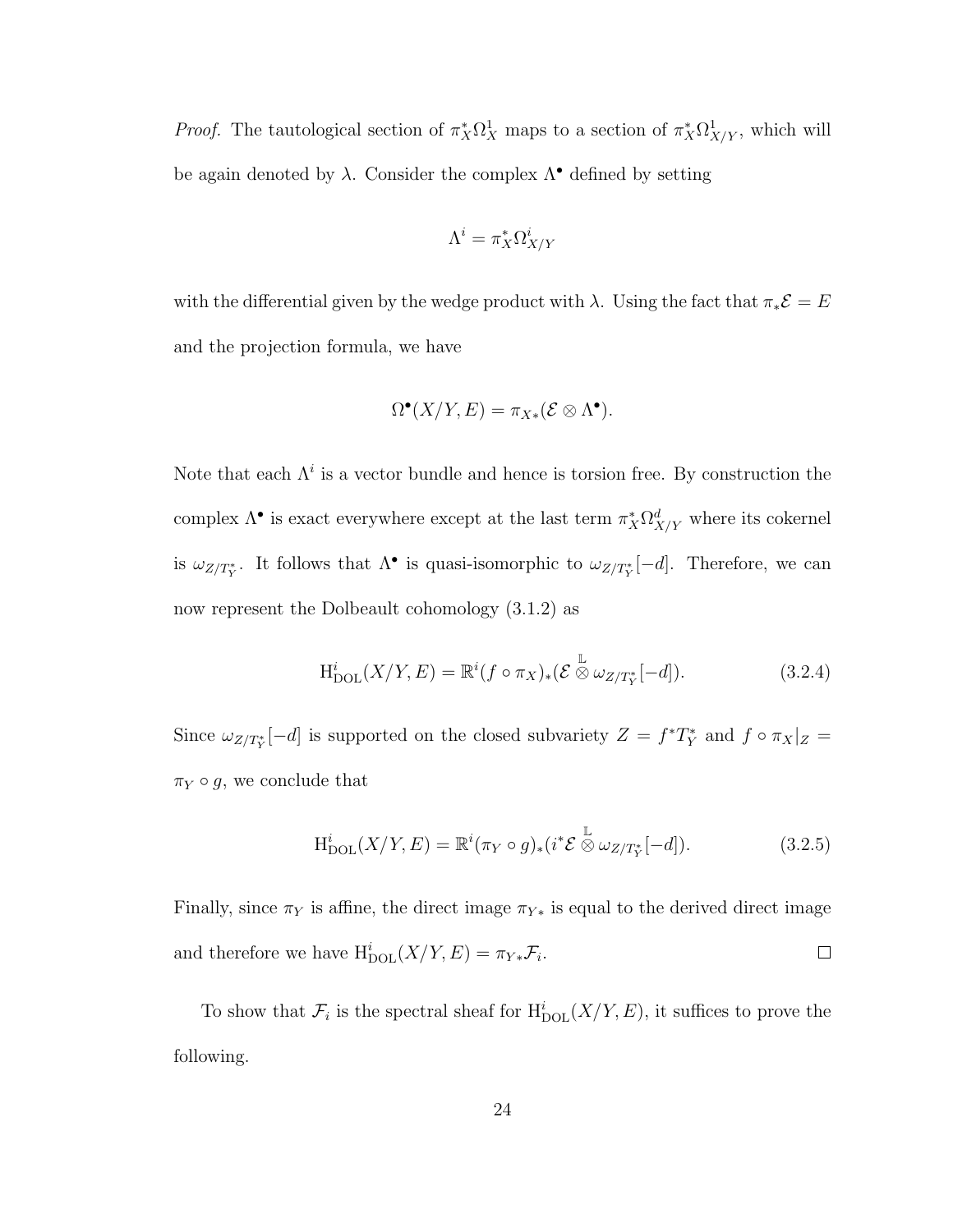*Proof.* The tautological section of $\pi_X^*\Omega_X^1$ maps to a section of $\pi_X^*\Omega_{X/Y}^1$, which will be again denoted by $\lambda$. Consider the complex $\Lambda^\bullet$ defined by setting

$$\Lambda^i = \pi_X^*\Omega_{X/Y}^i$$

with the differential given by the wedge product with $\lambda$. Using the fact that $\pi_*\mathcal{E} = E$ and the projection formula, we have

$$\Omega^\bullet(X/Y, E) = \pi_{X*}(\mathcal{E} \otimes \Lambda^\bullet).$$

Note that each $\Lambda^i$ is a vector bundle and hence is torsion free. By construction the complex $\Lambda^\bullet$ is exact everywhere except at the last term $\pi_X^*\Omega_{X/Y}^d$ where its cokernel is $\omega_{Z/T_Y^*}$. It follows that $\Lambda^\bullet$ is quasi-isomorphic to $\omega_{Z/T_Y^*}[-d]$. Therefore, we can now represent the Dolbeault cohomology (3.1.2) as

$$\mathrm{H}^i_{\mathrm{DOL}}(X/Y, E) = \mathbb{R}^i(f \circ \pi_X)_*(\mathcal{E} \overset{\mathbb{L}}{\otimes} \omega_{Z/T_Y^*}[-d]). \tag{3.2.4}$$

Since $\omega_{Z/T_Y^*}[-d]$ is supported on the closed subvariety $Z = f^*T_Y^*$ and $f \circ \pi_X|_Z = \pi_Y \circ g$, we conclude that

$$\mathrm{H}^i_{\mathrm{DOL}}(X/Y, E) = \mathbb{R}^i(\pi_Y \circ g)_*(i^*\mathcal{E} \overset{\mathbb{L}}{\otimes} \omega_{Z/T_Y^*}[-d]). \tag{3.2.5}$$

Finally, since $\pi_Y$ is affine, the direct image $\pi_{Y*}$ is equal to the derived direct image and therefore we have $\mathrm{H}^i_{\mathrm{DOL}}(X/Y, E) = \pi_{Y*}\mathcal{F}_i$. $\square$

To show that $\mathcal{F}_i$ is the spectral sheaf for $\mathrm{H}^i_{\mathrm{DOL}}(X/Y, E)$, it suffices to prove the following.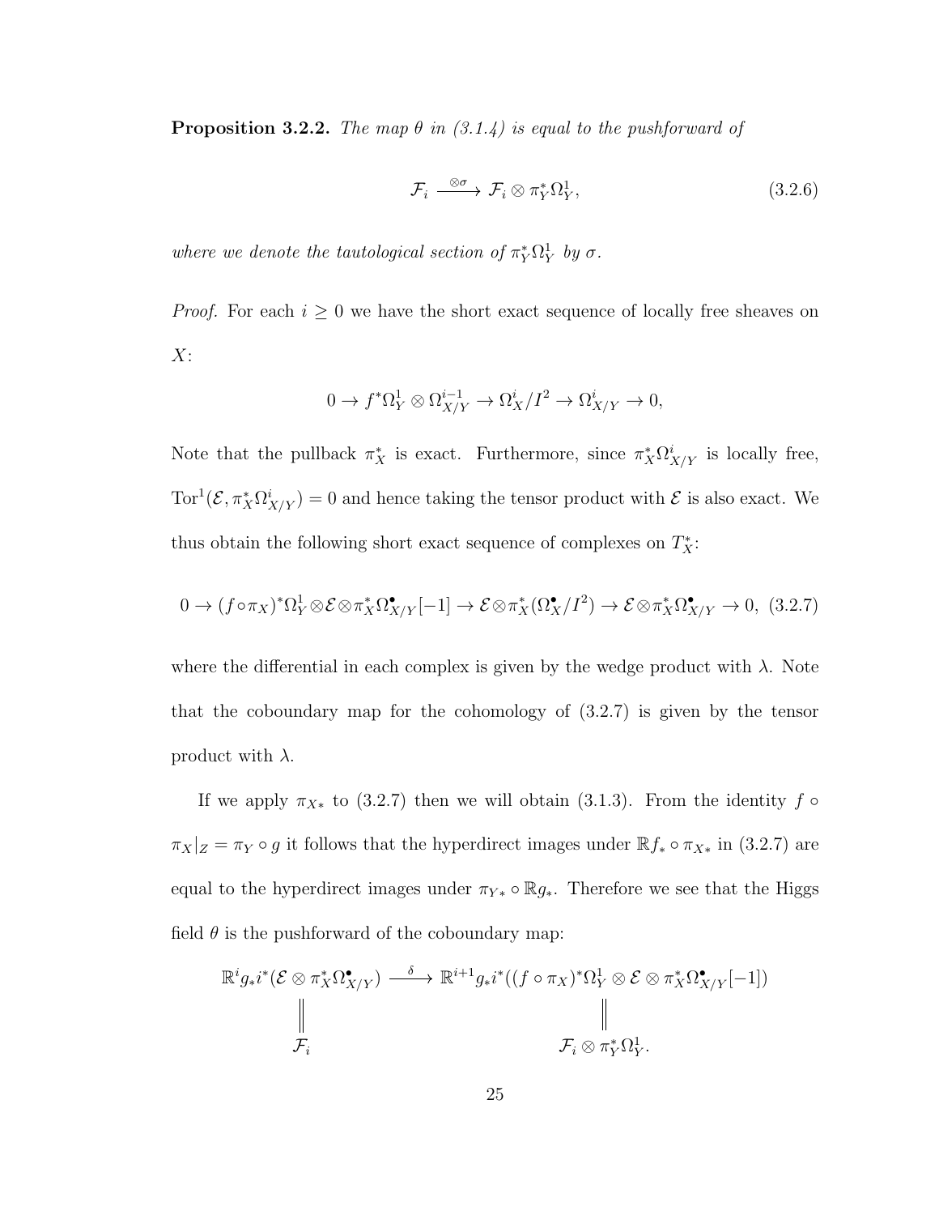**Proposition 3.2.2.** *The map $\theta$ in (3.1.4) is equal to the pushforward of*

$$\mathcal{F}_i \xrightarrow{\otimes\sigma} \mathcal{F}_i \otimes \pi_Y^*\Omega_Y^1, \tag{3.2.6}$$

*where we denote the tautological section of $\pi_Y^*\Omega_Y^1$ by $\sigma$.*

*Proof.* For each $i \geq 0$ we have the short exact sequence of locally free sheaves on $X$:

$$0 \to f^*\Omega_Y^1 \otimes \Omega_{X/Y}^{i-1} \to \Omega_X^i/I^2 \to \Omega_{X/Y}^i \to 0,$$

Note that the pullback $\pi_X^*$ is exact. Furthermore, since $\pi_X^*\Omega_{X/Y}^i$ is locally free, $\mathrm{Tor}^1(\mathcal{E}, \pi_X^*\Omega_{X/Y}^i) = 0$ and hence taking the tensor product with $\mathcal{E}$ is also exact. We thus obtain the following short exact sequence of complexes on $T_X^*$:

$$0 \to (f\circ\pi_X)^*\Omega_Y^1 \otimes \mathcal{E} \otimes \pi_X^*\Omega_{X/Y}^\bullet[-1] \to \mathcal{E} \otimes \pi_X^*(\Omega_X^\bullet/I^2) \to \mathcal{E} \otimes \pi_X^*\Omega_{X/Y}^\bullet \to 0, \tag{3.2.7}$$

where the differential in each complex is given by the wedge product with $\lambda$. Note that the coboundary map for the cohomology of (3.2.7) is given by the tensor product with $\lambda$.

If we apply $\pi_{X*}$ to (3.2.7) then we will obtain (3.1.3). From the identity $f \circ \pi_X|_Z = \pi_Y \circ g$ it follows that the hyperdirect images under $\mathbb{R}f_* \circ \pi_{X*}$ in (3.2.7) are equal to the hyperdirect images under $\pi_{Y*} \circ \mathbb{R}g_*$. Therefore we see that the Higgs field $\theta$ is the pushforward of the coboundary map:

$$\begin{array}{ccc}
\mathbb{R}^i g_* i^*(\mathcal{E} \otimes \pi_X^*\Omega_{X/Y}^\bullet) & \xrightarrow{\delta} & \mathbb{R}^{i+1} g_* i^*((f\circ\pi_X)^*\Omega_Y^1 \otimes \mathcal{E} \otimes \pi_X^*\Omega_{X/Y}^\bullet[-1]) \\
\| & & \| \\
\mathcal{F}_i & & \mathcal{F}_i \otimes \pi_Y^*\Omega_Y^1.
\end{array}$$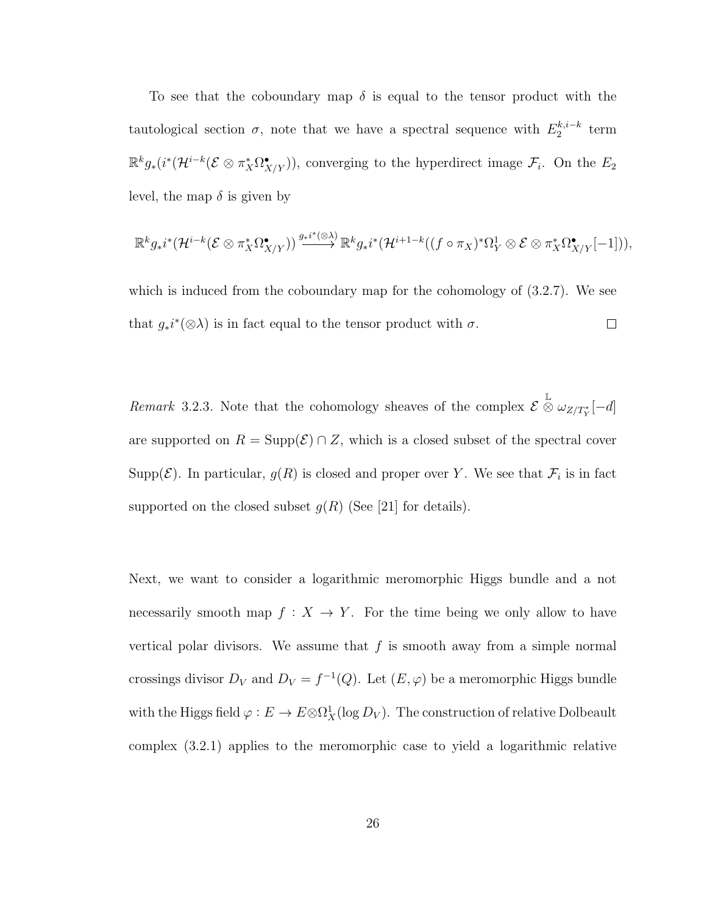To see that the coboundary map $\delta$ is equal to the tensor product with the tautological section $\sigma$, note that we have a spectral sequence with $E_2^{k,i-k}$ term $\mathbb{R}^k g_*(i^*(\mathcal{H}^{i-k}(\mathcal{E} \otimes \pi_X^* \Omega^\bullet_{X/Y}))$, converging to the hyperdirect image $\mathcal{F}_i$. On the $E_2$ level, the map $\delta$ is given by

$$\mathbb{R}^k g_* i^*(\mathcal{H}^{i-k}(\mathcal{E} \otimes \pi_X^* \Omega^\bullet_{X/Y})) \xrightarrow{g_* i^*(\otimes \lambda)} \mathbb{R}^k g_* i^*(\mathcal{H}^{i+1-k}((f \circ \pi_X)^* \Omega^1_Y \otimes \mathcal{E} \otimes \pi_X^* \Omega^\bullet_{X/Y}[-1])),$$

which is induced from the coboundary map for the cohomology of (3.2.7). We see that $g_* i^*(\otimes \lambda)$ is in fact equal to the tensor product with $\sigma$. $\square$

*Remark* 3.2.3. Note that the cohomology sheaves of the complex $\mathcal{E} \overset{\mathbb{L}}{\otimes} \omega_{Z/T^*_Y}[-d]$ are supported on $R = \mathrm{Supp}(\mathcal{E}) \cap Z$, which is a closed subset of the spectral cover $\mathrm{Supp}(\mathcal{E})$. In particular, $g(R)$ is closed and proper over $Y$. We see that $\mathcal{F}_i$ is in fact supported on the closed subset $g(R)$ (See [21] for details).

Next, we want to consider a logarithmic meromorphic Higgs bundle and a not necessarily smooth map $f : X \to Y$. For the time being we only allow to have vertical polar divisors. We assume that $f$ is smooth away from a simple normal crossings divisor $D_V$ and $D_V = f^{-1}(Q)$. Let $(E, \varphi)$ be a meromorphic Higgs bundle with the Higgs field $\varphi : E \to E \otimes \Omega^1_X(\log D_V)$. The construction of relative Dolbeault complex (3.2.1) applies to the meromorphic case to yield a logarithmic relative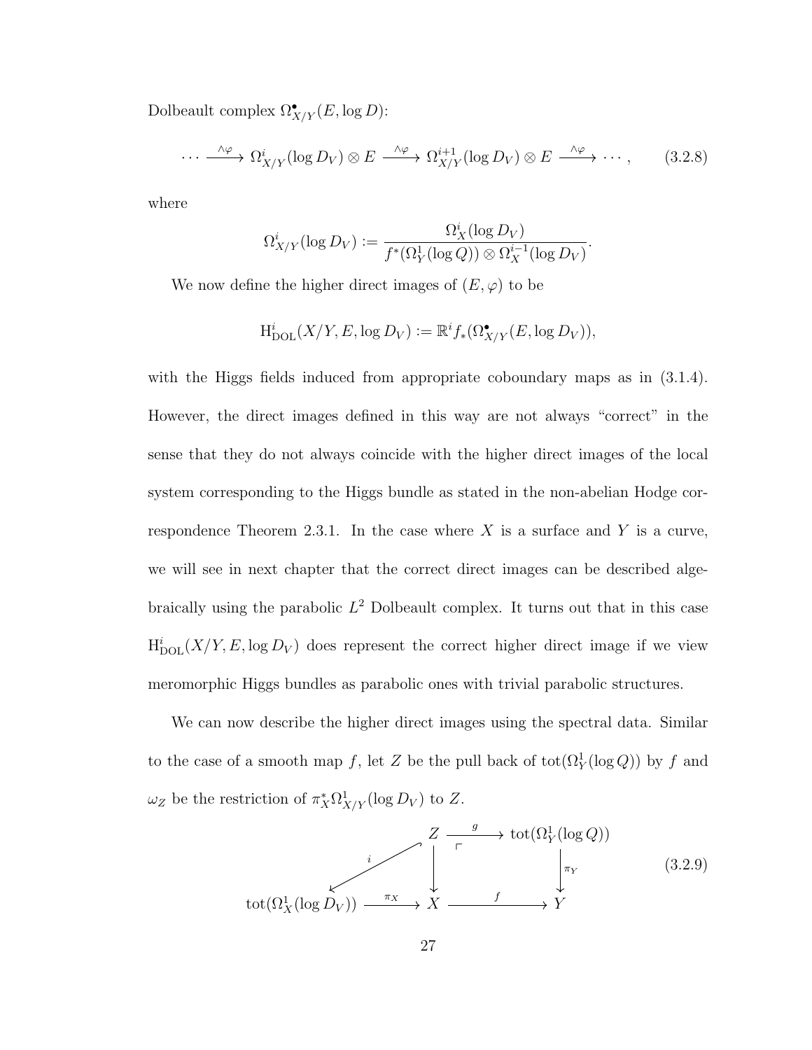Dolbeault complex $\Omega^\bullet_{X/Y}(E, \log D)$:

$$\cdots \xrightarrow{\wedge\varphi} \Omega^i_{X/Y}(\log D_V) \otimes E \xrightarrow{\wedge\varphi} \Omega^{i+1}_{X/Y}(\log D_V) \otimes E \xrightarrow{\wedge\varphi} \cdots, \tag{3.2.8}$$

where

$$\Omega^i_{X/Y}(\log D_V) := \frac{\Omega^i_X(\log D_V)}{f^*(\Omega^1_Y(\log Q)) \otimes \Omega^{i-1}_X(\log D_V)}.$$

We now define the higher direct images of $(E, \varphi)$ to be

$$\mathrm{H}^i_{\mathrm{DOL}}(X/Y, E, \log D_V) := \mathbb{R}^i f_*(\Omega^\bullet_{X/Y}(E, \log D_V)),$$

with the Higgs fields induced from appropriate coboundary maps as in (3.1.4). However, the direct images defined in this way are not always "correct" in the sense that they do not always coincide with the higher direct images of the local system corresponding to the Higgs bundle as stated in the non-abelian Hodge correspondence Theorem 2.3.1. In the case where $X$ is a surface and $Y$ is a curve, we will see in next chapter that the correct direct images can be described algebraically using the parabolic $L^2$ Dolbeault complex. It turns out that in this case $\mathrm{H}^i_{\mathrm{DOL}}(X/Y, E, \log D_V)$ does represent the correct higher direct image if we view meromorphic Higgs bundles as parabolic ones with trivial parabolic structures.

We can now describe the higher direct images using the spectral data. Similar to the case of a smooth map $f$, let $Z$ be the pull back of $\mathrm{tot}(\Omega^1_Y(\log Q))$ by $f$ and $\omega_Z$ be the restriction of $\pi_X^*\Omega^1_{X/Y}(\log D_V)$ to $Z$.

$$\begin{array}{ccccc} & & Z & \xrightarrow{g} & \mathrm{tot}(\Omega^1_Y(\log Q)) \\ & \swarrow^{i} & \downarrow & & \downarrow^{\pi_Y} \\ \mathrm{tot}(\Omega^1_X(\log D_V)) & \xrightarrow{\pi_X} & X & \xrightarrow{f} & Y \end{array} \tag{3.2.9}$$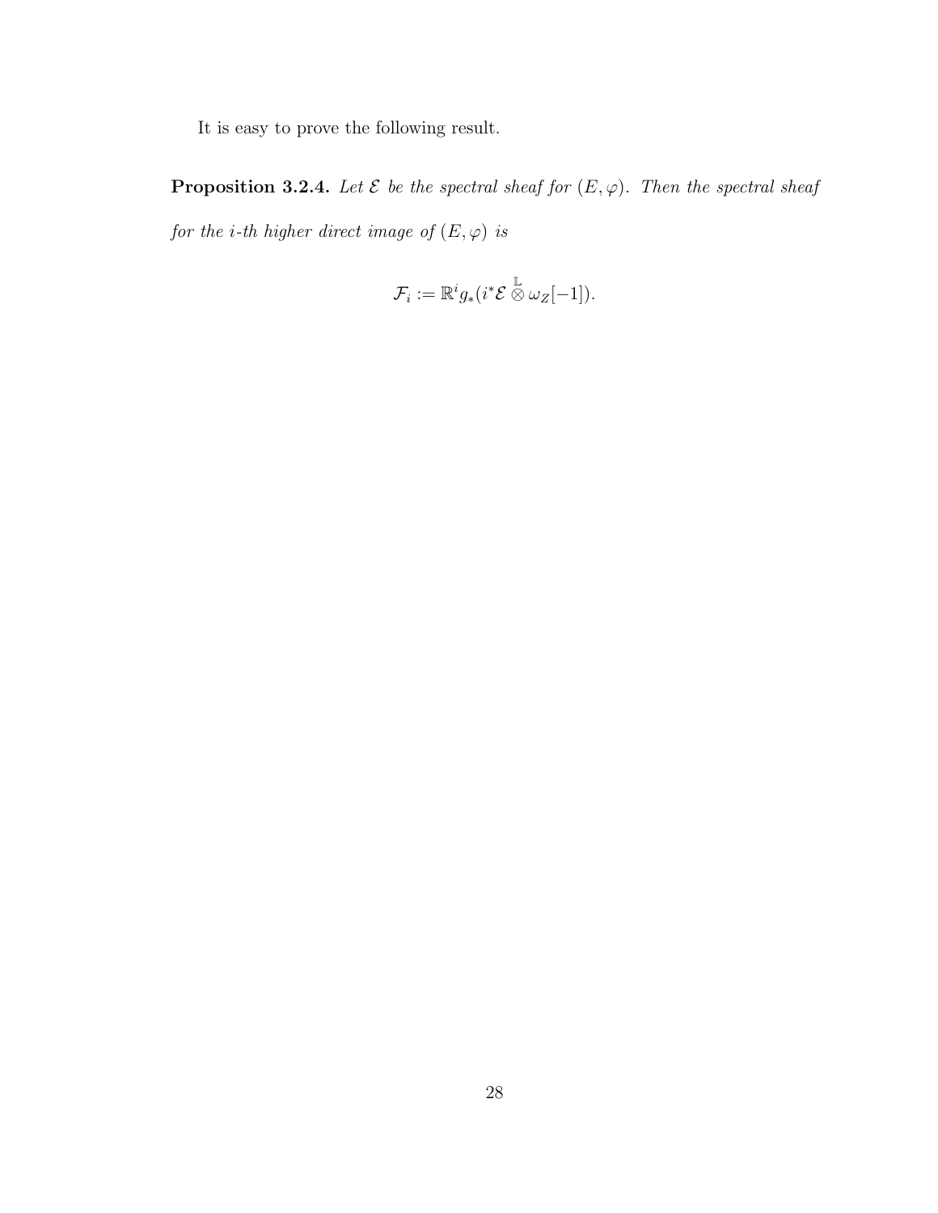It is easy to prove the following result.

**Proposition 3.2.4.** *Let $\mathcal{E}$ be the spectral sheaf for $(E, \varphi)$. Then the spectral sheaf for the $i$-th higher direct image of $(E, \varphi)$ is*

$$\mathcal{F}_i := \mathbb{R}^i g_*(i^*\mathcal{E} \overset{\mathbb{L}}{\otimes} \omega_Z[-1]).$$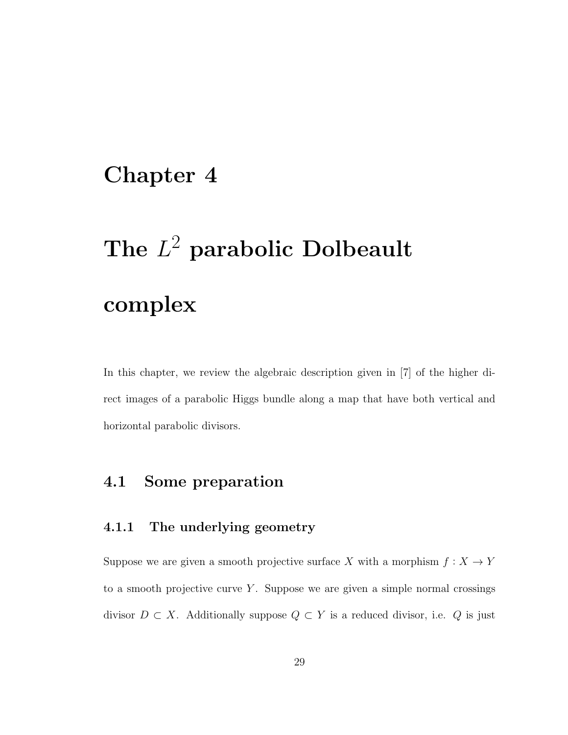# Chapter 4

# The $L^2$ parabolic Dolbeault complex

In this chapter, we review the algebraic description given in [7] of the higher direct images of a parabolic Higgs bundle along a map that have both vertical and horizontal parabolic divisors.

## 4.1 Some preparation

### 4.1.1 The underlying geometry

Suppose we are given a smooth projective surface $X$ with a morphism $f : X \to Y$ to a smooth projective curve $Y$. Suppose we are given a simple normal crossings divisor $D \subset X$. Additionally suppose $Q \subset Y$ is a reduced divisor, i.e. $Q$ is just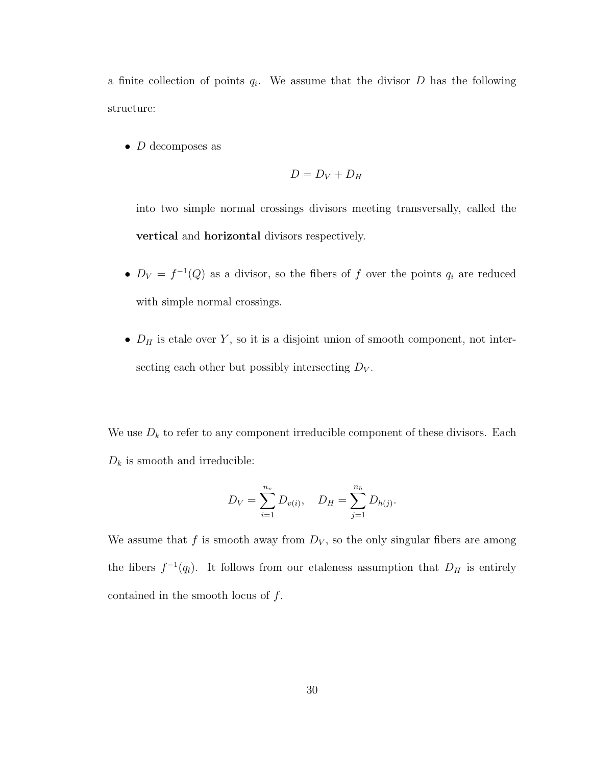a finite collection of points $q_i$. We assume that the divisor $D$ has the following structure:

- $D$ decomposes as

$$D = D_V + D_H$$

into two simple normal crossings divisors meeting transversally, called the **vertical** and **horizontal** divisors respectively.

- $D_V = f^{-1}(Q)$ as a divisor, so the fibers of $f$ over the points $q_i$ are reduced with simple normal crossings.

- $D_H$ is etale over $Y$, so it is a disjoint union of smooth component, not intersecting each other but possibly intersecting $D_V$.

We use $D_k$ to refer to any component irreducible component of these divisors. Each $D_k$ is smooth and irreducible:

$$D_V = \sum_{i=1}^{n_v} D_{v(i)}, \quad D_H = \sum_{j=1}^{n_h} D_{h(j)}.$$

We assume that $f$ is smooth away from $D_V$, so the only singular fibers are among the fibers $f^{-1}(q_l)$. It follows from our etaleness assumption that $D_H$ is entirely contained in the smooth locus of $f$.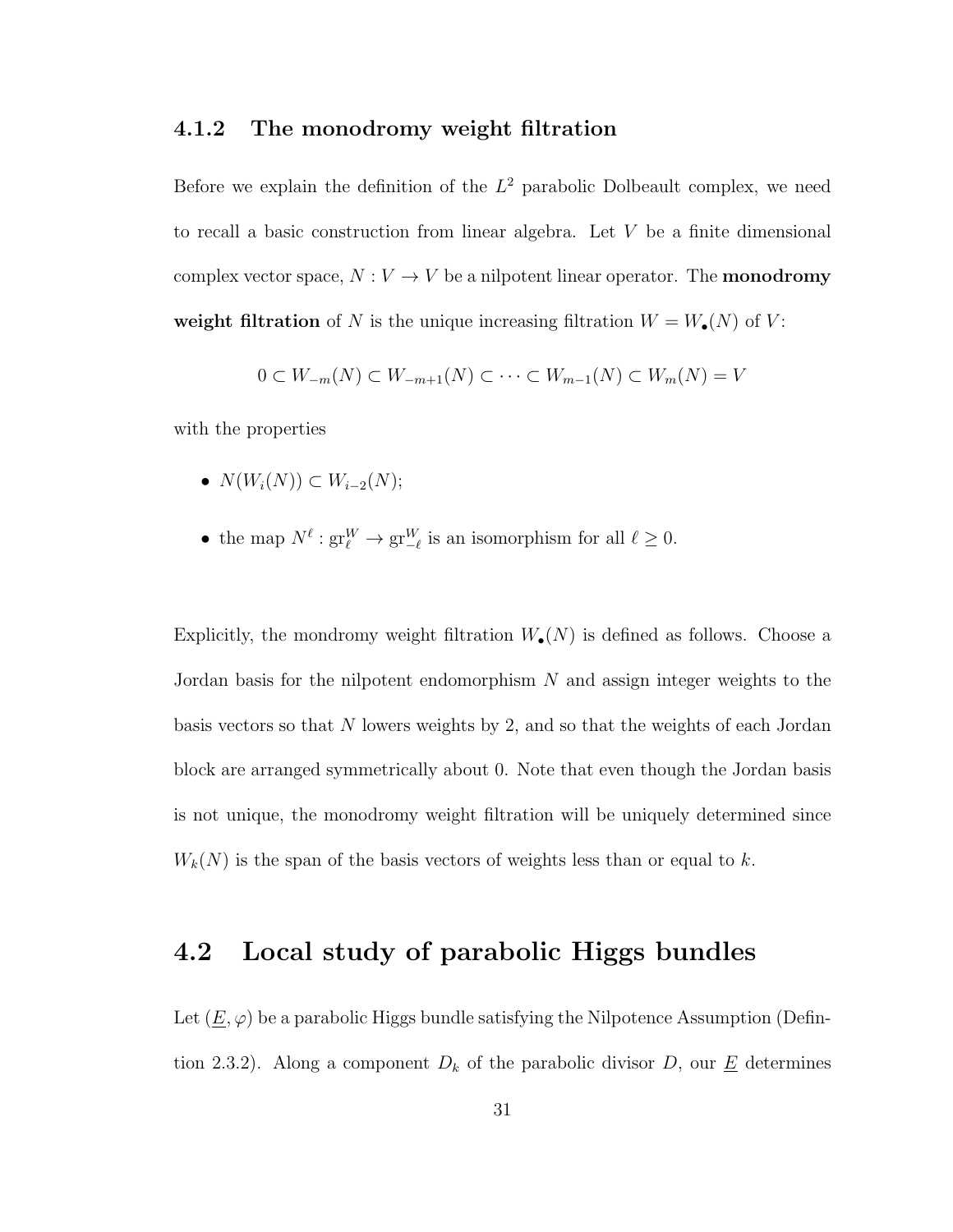### 4.1.2 The monodromy weight filtration

Before we explain the definition of the $L^2$ parabolic Dolbeault complex, we need to recall a basic construction from linear algebra. Let $V$ be a finite dimensional complex vector space, $N : V \to V$ be a nilpotent linear operator. The **monodromy weight filtration** of $N$ is the unique increasing filtration $W = W_\bullet(N)$ of $V$:

$$0 \subset W_{-m}(N) \subset W_{-m+1}(N) \subset \cdots \subset W_{m-1}(N) \subset W_m(N) = V$$

with the properties

- $N(W_i(N)) \subset W_{i-2}(N)$;
- the map $N^\ell : \mathrm{gr}_\ell^W \to \mathrm{gr}_{-\ell}^W$ is an isomorphism for all $\ell \geq 0$.

Explicitly, the mondromy weight filtration $W_\bullet(N)$ is defined as follows. Choose a Jordan basis for the nilpotent endomorphism $N$ and assign integer weights to the basis vectors so that $N$ lowers weights by 2, and so that the weights of each Jordan block are arranged symmetrically about 0. Note that even though the Jordan basis is not unique, the monodromy weight filtration will be uniquely determined since $W_k(N)$ is the span of the basis vectors of weights less than or equal to $k$.

## 4.2 Local study of parabolic Higgs bundles

Let $(\underline{E}, \varphi)$ be a parabolic Higgs bundle satisfying the Nilpotence Assumption (Defintion 2.3.2). Along a component $D_k$ of the parabolic divisor $D$, our $\underline{E}$ determines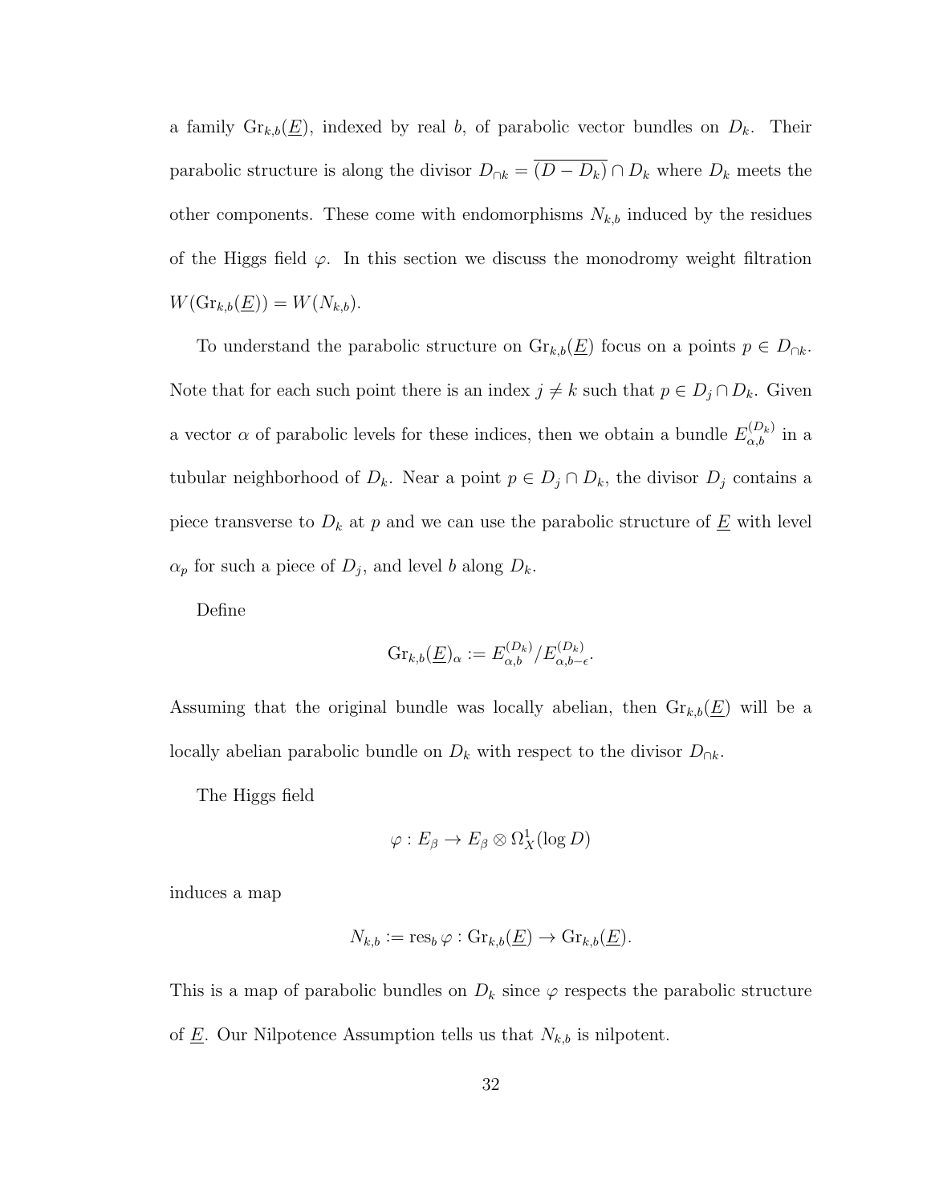a family $\mathrm{Gr}_{k,b}(\underline{E})$, indexed by real $b$, of parabolic vector bundles on $D_k$. Their parabolic structure is along the divisor $D_{\cap k} = \overline{(D - D_k)} \cap D_k$ where $D_k$ meets the other components. These come with endomorphisms $N_{k,b}$ induced by the residues of the Higgs field $\varphi$. In this section we discuss the monodromy weight filtration $W(\mathrm{Gr}_{k,b}(\underline{E})) = W(N_{k,b})$.

To understand the parabolic structure on $\mathrm{Gr}_{k,b}(\underline{E})$ focus on a points $p \in D_{\cap k}$. Note that for each such point there is an index $j \neq k$ such that $p \in D_j \cap D_k$. Given a vector $\alpha$ of parabolic levels for these indices, then we obtain a bundle $E^{(D_k)}_{\alpha,b}$ in a tubular neighborhood of $D_k$. Near a point $p \in D_j \cap D_k$, the divisor $D_j$ contains a piece transverse to $D_k$ at $p$ and we can use the parabolic structure of $\underline{E}$ with level $\alpha_p$ for such a piece of $D_j$, and level $b$ along $D_k$.

Define

$$\mathrm{Gr}_{k,b}(\underline{E})_\alpha := E^{(D_k)}_{\alpha,b} / E^{(D_k)}_{\alpha,b-\epsilon}.$$

Assuming that the original bundle was locally abelian, then $\mathrm{Gr}_{k,b}(\underline{E})$ will be a locally abelian parabolic bundle on $D_k$ with respect to the divisor $D_{\cap k}$.

The Higgs field

$$\varphi : E_\beta \to E_\beta \otimes \Omega^1_X(\log D)$$

induces a map

$$N_{k,b} := \mathrm{res}_b\, \varphi : \mathrm{Gr}_{k,b}(\underline{E}) \to \mathrm{Gr}_{k,b}(\underline{E}).$$

This is a map of parabolic bundles on $D_k$ since $\varphi$ respects the parabolic structure of $\underline{E}$. Our Nilpotence Assumption tells us that $N_{k,b}$ is nilpotent.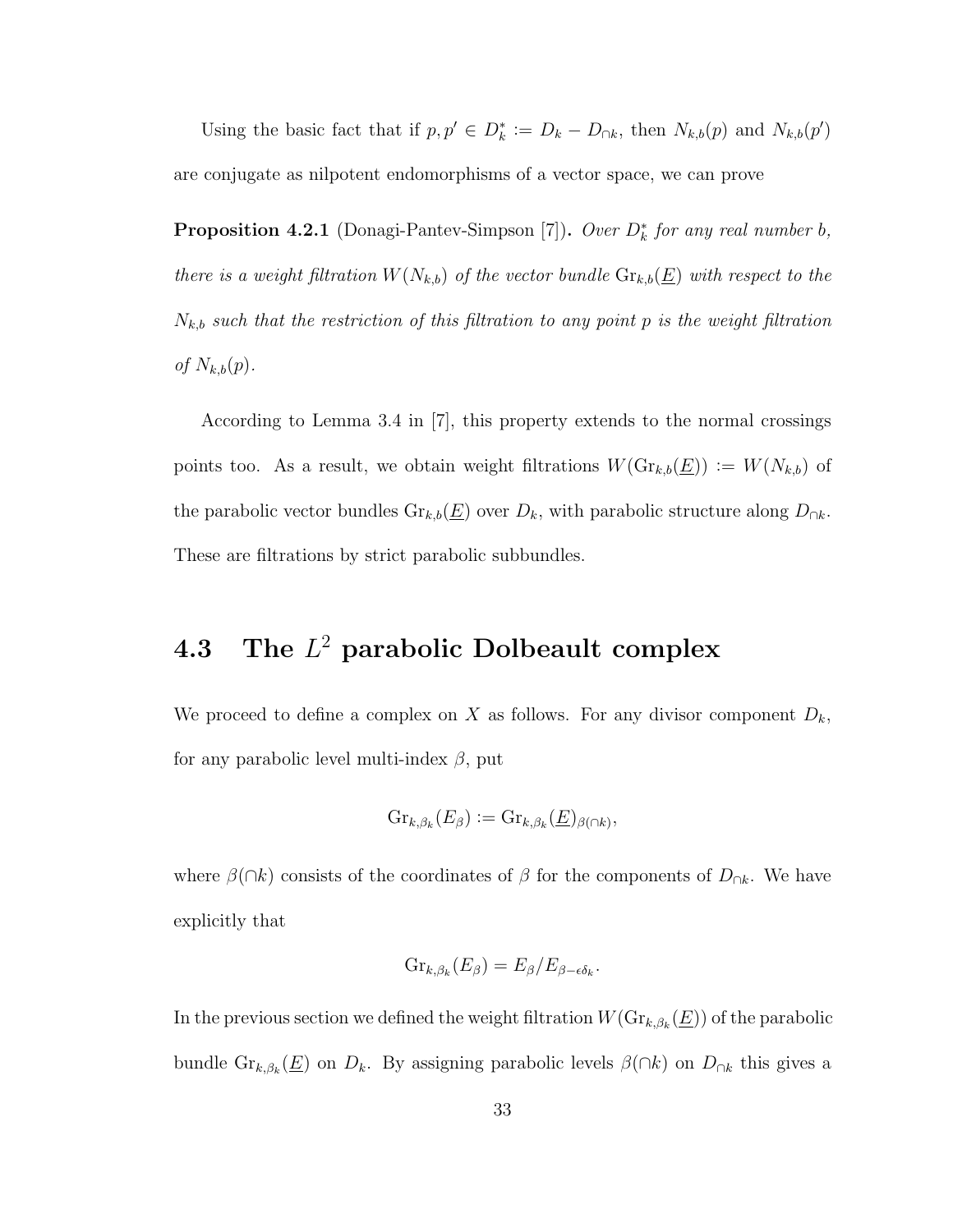Using the basic fact that if $p, p' \in D_k^* := D_k - D_{\cap k}$, then $N_{k,b}(p)$ and $N_{k,b}(p')$ are conjugate as nilpotent endomorphisms of a vector space, we can prove

**Proposition 4.2.1** (Donagi-Pantev-Simpson [7])**.** *Over $D_k^*$ for any real number $b$, there is a weight filtration $W(N_{k,b})$ of the vector bundle $\mathrm{Gr}_{k,b}(\underline{E})$ with respect to the $N_{k,b}$ such that the restriction of this filtration to any point $p$ is the weight filtration of $N_{k,b}(p)$.*

According to Lemma 3.4 in [7], this property extends to the normal crossings points too. As a result, we obtain weight filtrations $W(\mathrm{Gr}_{k,b}(\underline{E})) := W(N_{k,b})$ of the parabolic vector bundles $\mathrm{Gr}_{k,b}(\underline{E})$ over $D_k$, with parabolic structure along $D_{\cap k}$. These are filtrations by strict parabolic subbundles.

## 4.3 The $L^2$ parabolic Dolbeault complex

We proceed to define a complex on $X$ as follows. For any divisor component $D_k$, for any parabolic level multi-index $\beta$, put

$$\mathrm{Gr}_{k,\beta_k}(E_\beta) := \mathrm{Gr}_{k,\beta_k}(\underline{E})_{\beta(\cap k)},$$

where $\beta(\cap k)$ consists of the coordinates of $\beta$ for the components of $D_{\cap k}$. We have explicitly that

$$\mathrm{Gr}_{k,\beta_k}(E_\beta) = E_\beta / E_{\beta - \epsilon \delta_k}.$$

In the previous section we defined the weight filtration $W(\mathrm{Gr}_{k,\beta_k}(\underline{E}))$ of the parabolic bundle $\mathrm{Gr}_{k,\beta_k}(\underline{E})$ on $D_k$. By assigning parabolic levels $\beta(\cap k)$ on $D_{\cap k}$ this gives a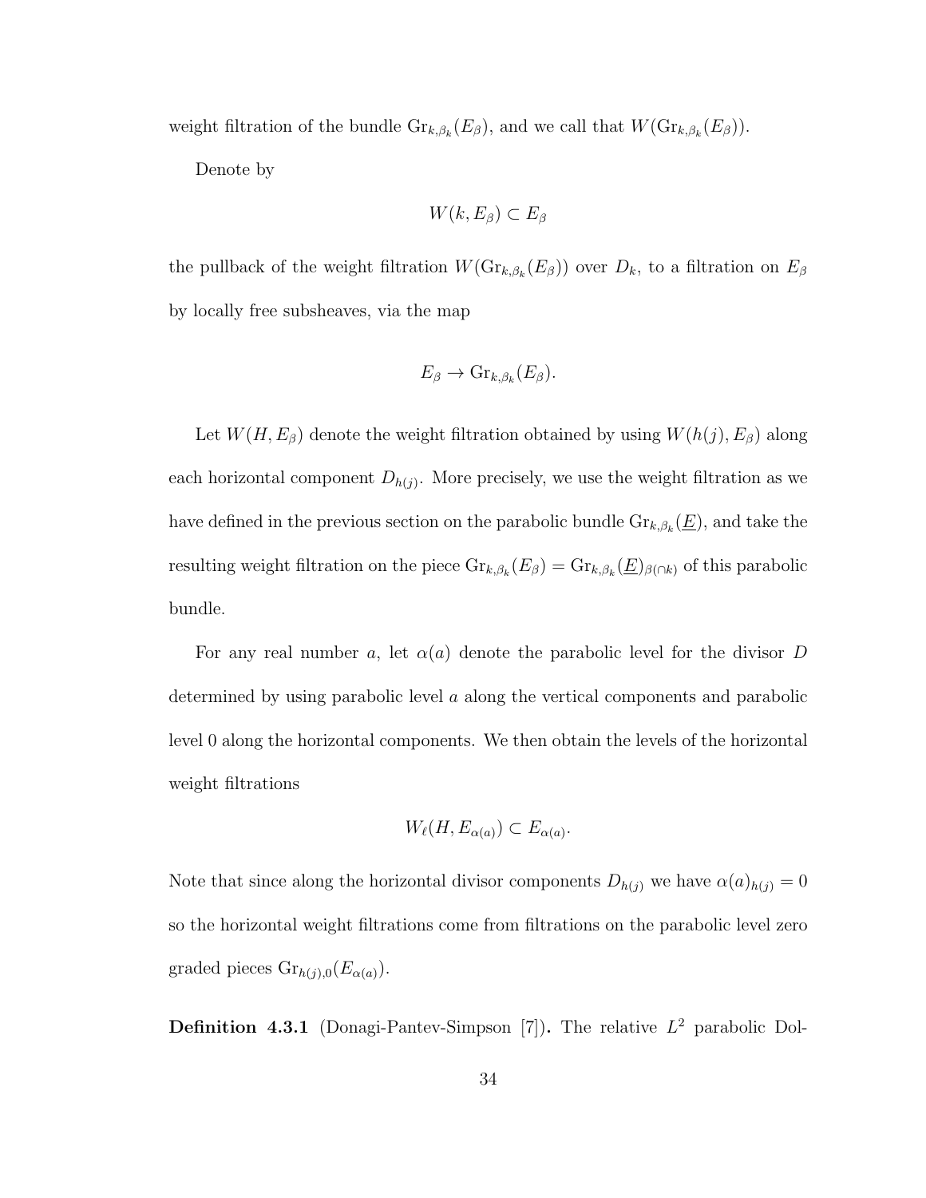weight filtration of the bundle $\mathrm{Gr}_{k,\beta_k}(E_\beta)$, and we call that $W(\mathrm{Gr}_{k,\beta_k}(E_\beta))$.

Denote by

$$W(k, E_\beta) \subset E_\beta$$

the pullback of the weight filtration $W(\mathrm{Gr}_{k,\beta_k}(E_\beta))$ over $D_k$, to a filtration on $E_\beta$ by locally free subsheaves, via the map

$$E_\beta \to \mathrm{Gr}_{k,\beta_k}(E_\beta).$$

Let $W(H, E_\beta)$ denote the weight filtration obtained by using $W(h(j), E_\beta)$ along each horizontal component $D_{h(j)}$. More precisely, we use the weight filtration as we have defined in the previous section on the parabolic bundle $\mathrm{Gr}_{k,\beta_k}(\underline{E})$, and take the resulting weight filtration on the piece $\mathrm{Gr}_{k,\beta_k}(E_\beta) = \mathrm{Gr}_{k,\beta_k}(\underline{E})_{\beta(\cap k)}$ of this parabolic bundle.

For any real number $a$, let $\alpha(a)$ denote the parabolic level for the divisor $D$ determined by using parabolic level $a$ along the vertical components and parabolic level 0 along the horizontal components. We then obtain the levels of the horizontal weight filtrations

$$W_\ell(H, E_{\alpha(a)}) \subset E_{\alpha(a)}.$$

Note that since along the horizontal divisor components $D_{h(j)}$ we have $\alpha(a)_{h(j)} = 0$ so the horizontal weight filtrations come from filtrations on the parabolic level zero graded pieces $\mathrm{Gr}_{h(j),0}(E_{\alpha(a)})$.

**Definition 4.3.1** (Donagi-Pantev-Simpson [7])**.** The relative $L^2$ parabolic Dol-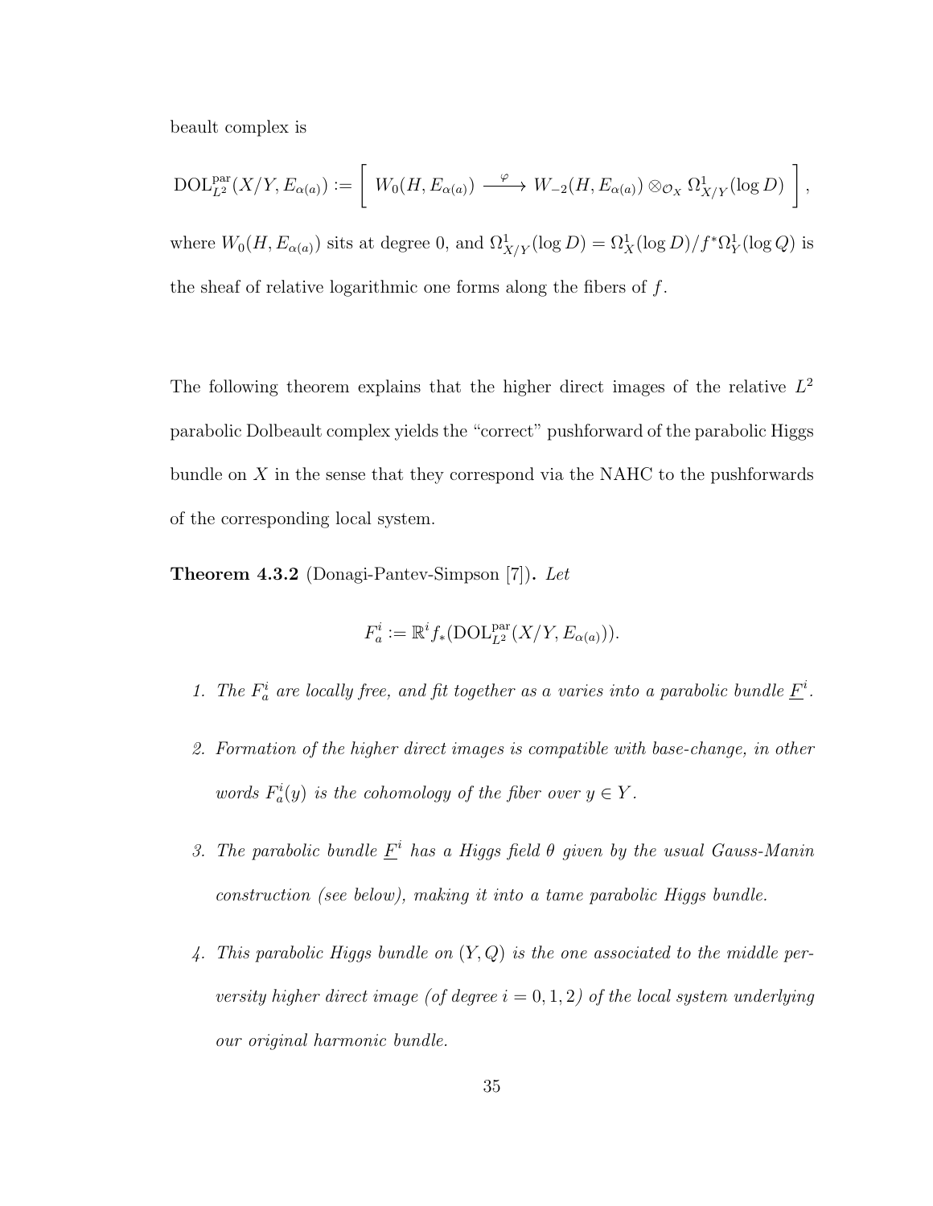beault complex is

$$\mathrm{DOL}^{\mathrm{par}}_{L^2}(X/Y, E_{\alpha(a)}) := \left[ \; W_0(H, E_{\alpha(a)}) \xrightarrow{\;\;\varphi\;\;} W_{-2}(H, E_{\alpha(a)}) \otimes_{\mathcal{O}_X} \Omega^1_{X/Y}(\log D) \; \right],$$

where $W_0(H, E_{\alpha(a)})$ sits at degree 0, and $\Omega^1_{X/Y}(\log D) = \Omega^1_X(\log D)/f^*\Omega^1_Y(\log Q)$ is the sheaf of relative logarithmic one forms along the fibers of $f$.

The following theorem explains that the higher direct images of the relative $L^2$ parabolic Dolbeault complex yields the "correct" pushforward of the parabolic Higgs bundle on $X$ in the sense that they correspond via the NAHC to the pushforwards of the corresponding local system.

**Theorem 4.3.2** (Donagi-Pantev-Simpson [7])**.** *Let*

$$F^i_a := \mathbb{R}^i f_*(\mathrm{DOL}^{\mathrm{par}}_{L^2}(X/Y, E_{\alpha(a)})).$$

1. *The $F^i_a$ are locally free, and fit together as $a$ varies into a parabolic bundle $\underline{F}^i$.*
2. *Formation of the higher direct images is compatible with base-change, in other words $F^i_a(y)$ is the cohomology of the fiber over $y \in Y$.*
3. *The parabolic bundle $\underline{F}^i$ has a Higgs field $\theta$ given by the usual Gauss-Manin construction (see below), making it into a tame parabolic Higgs bundle.*
4. *This parabolic Higgs bundle on $(Y, Q)$ is the one associated to the middle perversity higher direct image (of degree $i = 0, 1, 2$) of the local system underlying our original harmonic bundle.*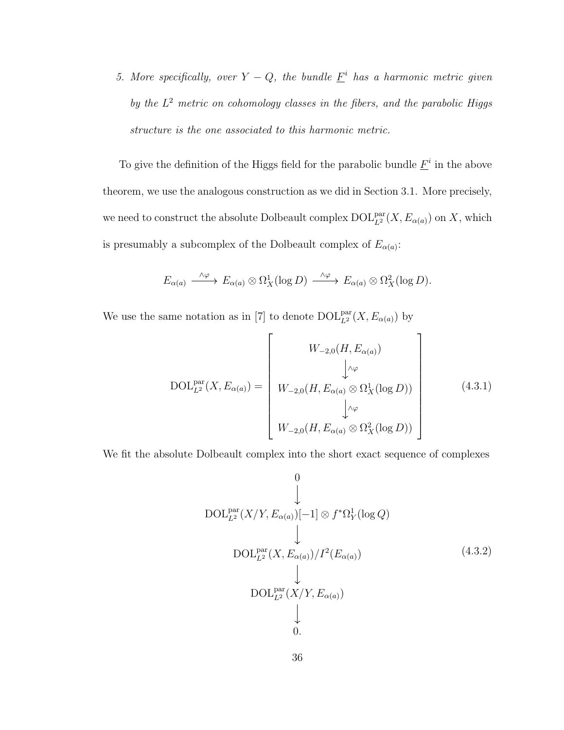5. *More specifically, over $Y - Q$, the bundle $\underline{F}^i$ has a harmonic metric given by the $L^2$ metric on cohomology classes in the fibers, and the parabolic Higgs structure is the one associated to this harmonic metric.*

To give the definition of the Higgs field for the parabolic bundle $\underline{F}^i$ in the above theorem, we use the analogous construction as we did in Section 3.1. More precisely, we need to construct the absolute Dolbeault complex $\mathrm{DOL}^{\mathrm{par}}_{L^2}(X, E_{\alpha(a)})$ on $X$, which is presumably a subcomplex of the Dolbeault complex of $E_{\alpha(a)}$:

$$E_{\alpha(a)} \xrightarrow{\wedge\varphi} E_{\alpha(a)} \otimes \Omega^1_X(\log D) \xrightarrow{\wedge\varphi} E_{\alpha(a)} \otimes \Omega^2_X(\log D).$$

We use the same notation as in [7] to denote $\mathrm{DOL}^{\mathrm{par}}_{L^2}(X, E_{\alpha(a)})$ by

$$\mathrm{DOL}^{\mathrm{par}}_{L^2}(X, E_{\alpha(a)}) = \begin{bmatrix} W_{-2,0}(H, E_{\alpha(a)}) \\ \Big\downarrow{\scriptstyle \wedge\varphi} \\ W_{-2,0}(H, E_{\alpha(a)} \otimes \Omega^1_X(\log D)) \\ \Big\downarrow{\scriptstyle \wedge\varphi} \\ W_{-2,0}(H, E_{\alpha(a)} \otimes \Omega^2_X(\log D)) \end{bmatrix} \tag{4.3.1}$$

We fit the absolute Dolbeault complex into the short exact sequence of complexes

$$\begin{array}{c} 0 \\ \Big\downarrow \\ \mathrm{DOL}^{\mathrm{par}}_{L^2}(X/Y, E_{\alpha(a)})[-1] \otimes f^*\Omega^1_Y(\log Q) \\ \Big\downarrow \\ \mathrm{DOL}^{\mathrm{par}}_{L^2}(X, E_{\alpha(a)})/I^2(E_{\alpha(a)}) \\ \Big\downarrow \\ \mathrm{DOL}^{\mathrm{par}}_{L^2}(X/Y, E_{\alpha(a)}) \\ \Big\downarrow \\ 0. \end{array} \tag{4.3.2}$$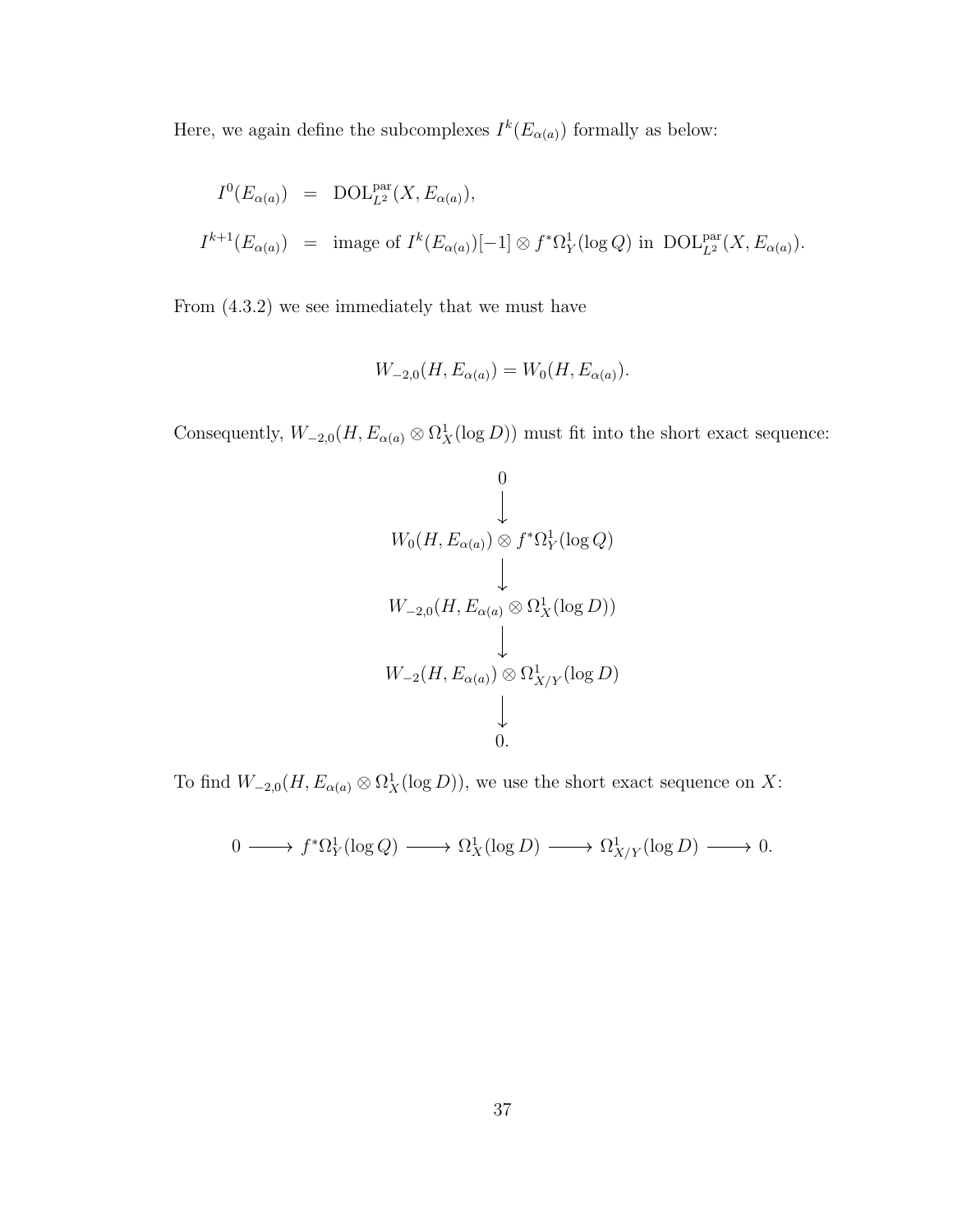Here, we again define the subcomplexes $I^k(E_{\alpha(a)})$ formally as below:

$$
\begin{aligned}
I^0(E_{\alpha(a)}) &= \mathrm{DOL}^{\mathrm{par}}_{L^2}(X, E_{\alpha(a)}), \\
I^{k+1}(E_{\alpha(a)}) &= \text{image of } I^k(E_{\alpha(a)})[-1] \otimes f^*\Omega^1_Y(\log Q) \text{ in } \mathrm{DOL}^{\mathrm{par}}_{L^2}(X, E_{\alpha(a)}).
\end{aligned}
$$

From (4.3.2) we see immediately that we must have

$$
W_{-2,0}(H, E_{\alpha(a)}) = W_0(H, E_{\alpha(a)}).
$$

Consequently, $W_{-2,0}(H, E_{\alpha(a)} \otimes \Omega^1_X(\log D))$ must fit into the short exact sequence:

$$
\begin{array}{c}
0 \\
\downarrow \\
W_0(H, E_{\alpha(a)}) \otimes f^*\Omega^1_Y(\log Q) \\
\downarrow \\
W_{-2,0}(H, E_{\alpha(a)} \otimes \Omega^1_X(\log D)) \\
\downarrow \\
W_{-2}(H, E_{\alpha(a)}) \otimes \Omega^1_{X/Y}(\log D) \\
\downarrow \\
0.
\end{array}
$$

To find $W_{-2,0}(H, E_{\alpha(a)} \otimes \Omega^1_X(\log D))$, we use the short exact sequence on $X$:

$$
0 \longrightarrow f^*\Omega^1_Y(\log Q) \longrightarrow \Omega^1_X(\log D) \longrightarrow \Omega^1_{X/Y}(\log D) \longrightarrow 0.
$$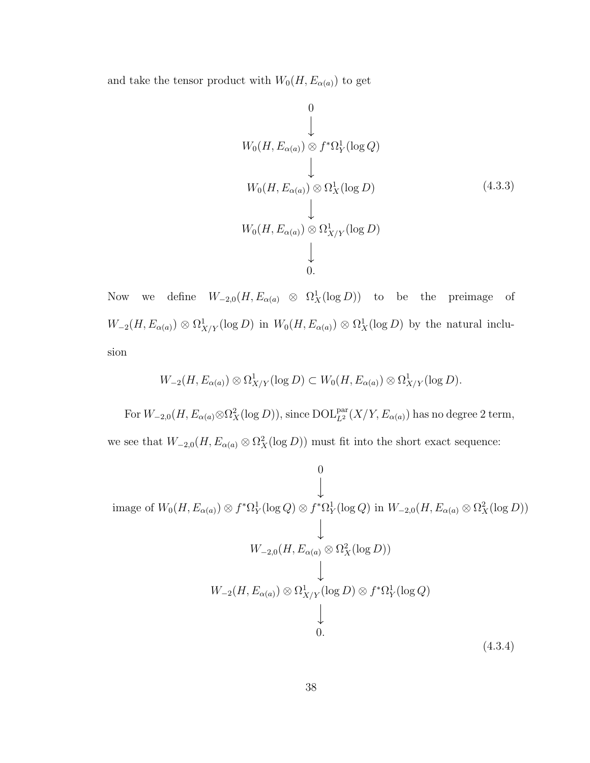and take the tensor product with $W_0(H, E_{\alpha(a)})$ to get

$$
\begin{array}{c}
0 \\
\big\downarrow \\
W_0(H, E_{\alpha(a)}) \otimes f^*\Omega^1_Y(\log Q) \\
\big\downarrow \\
W_0(H, E_{\alpha(a)}) \otimes \Omega^1_X(\log D) \\
\big\downarrow \\
W_0(H, E_{\alpha(a)}) \otimes \Omega^1_{X/Y}(\log D) \\
\big\downarrow \\
0.
\end{array}
\tag{4.3.3}
$$

Now we define $W_{-2,0}(H, E_{\alpha(a)} \otimes \Omega^1_X(\log D))$ to be the preimage of $W_{-2}(H, E_{\alpha(a)}) \otimes \Omega^1_{X/Y}(\log D)$ in $W_0(H, E_{\alpha(a)}) \otimes \Omega^1_X(\log D)$ by the natural inclusion

$$W_{-2}(H, E_{\alpha(a)}) \otimes \Omega^1_{X/Y}(\log D) \subset W_0(H, E_{\alpha(a)}) \otimes \Omega^1_{X/Y}(\log D).$$

For $W_{-2,0}(H, E_{\alpha(a)} \otimes \Omega^2_X(\log D))$, since $\mathrm{DOL}^{\mathrm{par}}_{L^2}(X/Y, E_{\alpha(a)})$ has no degree 2 term, we see that $W_{-2,0}(H, E_{\alpha(a)} \otimes \Omega^2_X(\log D))$ must fit into the short exact sequence:

$$
\begin{array}{c}
0 \\
\big\downarrow \\
\text{image of } W_0(H, E_{\alpha(a)}) \otimes f^*\Omega^1_Y(\log Q) \otimes f^*\Omega^1_Y(\log Q) \text{ in } W_{-2,0}(H, E_{\alpha(a)} \otimes \Omega^2_X(\log D)) \\
\big\downarrow \\
W_{-2,0}(H, E_{\alpha(a)} \otimes \Omega^2_X(\log D)) \\
\big\downarrow \\
W_{-2}(H, E_{\alpha(a)}) \otimes \Omega^1_{X/Y}(\log D) \otimes f^*\Omega^1_Y(\log Q) \\
\big\downarrow \\
0.
\end{array}
\tag{4.3.4}
$$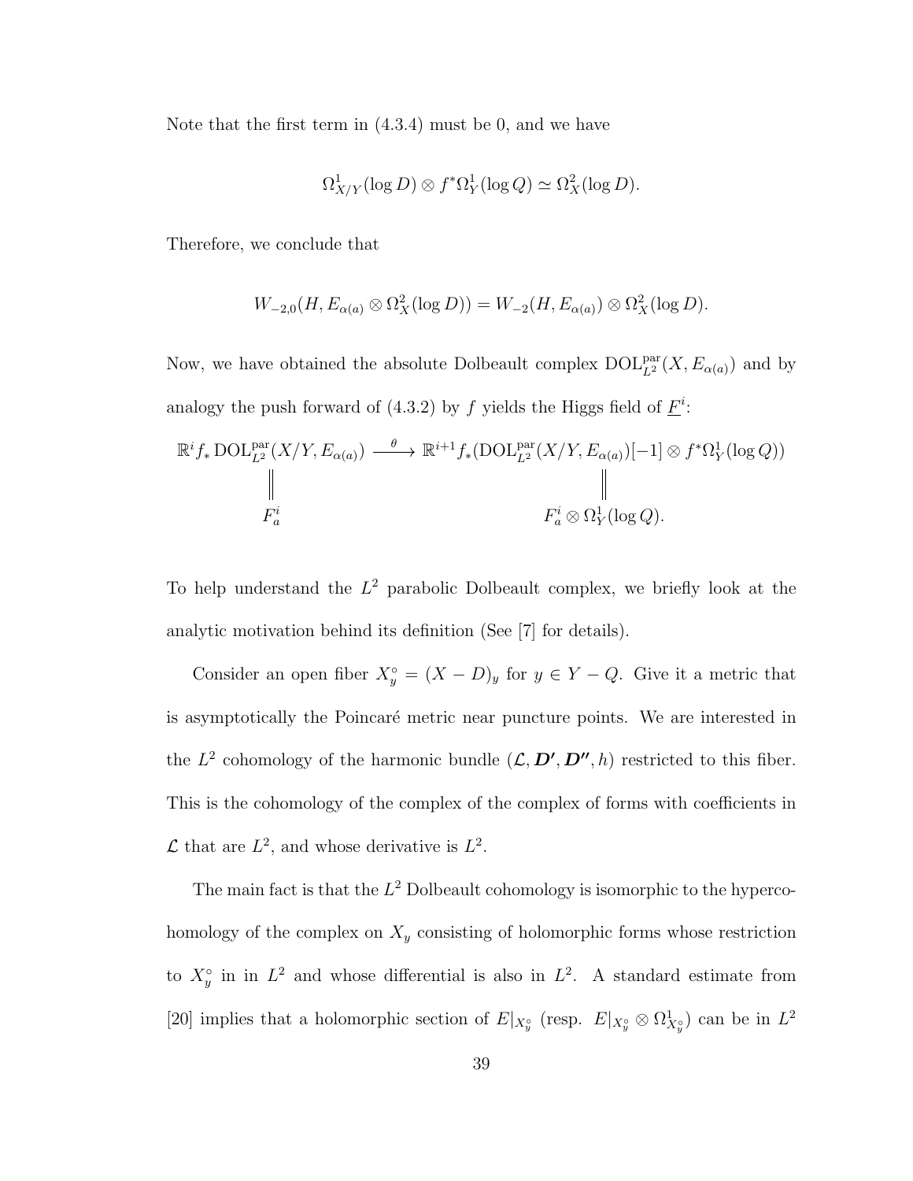Note that the first term in (4.3.4) must be 0, and we have

$$\Omega^1_{X/Y}(\log D) \otimes f^*\Omega^1_Y(\log Q) \simeq \Omega^2_X(\log D).$$

Therefore, we conclude that

$$W_{-2,0}(H, E_{\alpha(a)} \otimes \Omega^2_X(\log D)) = W_{-2}(H, E_{\alpha(a)}) \otimes \Omega^2_X(\log D).$$

Now, we have obtained the absolute Dolbeault complex $\mathrm{DOL}^{\mathrm{par}}_{L^2}(X, E_{\alpha(a)})$ and by analogy the push forward of (4.3.2) by $f$ yields the Higgs field of $\underline{F}^i$:

$$\begin{array}{ccc}
\mathbb{R}^i f_* \mathrm{DOL}^{\mathrm{par}}_{L^2}(X/Y, E_{\alpha(a)}) & \xrightarrow{\ \theta\ } & \mathbb{R}^{i+1} f_*(\mathrm{DOL}^{\mathrm{par}}_{L^2}(X/Y, E_{\alpha(a)})[-1] \otimes f^*\Omega^1_Y(\log Q)) \\
\| & & \| \\
F^i_a & & F^i_a \otimes \Omega^1_Y(\log Q).
\end{array}$$

To help understand the $L^2$ parabolic Dolbeault complex, we briefly look at the analytic motivation behind its definition (See [7] for details).

Consider an open fiber $X^\circ_y = (X - D)_y$ for $y \in Y - Q$. Give it a metric that is asymptotically the Poincaré metric near puncture points. We are interested in the $L^2$ cohomology of the harmonic bundle $(\mathcal{L}, \boldsymbol{D'}, \boldsymbol{D''}, h)$ restricted to this fiber. This is the cohomology of the complex of the complex of forms with coefficients in $\mathcal{L}$ that are $L^2$, and whose derivative is $L^2$.

The main fact is that the $L^2$ Dolbeault cohomology is isomorphic to the hypercohomology of the complex on $X_y$ consisting of holomorphic forms whose restriction to $X^\circ_y$ in in $L^2$ and whose differential is also in $L^2$. A standard estimate from [20] implies that a holomorphic section of $E|_{X^\circ_y}$ (resp. $E|_{X^\circ_y} \otimes \Omega^1_{X^\circ_y}$) can be in $L^2$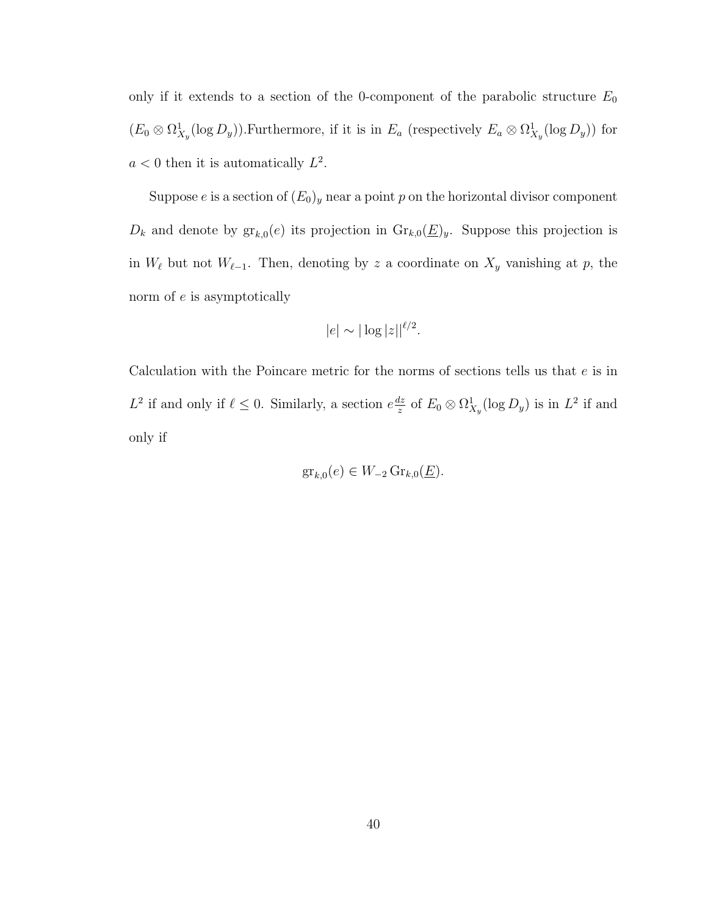only if it extends to a section of the 0-component of the parabolic structure $E_0$ ($E_0 \otimes \Omega^1_{X_y}(\log D_y)$).Furthermore, if it is in $E_a$ (respectively $E_a \otimes \Omega^1_{X_y}(\log D_y)$) for $a < 0$ then it is automatically $L^2$.

Suppose $e$ is a section of $(E_0)_y$ near a point $p$ on the horizontal divisor component $D_k$ and denote by $\mathrm{gr}_{k,0}(e)$ its projection in $\mathrm{Gr}_{k,0}(\underline{E})_y$. Suppose this projection is in $W_\ell$ but not $W_{\ell-1}$. Then, denoting by $z$ a coordinate on $X_y$ vanishing at $p$, the norm of $e$ is asymptotically

$$|e| \sim |\log |z||^{\ell/2}.$$

Calculation with the Poincare metric for the norms of sections tells us that $e$ is in $L^2$ if and only if $\ell \leq 0$. Similarly, a section $e\frac{dz}{z}$ of $E_0 \otimes \Omega^1_{X_y}(\log D_y)$ is in $L^2$ if and only if

$$\mathrm{gr}_{k,0}(e) \in W_{-2}\,\mathrm{Gr}_{k,0}(\underline{E}).$$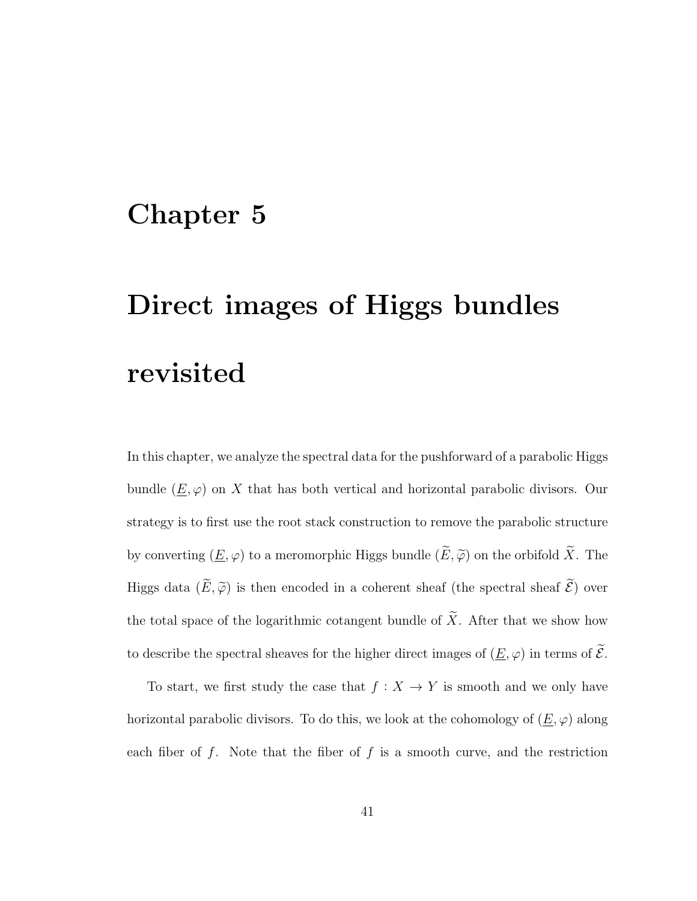# Chapter 5

# Direct images of Higgs bundles revisited

In this chapter, we analyze the spectral data for the pushforward of a parabolic Higgs bundle $(\underline{E}, \varphi)$ on $X$ that has both vertical and horizontal parabolic divisors. Our strategy is to first use the root stack construction to remove the parabolic structure by converting $(\underline{E}, \varphi)$ to a meromorphic Higgs bundle $(\widetilde{E}, \widetilde{\varphi})$ on the orbifold $\widetilde{X}$. The Higgs data $(\widetilde{E}, \widetilde{\varphi})$ is then encoded in a coherent sheaf (the spectral sheaf $\widetilde{\mathcal{E}}$) over the total space of the logarithmic cotangent bundle of $\widetilde{X}$. After that we show how to describe the spectral sheaves for the higher direct images of $(\underline{E}, \varphi)$ in terms of $\widetilde{\mathcal{E}}$.

To start, we first study the case that $f : X \to Y$ is smooth and we only have horizontal parabolic divisors. To do this, we look at the cohomology of $(\underline{E}, \varphi)$ along each fiber of $f$. Note that the fiber of $f$ is a smooth curve, and the restriction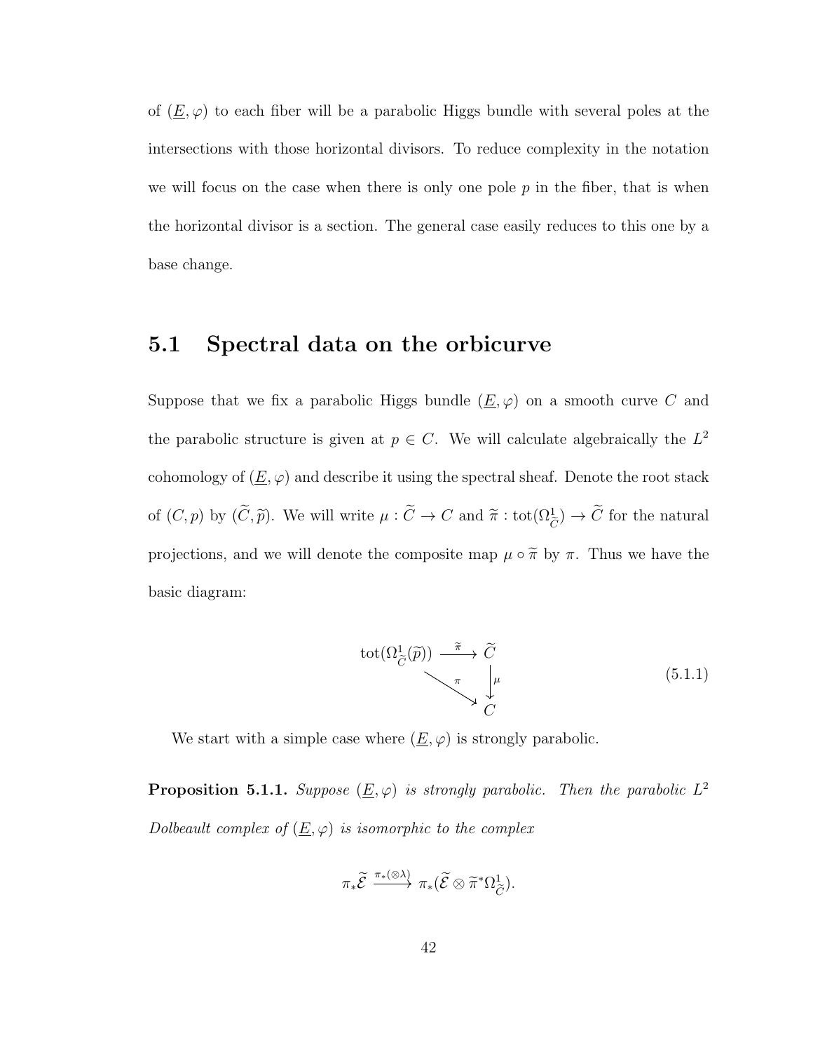of $(\underline{E}, \varphi)$ to each fiber will be a parabolic Higgs bundle with several poles at the intersections with those horizontal divisors. To reduce complexity in the notation we will focus on the case when there is only one pole $p$ in the fiber, that is when the horizontal divisor is a section. The general case easily reduces to this one by a base change.

## 5.1 Spectral data on the orbicurve

Suppose that we fix a parabolic Higgs bundle $(\underline{E}, \varphi)$ on a smooth curve $C$ and the parabolic structure is given at $p \in C$. We will calculate algebraically the $L^2$ cohomology of $(\underline{E}, \varphi)$ and describe it using the spectral sheaf. Denote the root stack of $(C, p)$ by $(\widetilde{C}, \widetilde{p})$. We will write $\mu : \widetilde{C} \to C$ and $\widetilde{\pi} : \mathrm{tot}(\Omega^1_{\widetilde{C}}) \to \widetilde{C}$ for the natural projections, and we will denote the composite map $\mu \circ \widetilde{\pi}$ by $\pi$. Thus we have the basic diagram:

$$\begin{array}{ccc} \mathrm{tot}(\Omega^1_{\widetilde{C}}(\widetilde{p})) & \xrightarrow{\widetilde{\pi}} & \widetilde{C} \\ & \searrow^{\pi} & \downarrow{\scriptstyle \mu} \\ & & C \end{array} \tag{5.1.1}$$

We start with a simple case where $(\underline{E}, \varphi)$ is strongly parabolic.

**Proposition 5.1.1.** *Suppose $(\underline{E}, \varphi)$ is strongly parabolic. Then the parabolic $L^2$ Dolbeault complex of $(\underline{E}, \varphi)$ is isomorphic to the complex*

$$\pi_* \widetilde{\mathcal{E}} \xrightarrow{\pi_*(\otimes \lambda)} \pi_*(\widetilde{\mathcal{E}} \otimes \widetilde{\pi}^* \Omega^1_{\widetilde{C}}).$$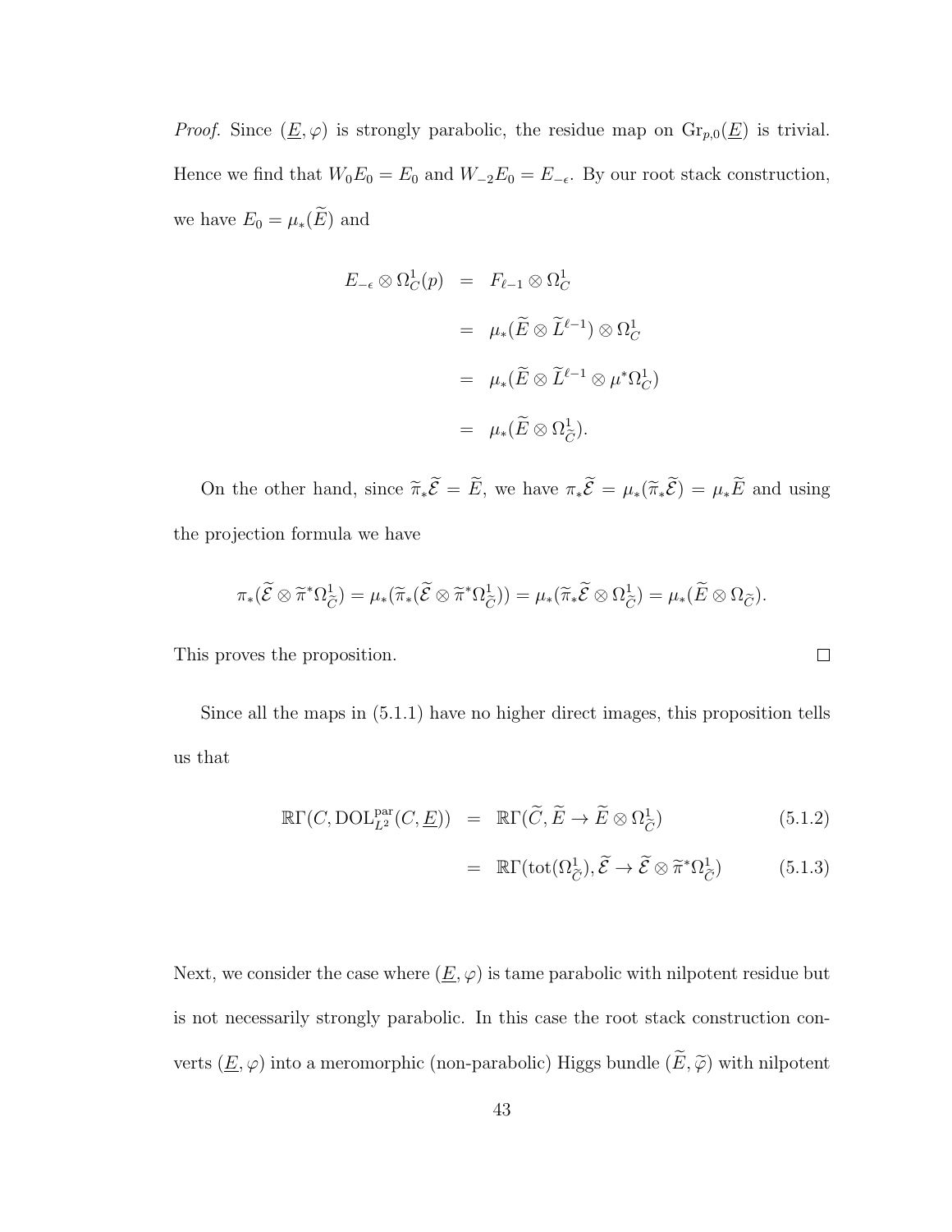*Proof.* Since $(\underline{E}, \varphi)$ is strongly parabolic, the residue map on $\mathrm{Gr}_{p,0}(\underline{E})$ is trivial. Hence we find that $W_0 E_0 = E_0$ and $W_{-2} E_0 = E_{-\epsilon}$. By our root stack construction, we have $E_0 = \mu_*(\widetilde{E})$ and

$$
\begin{aligned}
E_{-\epsilon} \otimes \Omega^1_C(p) &= F_{\ell-1} \otimes \Omega^1_C \\
&= \mu_*(\widetilde{E} \otimes \widetilde{L}^{\ell-1}) \otimes \Omega^1_C \\
&= \mu_*(\widetilde{E} \otimes \widetilde{L}^{\ell-1} \otimes \mu^* \Omega^1_C) \\
&= \mu_*(\widetilde{E} \otimes \Omega^1_{\widetilde{C}}).
\end{aligned}
$$

On the other hand, since $\widetilde{\pi}_* \widetilde{\mathcal{E}} = \widetilde{E}$, we have $\pi_* \widetilde{\mathcal{E}} = \mu_*(\widetilde{\pi}_* \widetilde{\mathcal{E}}) = \mu_* \widetilde{E}$ and using the projection formula we have

$$
\pi_*(\widetilde{\mathcal{E}} \otimes \widetilde{\pi}^* \Omega^1_{\widetilde{C}}) = \mu_*(\widetilde{\pi}_*(\widetilde{\mathcal{E}} \otimes \widetilde{\pi}^* \Omega^1_{\widetilde{C}})) = \mu_*(\widetilde{\pi}_* \widetilde{\mathcal{E}} \otimes \Omega^1_{\widetilde{C}}) = \mu_*(\widetilde{E} \otimes \Omega_{\widetilde{C}}).
$$

This proves the proposition. $\square$

Since all the maps in (5.1.1) have no higher direct images, this proposition tells us that

$$
\begin{aligned}
\mathbb{R}\Gamma(C, \mathrm{DOL}^{\mathrm{par}}_{L^2}(C, \underline{E})) &= \mathbb{R}\Gamma(\widetilde{C}, \widetilde{E} \to \widetilde{E} \otimes \Omega^1_{\widetilde{C}}) && (5.1.2) \\
&= \mathbb{R}\Gamma(\mathrm{tot}(\Omega^1_{\widetilde{C}}), \widetilde{\mathcal{E}} \to \widetilde{\mathcal{E}} \otimes \widetilde{\pi}^* \Omega^1_{\widetilde{C}}) && (5.1.3)
\end{aligned}
$$

Next, we consider the case where $(\underline{E}, \varphi)$ is tame parabolic with nilpotent residue but is not necessarily strongly parabolic. In this case the root stack construction converts $(\underline{E}, \varphi)$ into a meromorphic (non-parabolic) Higgs bundle $(\widetilde{E}, \widetilde{\varphi})$ with nilpotent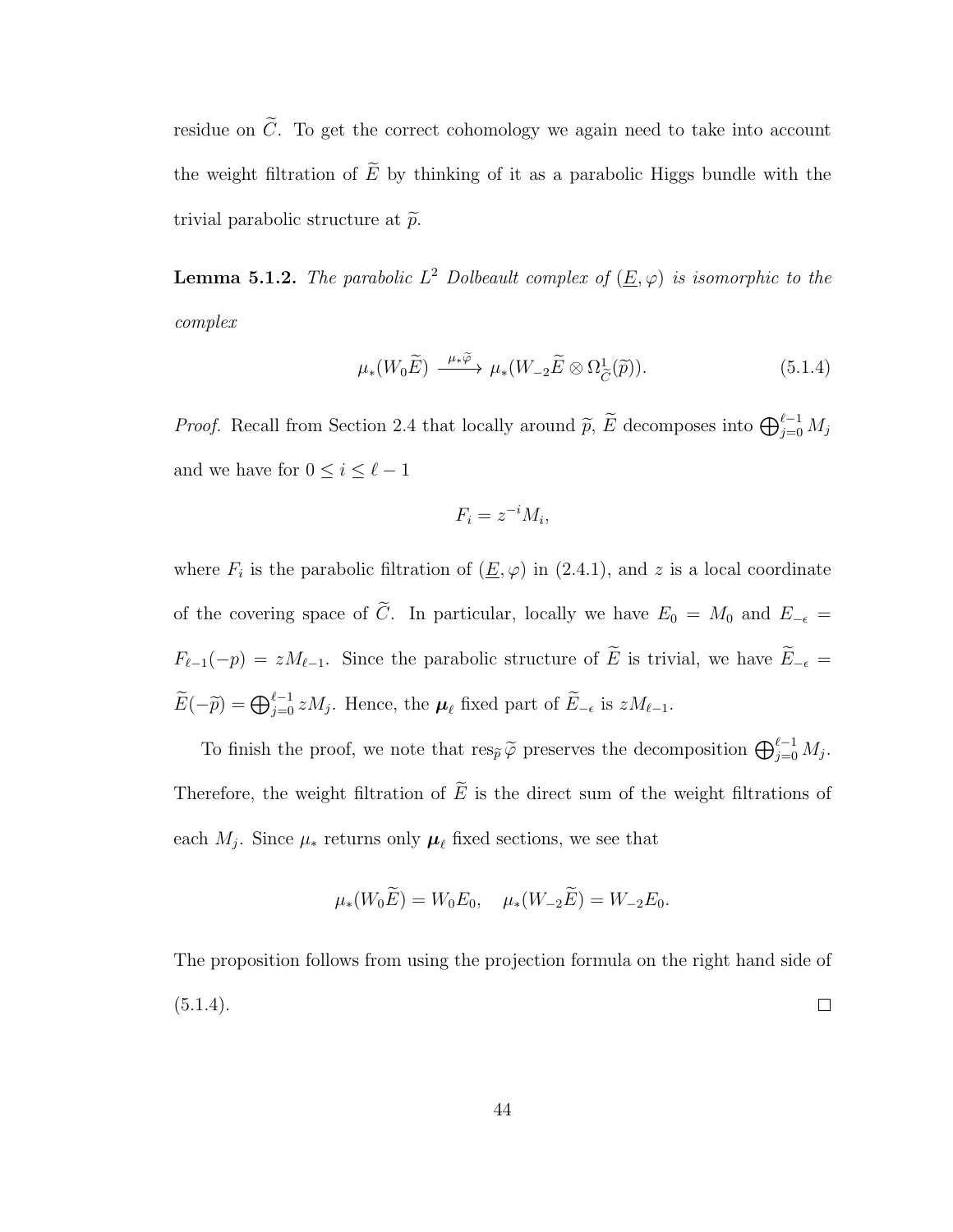residue on $\widetilde{C}$. To get the correct cohomology we again need to take into account the weight filtration of $\widetilde{E}$ by thinking of it as a parabolic Higgs bundle with the trivial parabolic structure at $\widetilde{p}$.

**Lemma 5.1.2.** *The parabolic $L^2$ Dolbeault complex of $(\underline{E}, \varphi)$ is isomorphic to the complex*

$$\mu_*(W_0\widetilde{E}) \xrightarrow{\mu_*\widetilde{\varphi}} \mu_*(W_{-2}\widetilde{E} \otimes \Omega^1_{\widetilde{C}}(\widetilde{p})). \tag{5.1.4}$$

*Proof.* Recall from Section 2.4 that locally around $\widetilde{p}$, $\widetilde{E}$ decomposes into $\bigoplus_{j=0}^{\ell-1} M_j$ and we have for $0 \leq i \leq \ell - 1$

$$F_i = z^{-i}M_i,$$

where $F_i$ is the parabolic filtration of $(\underline{E}, \varphi)$ in (2.4.1), and $z$ is a local coordinate of the covering space of $\widetilde{C}$. In particular, locally we have $E_0 = M_0$ and $E_{-\epsilon} = F_{\ell-1}(-p) = zM_{\ell-1}$. Since the parabolic structure of $\widetilde{E}$ is trivial, we have $\widetilde{E}_{-\epsilon} = \widetilde{E}(-\widetilde{p}) = \bigoplus_{j=0}^{\ell-1} zM_j$. Hence, the $\boldsymbol{\mu}_\ell$ fixed part of $\widetilde{E}_{-\epsilon}$ is $zM_{\ell-1}$.

To finish the proof, we note that $\operatorname{res}_{\widetilde{p}} \widetilde{\varphi}$ preserves the decomposition $\bigoplus_{j=0}^{\ell-1} M_j$. Therefore, the weight filtration of $\widetilde{E}$ is the direct sum of the weight filtrations of each $M_j$. Since $\mu_*$ returns only $\boldsymbol{\mu}_\ell$ fixed sections, we see that

$$\mu_*(W_0\widetilde{E}) = W_0E_0, \quad \mu_*(W_{-2}\widetilde{E}) = W_{-2}E_0.$$

The proposition follows from using the projection formula on the right hand side of (5.1.4). $\square$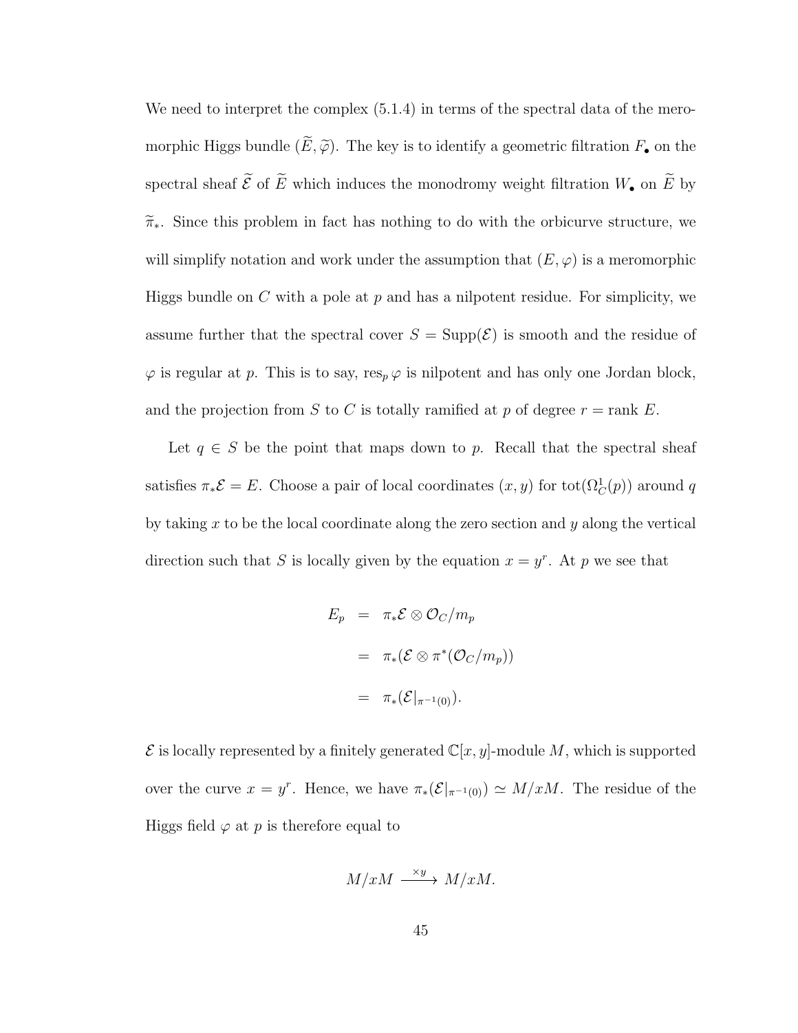We need to interpret the complex (5.1.4) in terms of the spectral data of the meromorphic Higgs bundle $(\widetilde{E}, \widetilde{\varphi})$. The key is to identify a geometric filtration $F_\bullet$ on the spectral sheaf $\widetilde{\mathcal{E}}$ of $\widetilde{E}$ which induces the monodromy weight filtration $W_\bullet$ on $\widetilde{E}$ by $\widetilde{\pi}_*$. Since this problem in fact has nothing to do with the orbicurve structure, we will simplify notation and work under the assumption that $(E, \varphi)$ is a meromorphic Higgs bundle on $C$ with a pole at $p$ and has a nilpotent residue. For simplicity, we assume further that the spectral cover $S = \mathrm{Supp}(\mathcal{E})$ is smooth and the residue of $\varphi$ is regular at $p$. This is to say, $\mathrm{res}_p\, \varphi$ is nilpotent and has only one Jordan block, and the projection from $S$ to $C$ is totally ramified at $p$ of degree $r = \mathrm{rank}\, E$.

Let $q \in S$ be the point that maps down to $p$. Recall that the spectral sheaf satisfies $\pi_*\mathcal{E} = E$. Choose a pair of local coordinates $(x, y)$ for $\mathrm{tot}(\Omega^1_C(p))$ around $q$ by taking $x$ to be the local coordinate along the zero section and $y$ along the vertical direction such that $S$ is locally given by the equation $x = y^r$. At $p$ we see that

$$
\begin{aligned}
E_p &= \pi_*\mathcal{E} \otimes \mathcal{O}_C/m_p \\
&= \pi_*(\mathcal{E} \otimes \pi^*(\mathcal{O}_C/m_p)) \\
&= \pi_*(\mathcal{E}|_{\pi^{-1}(0)}).
\end{aligned}
$$

$\mathcal{E}$ is locally represented by a finitely generated $\mathbb{C}[x, y]$-module $M$, which is supported over the curve $x = y^r$. Hence, we have $\pi_*(\mathcal{E}|_{\pi^{-1}(0)}) \simeq M/xM$. The residue of the Higgs field $\varphi$ at $p$ is therefore equal to

$$
M/xM \xrightarrow{\times y} M/xM.
$$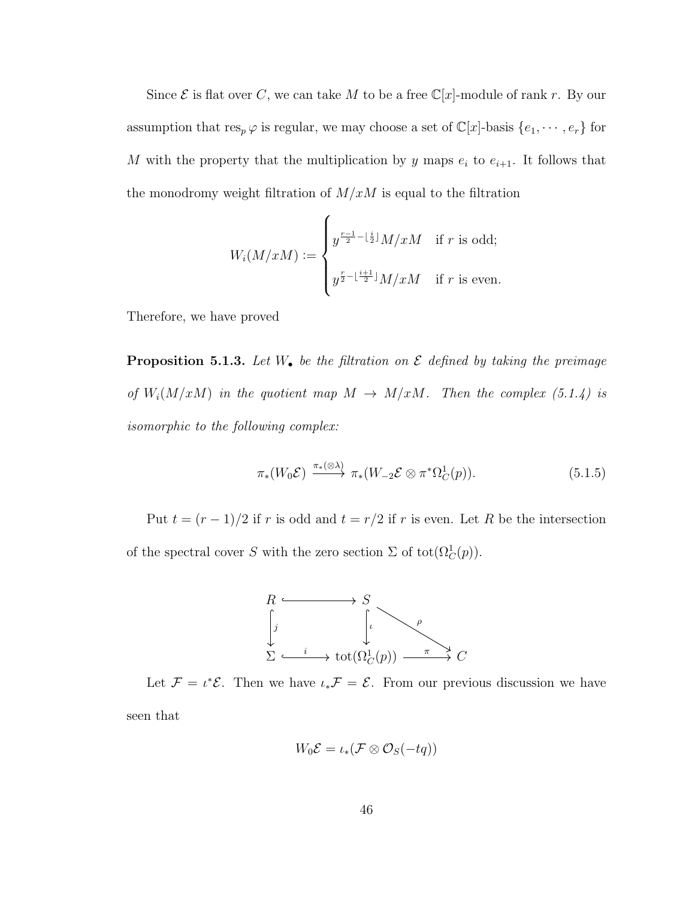Since $\mathcal{E}$ is flat over $C$, we can take $M$ to be a free $\mathbb{C}[x]$-module of rank $r$. By our assumption that $\operatorname{res}_p \varphi$ is regular, we may choose a set of $\mathbb{C}[x]$-basis $\{e_1, \cdots, e_r\}$ for $M$ with the property that the multiplication by $y$ maps $e_i$ to $e_{i+1}$. It follows that the monodromy weight filtration of $M/xM$ is equal to the filtration

$$W_i(M/xM) := \begin{cases} y^{\frac{r-1}{2} - \lfloor \frac{i}{2} \rfloor} M/xM & \text{if } r \text{ is odd;} \\ y^{\frac{r}{2} - \lfloor \frac{i+1}{2} \rfloor} M/xM & \text{if } r \text{ is even.} \end{cases}$$

Therefore, we have proved

**Proposition 5.1.3.** *Let $W_\bullet$ be the filtration on $\mathcal{E}$ defined by taking the preimage of $W_i(M/xM)$ in the quotient map $M \to M/xM$. Then the complex (5.1.4) is isomorphic to the following complex:*

$$\pi_*(W_0\mathcal{E}) \xrightarrow{\pi_*(\otimes\lambda)} \pi_*(W_{-2}\mathcal{E} \otimes \pi^*\Omega^1_C(p)). \tag{5.1.5}$$

Put $t = (r-1)/2$ if $r$ is odd and $t = r/2$ if $r$ is even. Let $R$ be the intersection of the spectral cover $S$ with the zero section $\Sigma$ of $\operatorname{tot}(\Omega^1_C(p))$.

$$\begin{array}{ccccc} R & \hookrightarrow & S & & \\ \downarrow j & & \downarrow \iota & \searrow \rho & \\ \Sigma & \xrightarrow{i} & \operatorname{tot}(\Omega^1_C(p)) & \xrightarrow{\pi} & C \end{array}$$

Let $\mathcal{F} = \iota^*\mathcal{E}$. Then we have $\iota_*\mathcal{F} = \mathcal{E}$. From our previous discussion we have seen that

$$W_0\mathcal{E} = \iota_*(\mathcal{F} \otimes \mathcal{O}_S(-tq))$$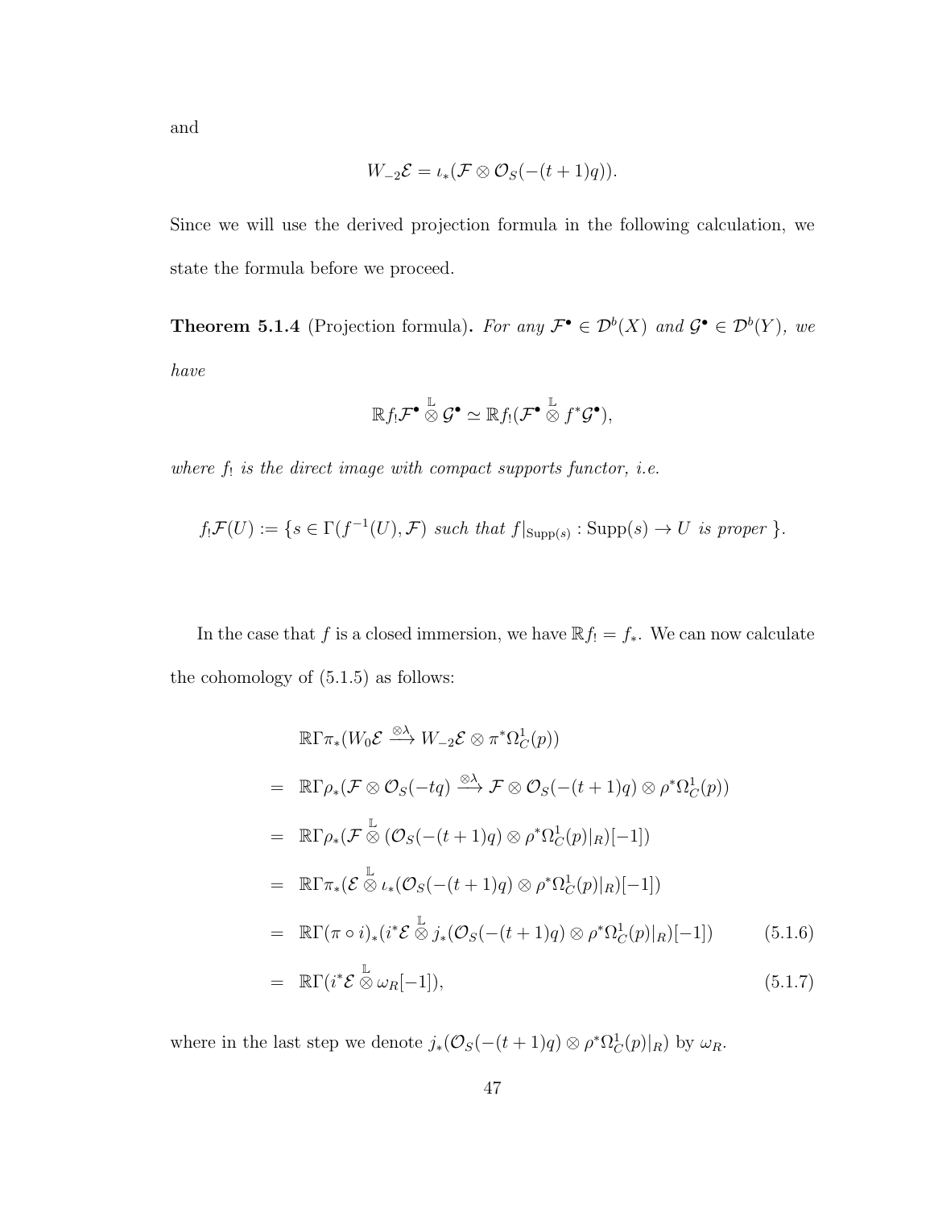and

$$W_{-2}\mathcal{E} = \iota_*(\mathcal{F} \otimes \mathcal{O}_S(-(t+1)q)).$$

Since we will use the derived projection formula in the following calculation, we state the formula before we proceed.

**Theorem 5.1.4** (Projection formula)**.** *For any $\mathcal{F}^\bullet \in \mathcal{D}^b(X)$ and $\mathcal{G}^\bullet \in \mathcal{D}^b(Y)$, we have*

$$\mathbb{R}f_!\mathcal{F}^\bullet \overset{\mathbb{L}}{\otimes} \mathcal{G}^\bullet \simeq \mathbb{R}f_!(\mathcal{F}^\bullet \overset{\mathbb{L}}{\otimes} f^*\mathcal{G}^\bullet),$$

*where $f_!$ is the direct image with compact supports functor, i.e.*

$$f_!\mathcal{F}(U) := \{s \in \Gamma(f^{-1}(U), \mathcal{F}) \text{ such that } f|_{\mathrm{Supp}(s)} : \mathrm{Supp}(s) \to U \text{ is proper }\}.$$

In the case that $f$ is a closed immersion, we have $\mathbb{R}f_! = f_*$. We can now calculate the cohomology of (5.1.5) as follows:

$$\begin{aligned}
& \mathbb{R}\Gamma\pi_*(W_0\mathcal{E} \xrightarrow{\otimes\lambda} W_{-2}\mathcal{E} \otimes \pi^*\Omega^1_C(p)) \\
= \quad & \mathbb{R}\Gamma\rho_*(\mathcal{F} \otimes \mathcal{O}_S(-tq) \xrightarrow{\otimes\lambda} \mathcal{F} \otimes \mathcal{O}_S(-(t+1)q) \otimes \rho^*\Omega^1_C(p)) \\
= \quad & \mathbb{R}\Gamma\rho_*(\mathcal{F} \overset{\mathbb{L}}{\otimes} (\mathcal{O}_S(-(t+1)q) \otimes \rho^*\Omega^1_C(p)|_R)[-1]) \\
= \quad & \mathbb{R}\Gamma\pi_*(\mathcal{E} \overset{\mathbb{L}}{\otimes} \iota_*(\mathcal{O}_S(-(t+1)q) \otimes \rho^*\Omega^1_C(p)|_R)[-1]) \\
= \quad & \mathbb{R}\Gamma(\pi \circ i)_*(i^*\mathcal{E} \overset{\mathbb{L}}{\otimes} j_*(\mathcal{O}_S(-(t+1)q) \otimes \rho^*\Omega^1_C(p)|_R)[-1]) \qquad (5.1.6) \\
= \quad & \mathbb{R}\Gamma(i^*\mathcal{E} \overset{\mathbb{L}}{\otimes} \omega_R[-1]), \qquad (5.1.7)
\end{aligned}$$

where in the last step we denote $j_*(\mathcal{O}_S(-(t+1)q) \otimes \rho^*\Omega^1_C(p)|_R)$ by $\omega_R$.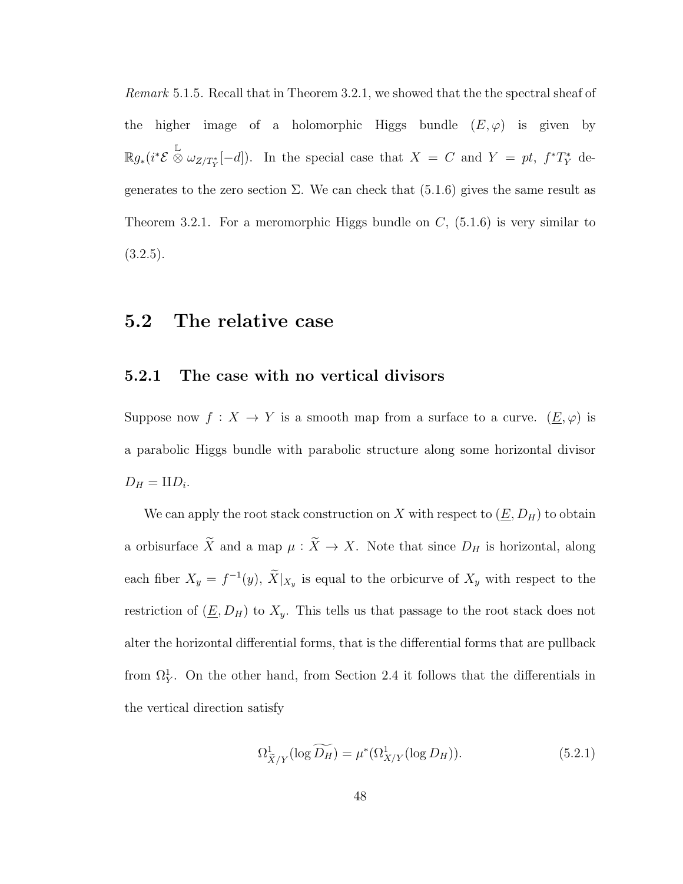*Remark* 5.1.5. Recall that in Theorem 3.2.1, we showed that the the spectral sheaf of the higher image of a holomorphic Higgs bundle $(E, \varphi)$ is given by $\mathbb{R}g_*(i^*\mathcal{E} \overset{\mathbb{L}}{\otimes} \omega_{Z/T_Y^*}[-d])$. In the special case that $X = C$ and $Y = pt$, $f^*T_Y^*$ degenerates to the zero section $\Sigma$. We can check that (5.1.6) gives the same result as Theorem 3.2.1. For a meromorphic Higgs bundle on $C$, (5.1.6) is very similar to (3.2.5).

## 5.2 The relative case

### 5.2.1 The case with no vertical divisors

Suppose now $f : X \to Y$ is a smooth map from a surface to a curve. $(\underline{E}, \varphi)$ is a parabolic Higgs bundle with parabolic structure along some horizontal divisor $D_H = \amalg D_i$.

We can apply the root stack construction on $X$ with respect to $(\underline{E}, D_H)$ to obtain a orbisurface $\widetilde{X}$ and a map $\mu : \widetilde{X} \to X$. Note that since $D_H$ is horizontal, along each fiber $X_y = f^{-1}(y)$, $\widetilde{X}|_{X_y}$ is equal to the orbicurve of $X_y$ with respect to the restriction of $(\underline{E}, D_H)$ to $X_y$. This tells us that passage to the root stack does not alter the horizontal differential forms, that is the differential forms that are pullback from $\Omega^1_Y$. On the other hand, from Section 2.4 it follows that the differentials in the vertical direction satisfy

$$\Omega^1_{\widetilde{X}/Y}(\log \widetilde{D_H}) = \mu^*(\Omega^1_{X/Y}(\log D_H)). \tag{5.2.1}$$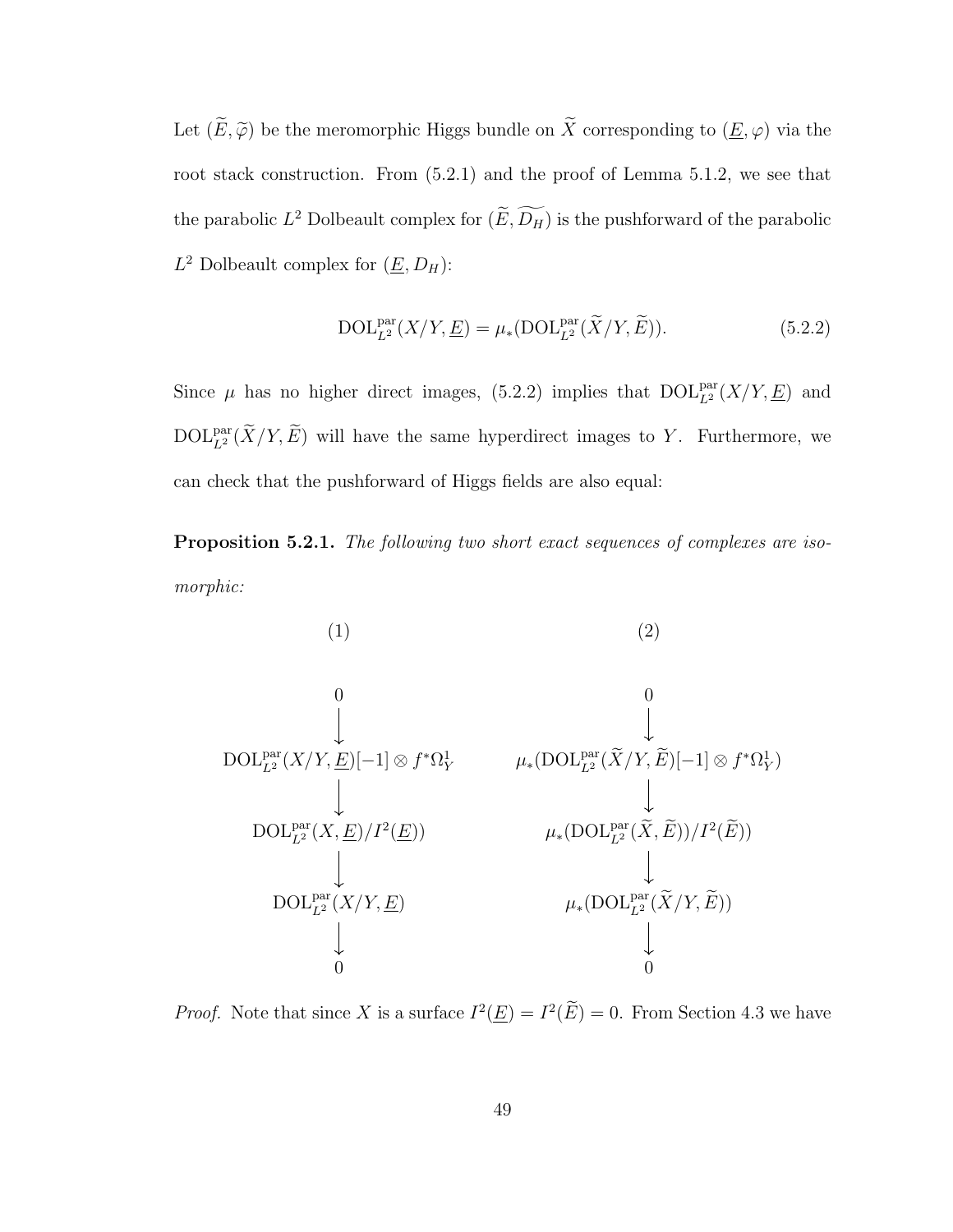Let $(\widetilde{E}, \widetilde{\varphi})$ be the meromorphic Higgs bundle on $\widetilde{X}$ corresponding to $(\underline{E}, \varphi)$ via the root stack construction. From (5.2.1) and the proof of Lemma 5.1.2, we see that the parabolic $L^2$ Dolbeault complex for $(\widetilde{E}, \widetilde{D_H})$ is the pushforward of the parabolic $L^2$ Dolbeault complex for $(\underline{E}, D_H)$:

$$\mathrm{DOL}^{\mathrm{par}}_{L^2}(X/Y, \underline{E}) = \mu_*(\mathrm{DOL}^{\mathrm{par}}_{L^2}(\widetilde{X}/Y, \widetilde{E})). \tag{5.2.2}$$

Since $\mu$ has no higher direct images, (5.2.2) implies that $\mathrm{DOL}^{\mathrm{par}}_{L^2}(X/Y, \underline{E})$ and $\mathrm{DOL}^{\mathrm{par}}_{L^2}(\widetilde{X}/Y, \widetilde{E})$ will have the same hyperdirect images to $Y$. Furthermore, we can check that the pushforward of Higgs fields are also equal:

**Proposition 5.2.1.** *The following two short exact sequences of complexes are isomorphic:*

$$\begin{array}{ccc}
(1) & & (2) \\[1em]
0 & & 0 \\
\downarrow & & \downarrow \\
\mathrm{DOL}^{\mathrm{par}}_{L^2}(X/Y, \underline{E})[-1] \otimes f^*\Omega^1_Y & & \mu_*(\mathrm{DOL}^{\mathrm{par}}_{L^2}(\widetilde{X}/Y, \widetilde{E})[-1] \otimes f^*\Omega^1_Y) \\
\downarrow & & \downarrow \\
\mathrm{DOL}^{\mathrm{par}}_{L^2}(X, \underline{E})/I^2(\underline{E})) & & \mu_*(\mathrm{DOL}^{\mathrm{par}}_{L^2}(\widetilde{X}, \widetilde{E}))/I^2(\widetilde{E})) \\
\downarrow & & \downarrow \\
\mathrm{DOL}^{\mathrm{par}}_{L^2}(X/Y, \underline{E}) & & \mu_*(\mathrm{DOL}^{\mathrm{par}}_{L^2}(\widetilde{X}/Y, \widetilde{E})) \\
\downarrow & & \downarrow \\
0 & & 0
\end{array}$$

*Proof.* Note that since $X$ is a surface $I^2(\underline{E}) = I^2(\widetilde{E}) = 0$. From Section 4.3 we have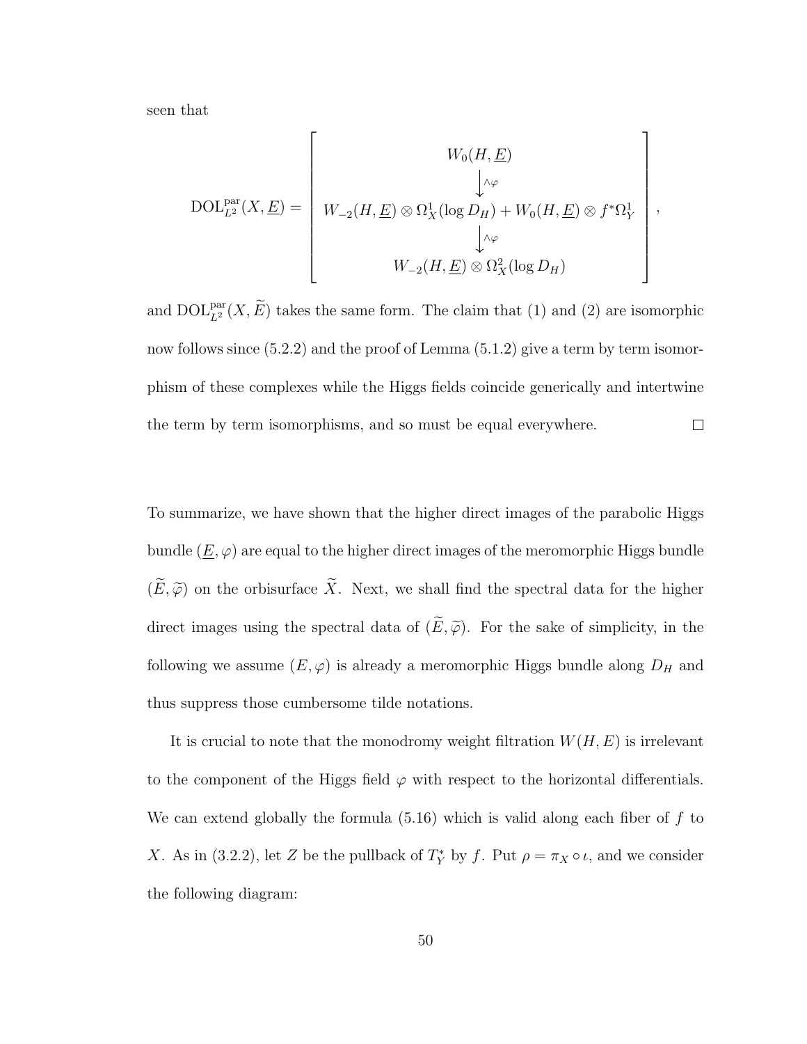seen that

$$
\mathrm{DOL}^{\mathrm{par}}_{L^2}(X, \underline{E}) = \left[ \begin{array}{c} W_0(H, \underline{E}) \\ \big\downarrow {\scriptstyle \wedge\varphi} \\ W_{-2}(H, \underline{E}) \otimes \Omega^1_X(\log D_H) + W_0(H, \underline{E}) \otimes f^*\Omega^1_Y \\ \big\downarrow {\scriptstyle \wedge\varphi} \\ W_{-2}(H, \underline{E}) \otimes \Omega^2_X(\log D_H) \end{array} \right],
$$

and $\mathrm{DOL}^{\mathrm{par}}_{L^2}(X, \widetilde{E})$ takes the same form. The claim that (1) and (2) are isomorphic now follows since (5.2.2) and the proof of Lemma (5.1.2) give a term by term isomorphism of these complexes while the Higgs fields coincide generically and intertwine the term by term isomorphisms, and so must be equal everywhere. $\square$

To summarize, we have shown that the higher direct images of the parabolic Higgs bundle $(\underline{E}, \varphi)$ are equal to the higher direct images of the meromorphic Higgs bundle $(\widetilde{E}, \widetilde{\varphi})$ on the orbisurface $\widetilde{X}$. Next, we shall find the spectral data for the higher direct images using the spectral data of $(\widetilde{E}, \widetilde{\varphi})$. For the sake of simplicity, in the following we assume $(E, \varphi)$ is already a meromorphic Higgs bundle along $D_H$ and thus suppress those cumbersome tilde notations.

It is crucial to note that the monodromy weight filtration $W(H, E)$ is irrelevant to the component of the Higgs field $\varphi$ with respect to the horizontal differentials. We can extend globally the formula (5.16) which is valid along each fiber of $f$ to $X$. As in (3.2.2), let $Z$ be the pullback of $T^*_Y$ by $f$. Put $\rho = \pi_X \circ \iota$, and we consider the following diagram: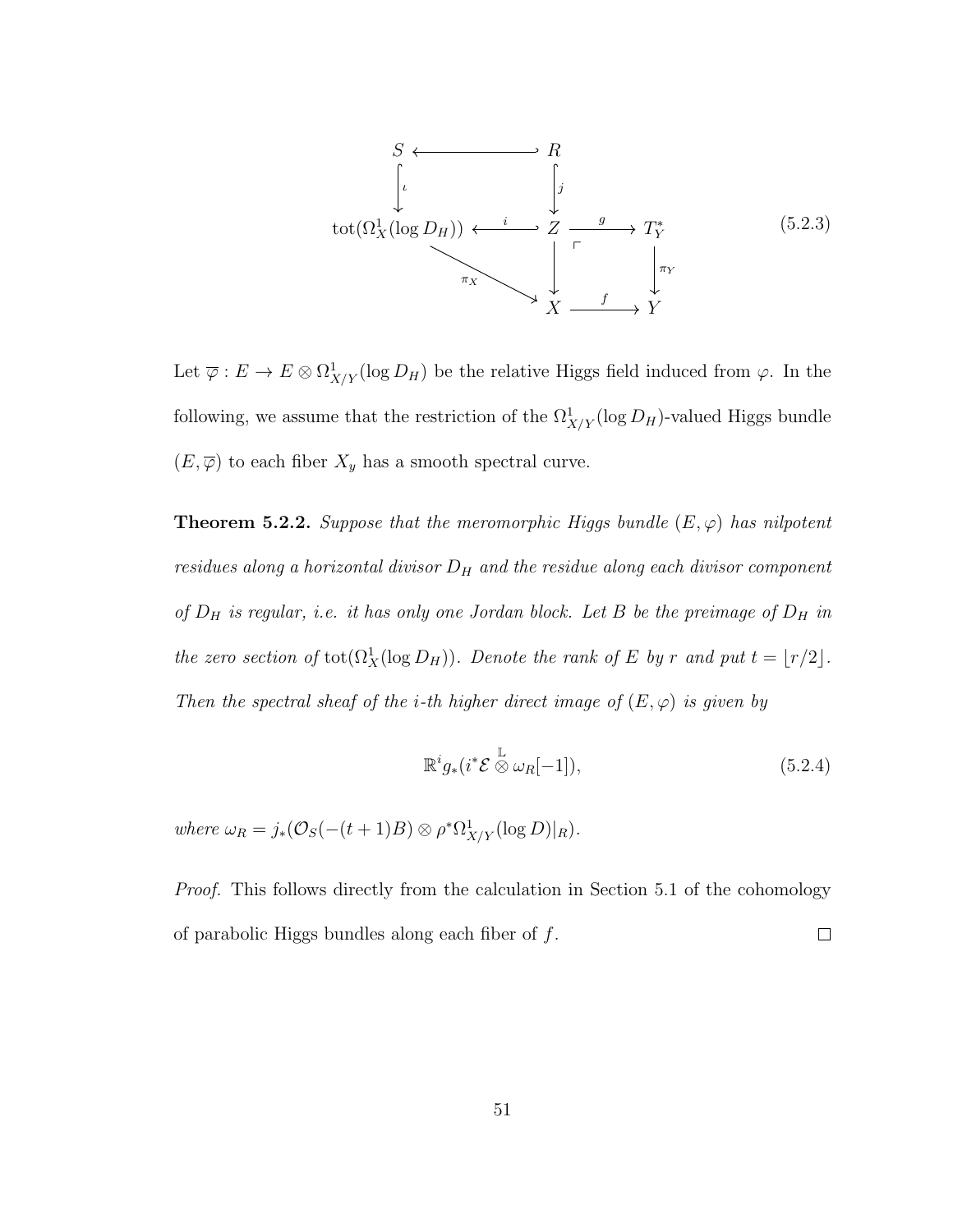$$
\begin{array}{ccccc}
S & \hookleftarrow & R & & \\
\Big\downarrow \iota & & \Big\downarrow j & & \\
\mathrm{tot}(\Omega^1_X(\log D_H)) & \xleftarrow{i} & Z & \xrightarrow{g} & T^*_Y \\
& \searrow^{\pi_X} & \Big\downarrow & & \Big\downarrow \pi_Y \\
& & X & \xrightarrow{f} & Y
\end{array}
\tag{5.2.3}
$$

Let $\overline{\varphi} : E \to E \otimes \Omega^1_{X/Y}(\log D_H)$ be the relative Higgs field induced from $\varphi$. In the following, we assume that the restriction of the $\Omega^1_{X/Y}(\log D_H)$-valued Higgs bundle $(E, \overline{\varphi})$ to each fiber $X_y$ has a smooth spectral curve.

**Theorem 5.2.2.** *Suppose that the meromorphic Higgs bundle $(E, \varphi)$ has nilpotent residues along a horizontal divisor $D_H$ and the residue along each divisor component of $D_H$ is regular, i.e. it has only one Jordan block. Let $B$ be the preimage of $D_H$ in the zero section of $\mathrm{tot}(\Omega^1_X(\log D_H))$. Denote the rank of $E$ by $r$ and put $t = \lfloor r/2 \rfloor$. Then the spectral sheaf of the $i$-th higher direct image of $(E, \varphi)$ is given by*

$$
\mathbb{R}^i g_*(i^*\mathcal{E} \overset{\mathbb{L}}{\otimes} \omega_R[-1]), \tag{5.2.4}
$$

*where $\omega_R = j_*(\mathcal{O}_S(-(t+1)B) \otimes \rho^*\Omega^1_{X/Y}(\log D)|_R)$.*

*Proof.* This follows directly from the calculation in Section 5.1 of the cohomology of parabolic Higgs bundles along each fiber of $f$. $\square$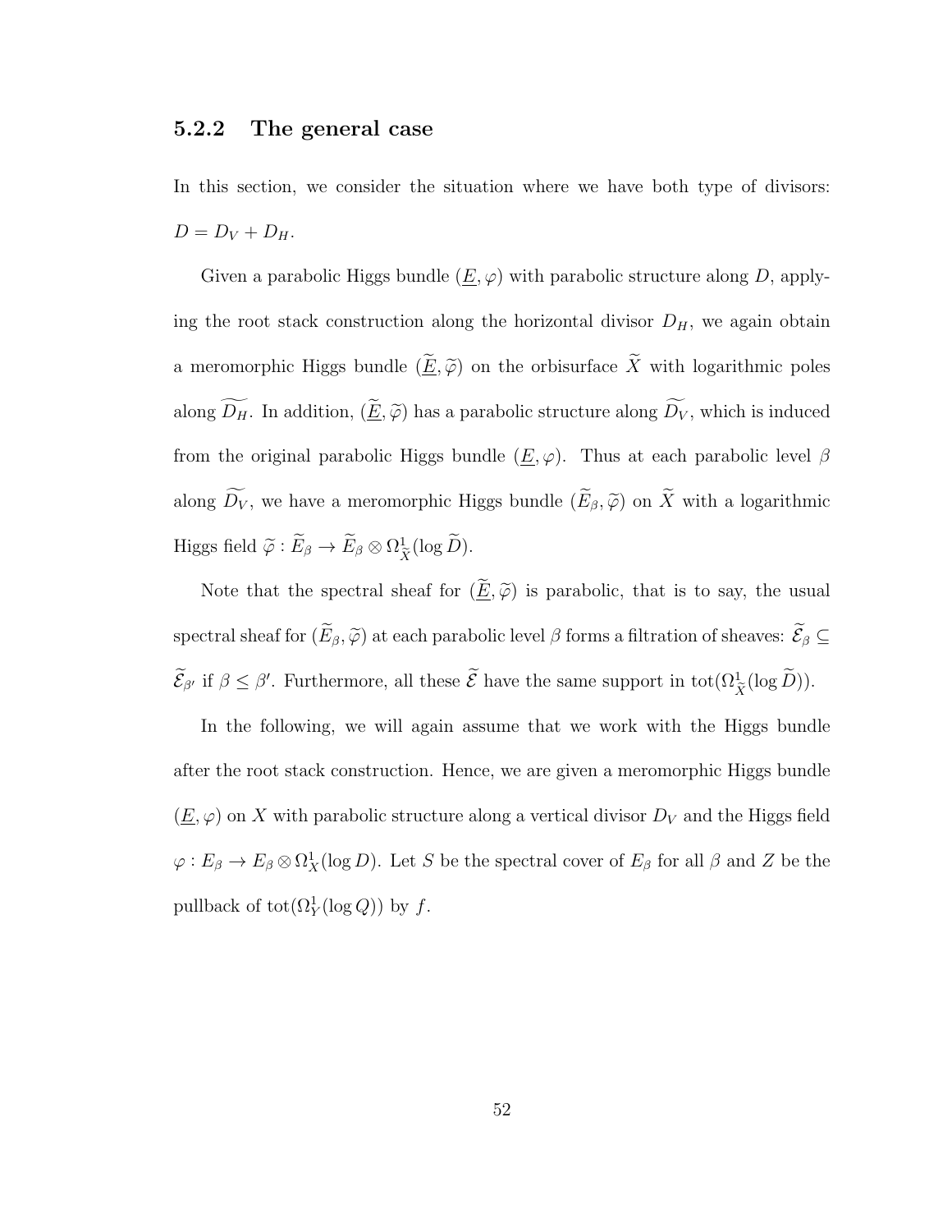### 5.2.2 The general case

In this section, we consider the situation where we have both type of divisors: $D = D_V + D_H$.

Given a parabolic Higgs bundle $(\underline{E}, \varphi)$ with parabolic structure along $D$, applying the root stack construction along the horizontal divisor $D_H$, we again obtain a meromorphic Higgs bundle $(\widetilde{\underline{E}}, \widetilde{\varphi})$ on the orbisurface $\widetilde{X}$ with logarithmic poles along $\widetilde{D_H}$. In addition, $(\widetilde{\underline{E}}, \widetilde{\varphi})$ has a parabolic structure along $\widetilde{D_V}$, which is induced from the original parabolic Higgs bundle $(\underline{E}, \varphi)$. Thus at each parabolic level $\beta$ along $\widetilde{D_V}$, we have a meromorphic Higgs bundle $(\widetilde{E}_\beta, \widetilde{\varphi})$ on $\widetilde{X}$ with a logarithmic Higgs field $\widetilde{\varphi} : \widetilde{E}_\beta \to \widetilde{E}_\beta \otimes \Omega^1_{\widetilde{X}}(\log \widetilde{D})$.

Note that the spectral sheaf for $(\widetilde{\underline{E}}, \widetilde{\varphi})$ is parabolic, that is to say, the usual spectral sheaf for $(\widetilde{E}_\beta, \widetilde{\varphi})$ at each parabolic level $\beta$ forms a filtration of sheaves: $\widetilde{\mathcal{E}}_\beta \subseteq \widetilde{\mathcal{E}}_{\beta'}$ if $\beta \leq \beta'$. Furthermore, all these $\widetilde{\mathcal{E}}$ have the same support in $\mathrm{tot}(\Omega^1_{\widetilde{X}}(\log \widetilde{D}))$.

In the following, we will again assume that we work with the Higgs bundle after the root stack construction. Hence, we are given a meromorphic Higgs bundle $(\underline{E}, \varphi)$ on $X$ with parabolic structure along a vertical divisor $D_V$ and the Higgs field $\varphi : E_\beta \to E_\beta \otimes \Omega^1_X(\log D)$. Let $S$ be the spectral cover of $E_\beta$ for all $\beta$ and $Z$ be the pullback of $\mathrm{tot}(\Omega^1_Y(\log Q))$ by $f$.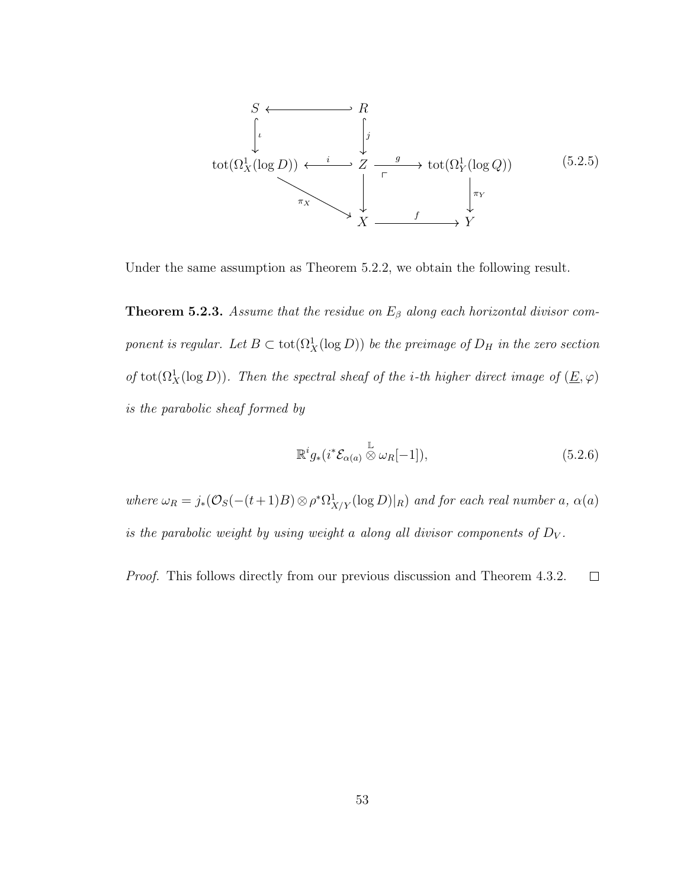$$
\begin{array}{ccccc}
S & \hookleftarrow & R & & \\
\Big\downarrow{\scriptstyle \iota} & & \Big\downarrow{\scriptstyle j} & & \\
\mathrm{tot}(\Omega^1_X(\log D)) & \xleftarrow{\;i\;} & Z & \xrightarrow{\;g\;} & \mathrm{tot}(\Omega^1_Y(\log Q)) \\
& \searrow^{\pi_X} & \Big\downarrow & & \Big\downarrow{\scriptstyle \pi_Y} \\
& & X & \xrightarrow{\;f\;} & Y
\end{array}
\tag{5.2.5}
$$

Under the same assumption as Theorem 5.2.2, we obtain the following result.

**Theorem 5.2.3.** *Assume that the residue on $E_\beta$ along each horizontal divisor component is regular. Let $B \subset \mathrm{tot}(\Omega^1_X(\log D))$ be the preimage of $D_H$ in the zero section of $\mathrm{tot}(\Omega^1_X(\log D))$. Then the spectral sheaf of the $i$-th higher direct image of $(\underline{E}, \varphi)$ is the parabolic sheaf formed by*

$$
\mathbb{R}^i g_*(i^* \mathcal{E}_{\alpha(a)} \overset{\mathbb{L}}{\otimes} \omega_R[-1]), \tag{5.2.6}
$$

*where $\omega_R = j_*(\mathcal{O}_S(-(t+1)B) \otimes \rho^* \Omega^1_{X/Y}(\log D)|_R)$ and for each real number $a$, $\alpha(a)$ is the parabolic weight by using weight $a$ along all divisor components of $D_V$.*

*Proof.* This follows directly from our previous discussion and Theorem 4.3.2. $\square$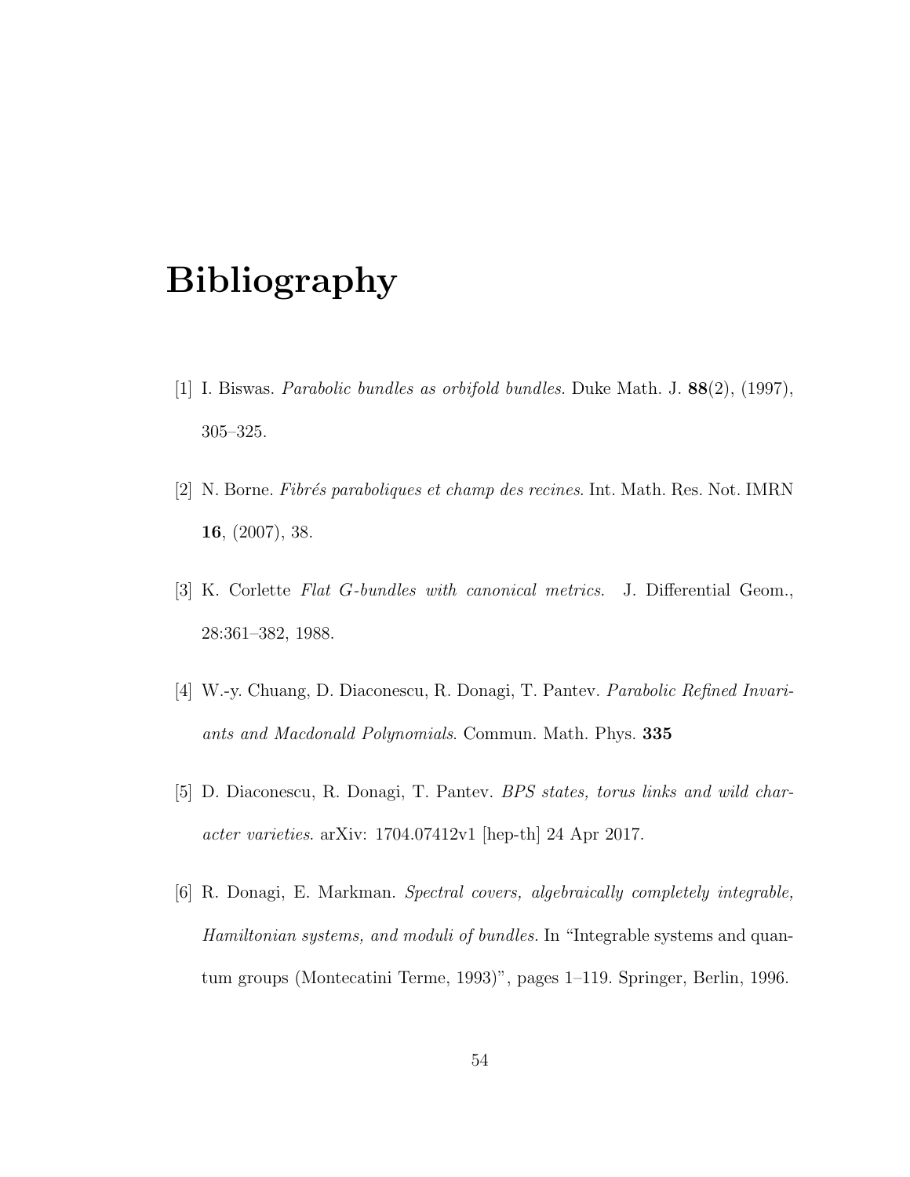# Bibliography

[1] I. Biswas. *Parabolic bundles as orbifold bundles*. Duke Math. J. **88**(2), (1997), 305–325.

[2] N. Borne. *Fibrés paraboliques et champ des recines*. Int. Math. Res. Not. IMRN **16**, (2007), 38.

[3] K. Corlette *Flat G-bundles with canonical metrics*. J. Differential Geom., 28:361–382, 1988.

[4] W.-y. Chuang, D. Diaconescu, R. Donagi, T. Pantev. *Parabolic Refined Invariants and Macdonald Polynomials*. Commun. Math. Phys. **335**

[5] D. Diaconescu, R. Donagi, T. Pantev. *BPS states, torus links and wild character varieties*. arXiv: 1704.07412v1 [hep-th] 24 Apr 2017.

[6] R. Donagi, E. Markman. *Spectral covers, algebraically completely integrable, Hamiltonian systems, and moduli of bundles.* In "Integrable systems and quantum groups (Montecatini Terme, 1993)", pages 1–119. Springer, Berlin, 1996.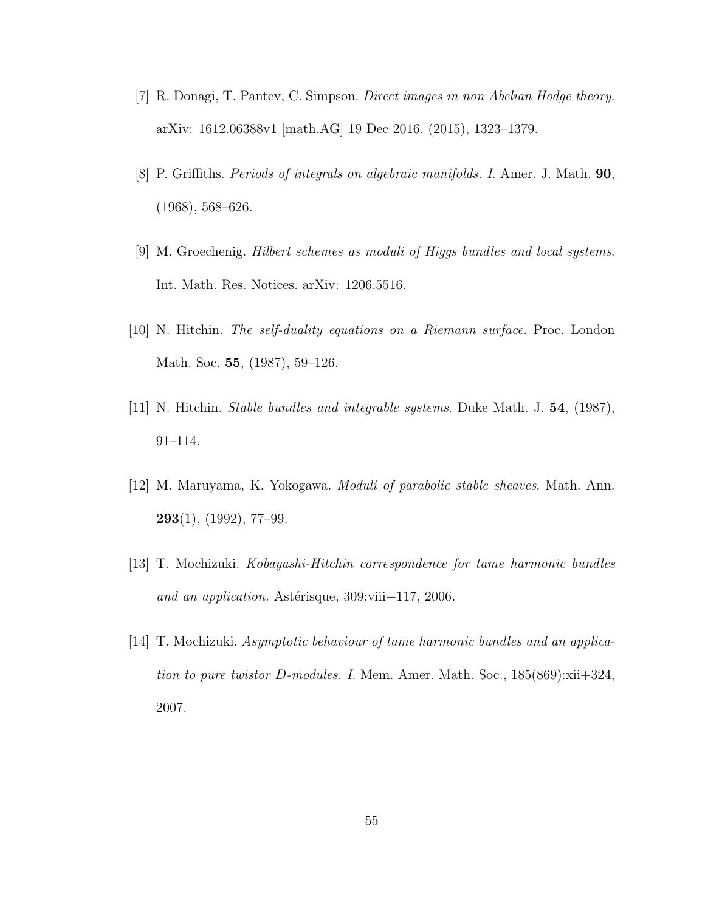[7] R. Donagi, T. Pantev, C. Simpson. *Direct images in non Abelian Hodge theory*. arXiv: 1612.06388v1 [math.AG] 19 Dec 2016. (2015), 1323–1379.

[8] P. Griffiths. *Periods of integrals on algebraic manifolds. I*. Amer. J. Math. **90**, (1968), 568–626.

[9] M. Groechenig. *Hilbert schemes as moduli of Higgs bundles and local systems*. Int. Math. Res. Notices. arXiv: 1206.5516.

[10] N. Hitchin. *The self-duality equations on a Riemann surface*. Proc. London Math. Soc. **55**, (1987), 59–126.

[11] N. Hitchin. *Stable bundles and integrable systems*. Duke Math. J. **54**, (1987), 91–114.

[12] M. Maruyama, K. Yokogawa. *Moduli of parabolic stable sheaves*. Math. Ann. **293**(1), (1992), 77–99.

[13] T. Mochizuki. *Kobayashi-Hitchin correspondence for tame harmonic bundles and an application.* Astérisque, 309:viii+117, 2006.

[14] T. Mochizuki. *Asymptotic behaviour of tame harmonic bundles and an application to pure twistor D-modules. I.* Mem. Amer. Math. Soc., 185(869):xii+324, 2007.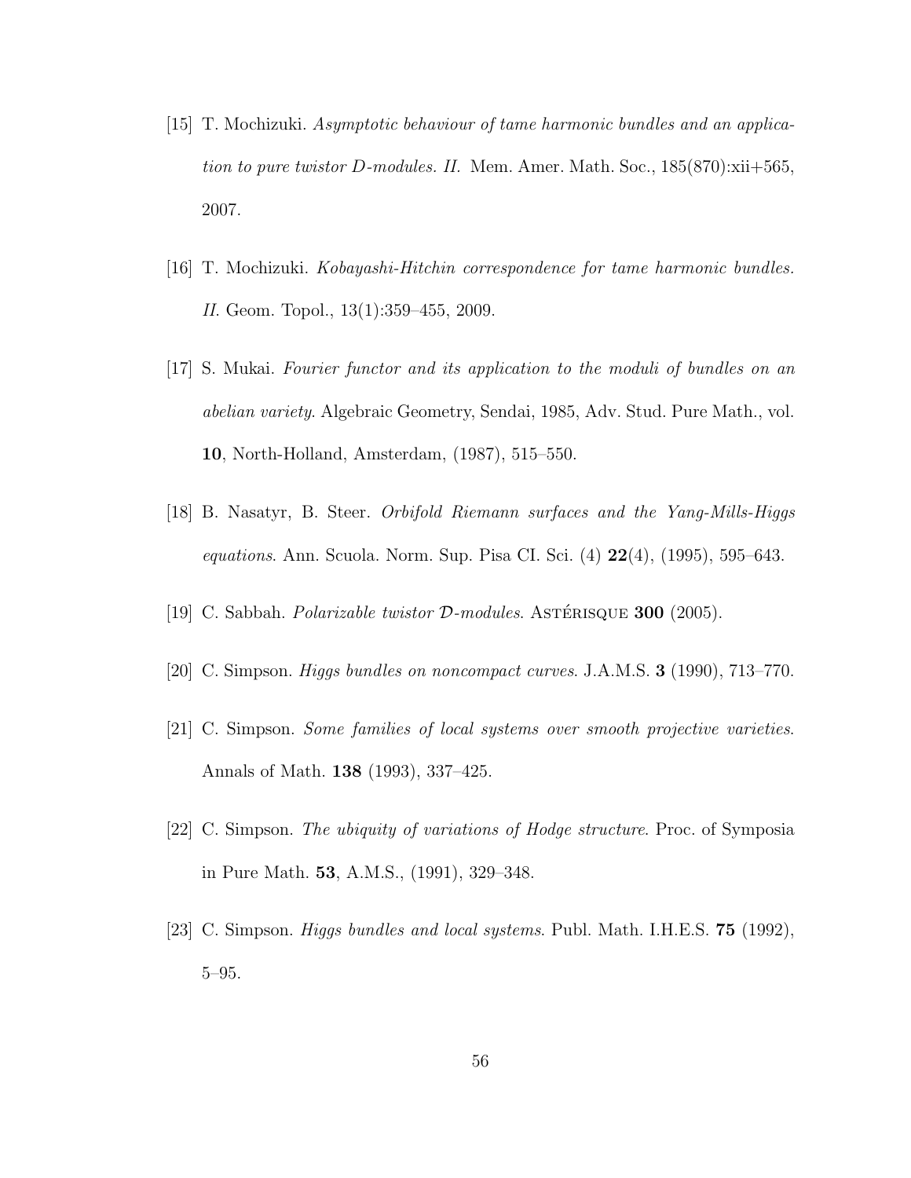[15] T. Mochizuki. *Asymptotic behaviour of tame harmonic bundles and an application to pure twistor D-modules. II.* Mem. Amer. Math. Soc., 185(870):xii+565, 2007.

[16] T. Mochizuki. *Kobayashi-Hitchin correspondence for tame harmonic bundles. II.* Geom. Topol., 13(1):359–455, 2009.

[17] S. Mukai. *Fourier functor and its application to the moduli of bundles on an abelian variety.* Algebraic Geometry, Sendai, 1985, Adv. Stud. Pure Math., vol. **10**, North-Holland, Amsterdam, (1987), 515–550.

[18] B. Nasatyr, B. Steer. *Orbifold Riemann surfaces and the Yang-Mills-Higgs equations.* Ann. Scuola. Norm. Sup. Pisa CI. Sci. (4) **22**(4), (1995), 595–643.

[19] C. Sabbah. *Polarizable twistor $\mathcal{D}$-modules.* ASTÉRISQUE **300** (2005).

[20] C. Simpson. *Higgs bundles on noncompact curves.* J.A.M.S. **3** (1990), 713–770.

[21] C. Simpson. *Some families of local systems over smooth projective varieties.* Annals of Math. **138** (1993), 337–425.

[22] C. Simpson. *The ubiquity of variations of Hodge structure.* Proc. of Symposia in Pure Math. **53**, A.M.S., (1991), 329–348.

[23] C. Simpson. *Higgs bundles and local systems.* Publ. Math. I.H.E.S. **75** (1992), 5–95.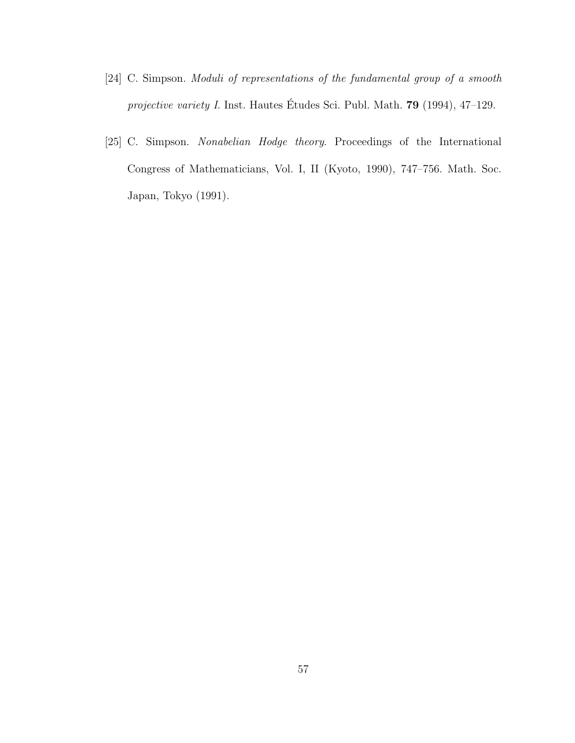[24] C. Simpson. *Moduli of representations of the fundamental group of a smooth projective variety I.* Inst. Hautes Études Sci. Publ. Math. **79** (1994), 47–129.

[25] C. Simpson. *Nonabelian Hodge theory.* Proceedings of the International Congress of Mathematicians, Vol. I, II (Kyoto, 1990), 747–756. Math. Soc. Japan, Tokyo (1991).